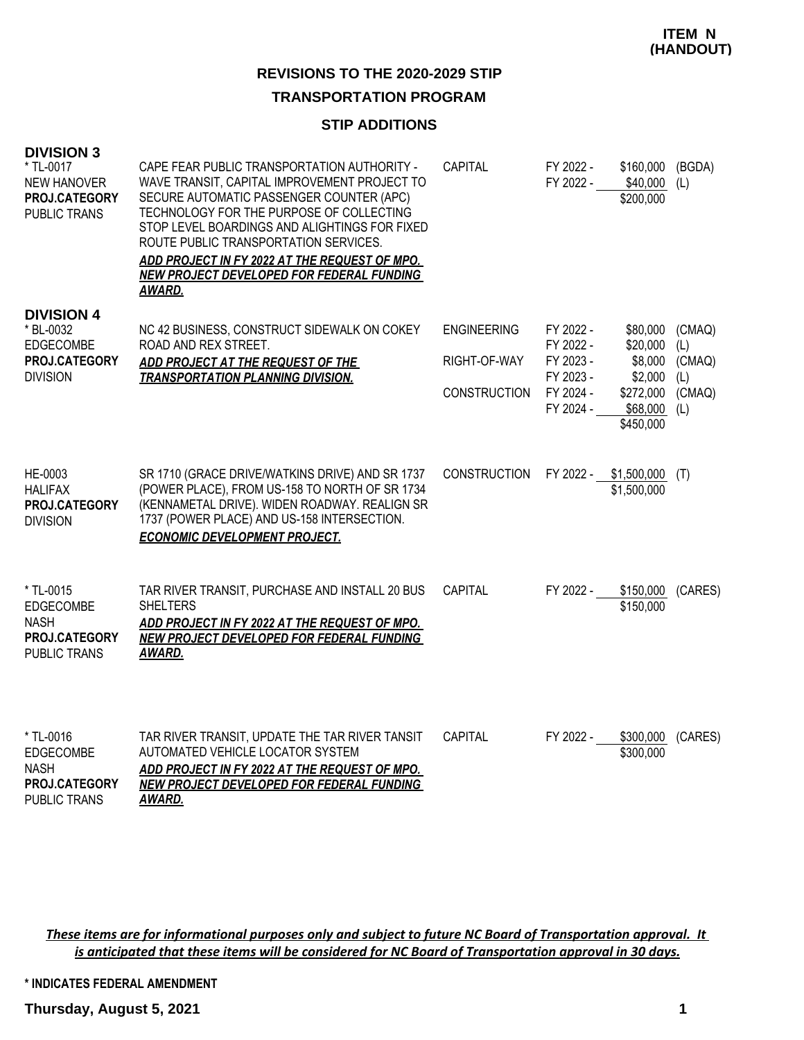**ITEM N (HANDOUT)**

# REVISIONS TO THE 2020-2029 STIP

## TRANSPORTATION PROGRAM

### STIP ADDITIONS

**DIVISION 3**

| Project | Description | Phase | Year | Amount | Source |
|---|---|---|---|---|---|
| * TL-0017<br>NEW HANOVER<br>**PROJ.CATEGORY**<br>PUBLIC TRANS | CAPE FEAR PUBLIC TRANSPORTATION AUTHORITY - WAVE TRANSIT, CAPITAL IMPROVEMENT PROJECT TO SECURE AUTOMATIC PASSENGER COUNTER (APC) TECHNOLOGY FOR THE PURPOSE OF COLLECTING STOP LEVEL BOARDINGS AND ALIGHTINGS FOR FIXED ROUTE PUBLIC TRANSPORTATION SERVICES.<br>***ADD PROJECT IN FY 2022 AT THE REQUEST OF MPO. NEW PROJECT DEVELOPED FOR FEDERAL FUNDING AWARD.*** | CAPITAL | FY 2022 -<br>FY 2022 - | $160,000<br>$40,000<br>$200,000 | (BGDA)<br>(L) |

**DIVISION 4**

| Project | Description | Phase | Year | Amount | Source |
|---|---|---|---|---|---|
| * BL-0032<br>EDGECOMBE<br>**PROJ.CATEGORY**<br>DIVISION | NC 42 BUSINESS, CONSTRUCT SIDEWALK ON COKEY ROAD AND REX STREET.<br>***ADD PROJECT AT THE REQUEST OF THE TRANSPORTATION PLANNING DIVISION.*** | ENGINEERING<br><br>RIGHT-OF-WAY<br><br>CONSTRUCTION | FY 2022 -<br>FY 2022 -<br>FY 2023 -<br>FY 2023 -<br>FY 2024 -<br>FY 2024 - | $80,000<br>$20,000<br>$8,000<br>$2,000<br>$272,000<br>$68,000<br>$450,000 | (CMAQ)<br>(L)<br>(CMAQ)<br>(L)<br>(CMAQ)<br>(L) |
| HE-0003<br>HALIFAX<br>**PROJ.CATEGORY**<br>DIVISION | SR 1710 (GRACE DRIVE/WATKINS DRIVE) AND SR 1737 (POWER PLACE), FROM US-158 TO NORTH OF SR 1734 (KENNAMETAL DRIVE). WIDEN ROADWAY. REALIGN SR 1737 (POWER PLACE) AND US-158 INTERSECTION.<br>***ECONOMIC DEVELOPMENT PROJECT.*** | CONSTRUCTION | FY 2022 - | $1,500,000<br>$1,500,000 | (T) |
| * TL-0015<br>EDGECOMBE<br>NASH<br>**PROJ.CATEGORY**<br>PUBLIC TRANS | TAR RIVER TRANSIT, PURCHASE AND INSTALL 20 BUS SHELTERS<br>***ADD PROJECT IN FY 2022 AT THE REQUEST OF MPO. NEW PROJECT DEVELOPED FOR FEDERAL FUNDING AWARD.*** | CAPITAL | FY 2022 - | $150,000<br>$150,000 | (CARES) |
| * TL-0016<br>EDGECOMBE<br>NASH<br>**PROJ.CATEGORY**<br>PUBLIC TRANS | TAR RIVER TRANSIT, UPDATE THE TAR RIVER TANSIT AUTOMATED VEHICLE LOCATOR SYSTEM<br>***ADD PROJECT IN FY 2022 AT THE REQUEST OF MPO. NEW PROJECT DEVELOPED FOR FEDERAL FUNDING AWARD.*** | CAPITAL | FY 2022 - | $300,000<br>$300,000 | (CARES) |

***These items are for informational purposes only and subject to future NC Board of Transportation approval. It is anticipated that these items will be considered for NC Board of Transportation approval in 30 days.***

**\* INDICATES FEDERAL AMENDMENT**

**Thursday, August 5, 2021**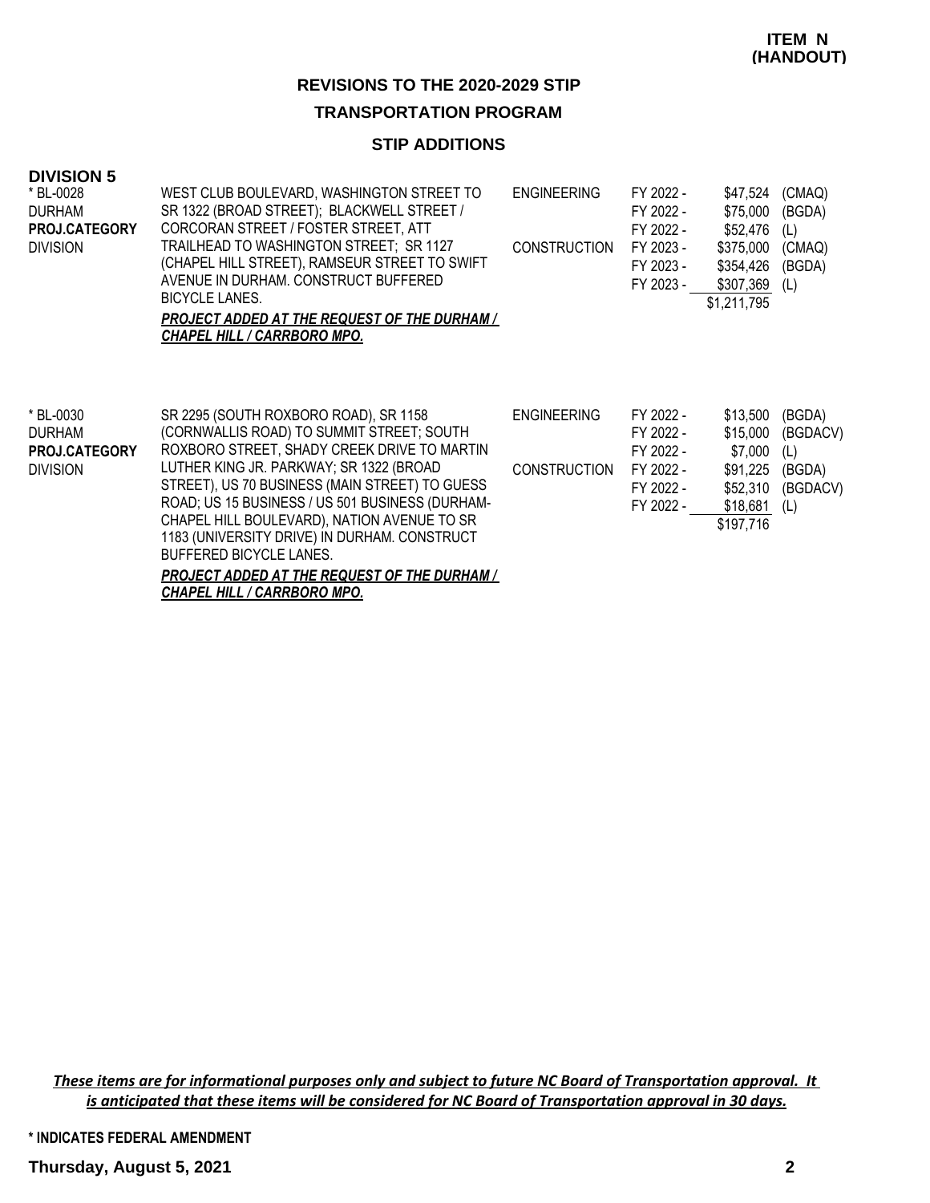**ITEM N**
**(HANDOUT)**

## REVISIONS TO THE 2020-2029 STIP

## TRANSPORTATION PROGRAM

### STIP ADDITIONS

**DIVISION 5**

| Project | Description | Phase | Fiscal Year | Amount | Fund |
|---|---|---|---|---|---|
| * BL-0028<br>DURHAM<br>**PROJ.CATEGORY**<br>DIVISION | WEST CLUB BOULEVARD, WASHINGTON STREET TO SR 1322 (BROAD STREET); BLACKWELL STREET / CORCORAN STREET / FOSTER STREET, ATT TRAILHEAD TO WASHINGTON STREET; SR 1127 (CHAPEL HILL STREET), RAMSEUR STREET TO SWIFT AVENUE IN DURHAM. CONSTRUCT BUFFERED BICYCLE LANES.<br>***PROJECT ADDED AT THE REQUEST OF THE DURHAM / CHAPEL HILL / CARRBORO MPO.*** | ENGINEERING | FY 2022 - | $47,524 | (CMAQ) |
| | | | FY 2022 - | $75,000 | (BGDA) |
| | | | FY 2022 - | $52,476 | (L) |
| | | CONSTRUCTION | FY 2023 - | $375,000 | (CMAQ) |
| | | | FY 2023 - | $354,426 | (BGDA) |
| | | | FY 2023 - | $307,369 | (L) |
| | | | | $1,211,795 | |
| * BL-0030<br>DURHAM<br>**PROJ.CATEGORY**<br>DIVISION | SR 2295 (SOUTH ROXBORO ROAD), SR 1158 (CORNWALLIS ROAD) TO SUMMIT STREET; SOUTH ROXBORO STREET, SHADY CREEK DRIVE TO MARTIN LUTHER KING JR. PARKWAY; SR 1322 (BROAD STREET), US 70 BUSINESS (MAIN STREET) TO GUESS ROAD; US 15 BUSINESS / US 501 BUSINESS (DURHAM-CHAPEL HILL BOULEVARD), NATION AVENUE TO SR 1183 (UNIVERSITY DRIVE) IN DURHAM. CONSTRUCT BUFFERED BICYCLE LANES.<br>***PROJECT ADDED AT THE REQUEST OF THE DURHAM / CHAPEL HILL / CARRBORO MPO.*** | ENGINEERING | FY 2022 - | $13,500 | (BGDA) |
| | | | FY 2022 - | $15,000 | (BGDACV) |
| | | | FY 2022 - | $7,000 | (L) |
| | | CONSTRUCTION | FY 2022 - | $91,225 | (BGDA) |
| | | | FY 2022 - | $52,310 | (BGDACV) |
| | | | FY 2022 - | $18,681 | (L) |
| | | | | $197,716 | |

***These items are for informational purposes only and subject to future NC Board of Transportation approval. It is anticipated that these items will be considered for NC Board of Transportation approval in 30 days.***

**\* INDICATES FEDERAL AMENDMENT**

**Thursday, August 5, 2021**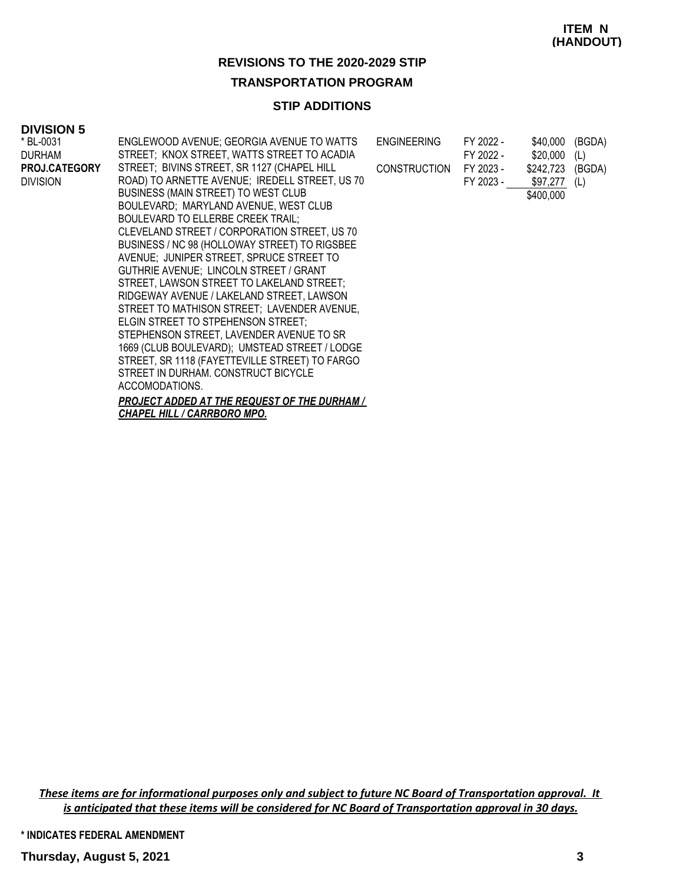**ITEM N (HANDOUT)**

## REVISIONS TO THE 2020-2029 STIP

### TRANSPORTATION PROGRAM

### STIP ADDITIONS

**DIVISION 5**

| | | | | | |
|---|---|---|---|---|---|
| * BL-0031<br>DURHAM<br>**PROJ.CATEGORY**<br>DIVISION | ENGLEWOOD AVENUE; GEORGIA AVENUE TO WATTS STREET; KNOX STREET, WATTS STREET TO ACADIA STREET; BIVINS STREET, SR 1127 (CHAPEL HILL ROAD) TO ARNETTE AVENUE; IREDELL STREET, US 70 BUSINESS (MAIN STREET) TO WEST CLUB BOULEVARD; MARYLAND AVENUE, WEST CLUB BOULEVARD TO ELLERBE CREEK TRAIL; CLEVELAND STREET / CORPORATION STREET, US 70 BUSINESS / NC 98 (HOLLOWAY STREET) TO RIGSBEE AVENUE; JUNIPER STREET, SPRUCE STREET TO GUTHRIE AVENUE; LINCOLN STREET / GRANT STREET, LAWSON STREET TO LAKELAND STREET; RIDGEWAY AVENUE / LAKELAND STREET, LAWSON STREET TO MATHISON STREET; LAVENDER AVENUE, ELGIN STREET TO STPEHENSON STREET; STEPHENSON STREET, LAVENDER AVENUE TO SR 1669 (CLUB BOULEVARD); UMSTEAD STREET / LODGE STREET, SR 1118 (FAYETTEVILLE STREET) TO FARGO STREET IN DURHAM. CONSTRUCT BICYCLE ACCOMODATIONS.<br>***PROJECT ADDED AT THE REQUEST OF THE DURHAM / CHAPEL HILL / CARRBORO MPO.*** | ENGINEERING | FY 2022 - | $40,000 | (BGDA) |
| | | | FY 2022 - | $20,000 | (L) |
| | | CONSTRUCTION | FY 2023 - | $242,723 | (BGDA) |
| | | | FY 2023 - | $97,277 | (L) |
| | | | | $400,000 | |

*These items are for informational purposes only and subject to future NC Board of Transportation approval. It is anticipated that these items will be considered for NC Board of Transportation approval in 30 days.*

**\* INDICATES FEDERAL AMENDMENT**

**Thursday, August 5, 2021**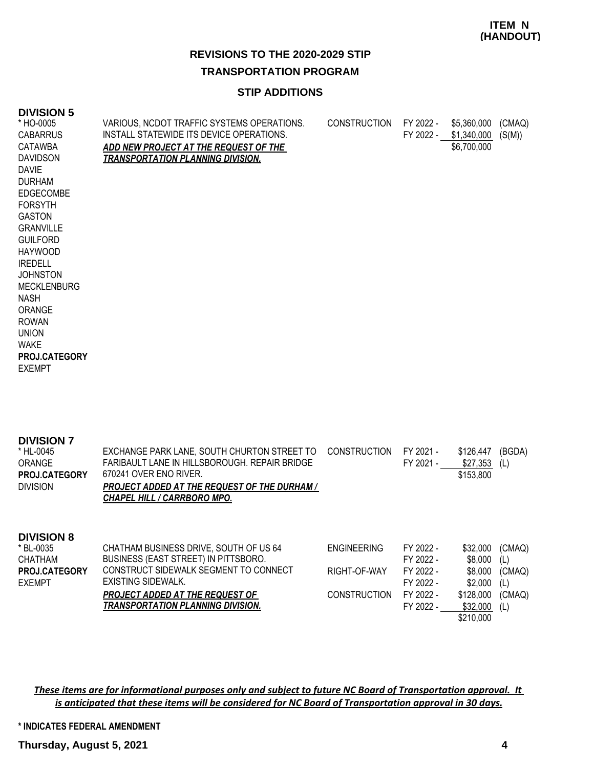**ITEM N (HANDOUT)**

## REVISIONS TO THE 2020-2029 STIP

## TRANSPORTATION PROGRAM

### STIP ADDITIONS

### DIVISION 5

| Project | Description | Work Type | Fiscal Year | Amount | Source |
|---|---|---|---|---|---|
| * HO-0005<br>CABARRUS<br>CATAWBA<br>DAVIDSON<br>DAVIE<br>DURHAM<br>EDGECOMBE<br>FORSYTH<br>GASTON<br>GRANVILLE<br>GUILFORD<br>HAYWOOD<br>IREDELL<br>JOHNSTON<br>MECKLENBURG<br>NASH<br>ORANGE<br>ROWAN<br>UNION<br>WAKE<br>**PROJ.CATEGORY**<br>EXEMPT | VARIOUS, NCDOT TRAFFIC SYSTEMS OPERATIONS. INSTALL STATEWIDE ITS DEVICE OPERATIONS.<br>***ADD NEW PROJECT AT THE REQUEST OF THE TRANSPORTATION PLANNING DIVISION.*** | CONSTRUCTION | FY 2022 -<br>FY 2022 - | \$5,360,000<br>\$1,340,000<br>\$6,700,000 | (CMAQ)<br>(S(M)) |

### DIVISION 7

| Project | Description | Work Type | Fiscal Year | Amount | Source |
|---|---|---|---|---|---|
| * HL-0045<br>ORANGE<br>**PROJ.CATEGORY**<br>DIVISION | EXCHANGE PARK LANE, SOUTH CHURTON STREET TO FARIBAULT LANE IN HILLSBOROUGH. REPAIR BRIDGE 670241 OVER ENO RIVER.<br>***PROJECT ADDED AT THE REQUEST OF THE DURHAM / CHAPEL HILL / CARRBORO MPO.*** | CONSTRUCTION | FY 2021 -<br>FY 2021 - | \$126,447<br>\$27,353<br>\$153,800 | (BGDA)<br>(L) |

### DIVISION 8

| Project | Description | Work Type | Fiscal Year | Amount | Source |
|---|---|---|---|---|---|
| * BL-0035<br>CHATHAM<br>**PROJ.CATEGORY**<br>EXEMPT | CHATHAM BUSINESS DRIVE, SOUTH OF US 64 BUSINESS (EAST STREET) IN PITTSBORO. CONSTRUCT SIDEWALK SEGMENT TO CONNECT EXISTING SIDEWALK.<br>***PROJECT ADDED AT THE REQUEST OF TRANSPORTATION PLANNING DIVISION.*** | ENGINEERING | FY 2022 -<br>FY 2022 - | \$32,000<br>\$8,000 | (CMAQ)<br>(L) |
| | | RIGHT-OF-WAY | FY 2022 -<br>FY 2022 - | \$8,000<br>\$2,000 | (CMAQ)<br>(L) |
| | | CONSTRUCTION | FY 2022 -<br>FY 2022 - | \$128,000<br>\$32,000<br>\$210,000 | (CMAQ)<br>(L) |

***These items are for informational purposes only and subject to future NC Board of Transportation approval. It is anticipated that these items will be considered for NC Board of Transportation approval in 30 days.***

**\* INDICATES FEDERAL AMENDMENT**

**Thursday, August 5, 2021**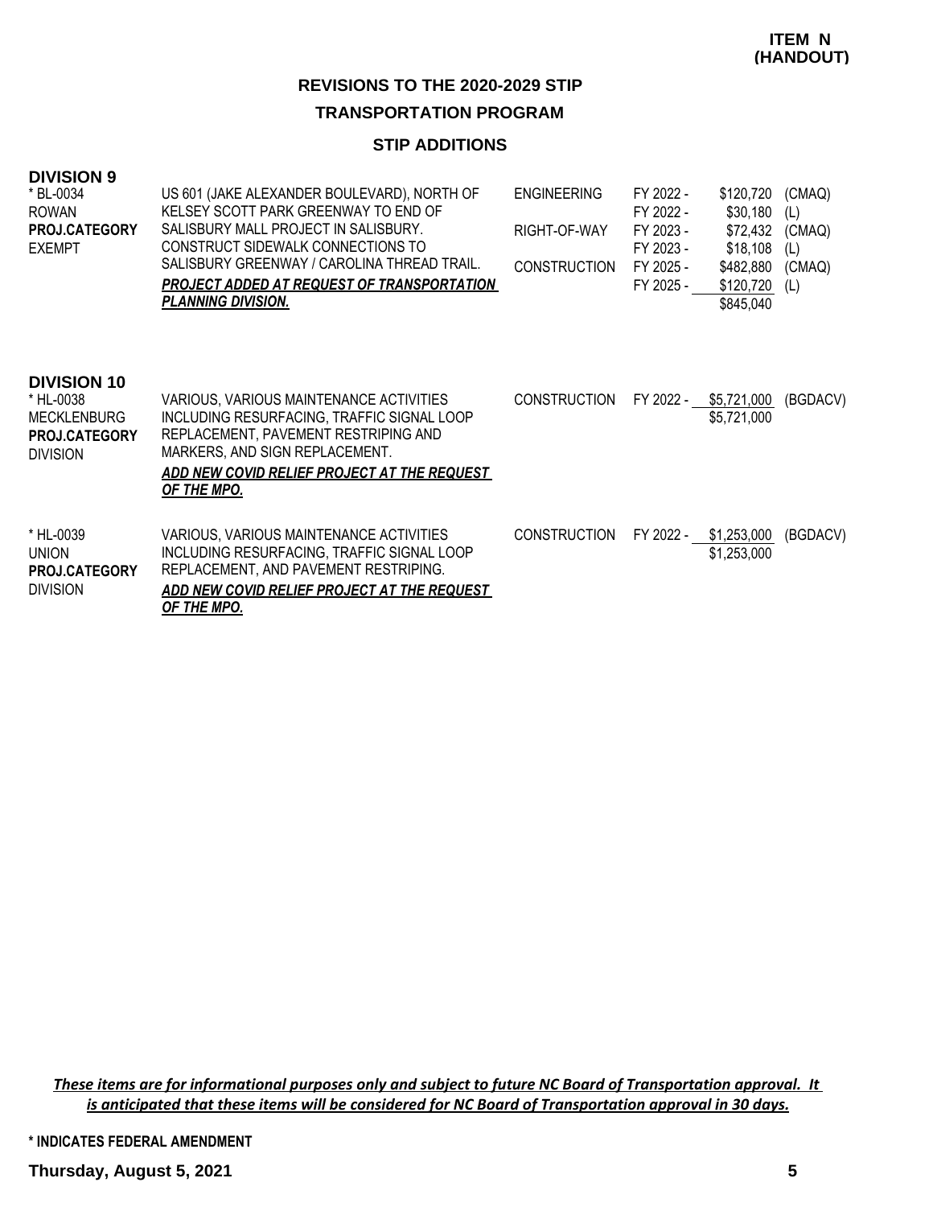**ITEM N (HANDOUT)**

## REVISIONS TO THE 2020-2029 STIP

## TRANSPORTATION PROGRAM

### STIP ADDITIONS

### DIVISION 9

| Project | Description | Phase | Fiscal Year | Amount | Source |
|---|---|---|---|---|---|
| * BL-0034<br>ROWAN<br>**PROJ.CATEGORY**<br>EXEMPT | US 601 (JAKE ALEXANDER BOULEVARD), NORTH OF KELSEY SCOTT PARK GREENWAY TO END OF SALISBURY MALL PROJECT IN SALISBURY. CONSTRUCT SIDEWALK CONNECTIONS TO SALISBURY GREENWAY / CAROLINA THREAD TRAIL.<br>***PROJECT ADDED AT REQUEST OF TRANSPORTATION PLANNING DIVISION.*** | ENGINEERING | FY 2022 - | $120,720 | (CMAQ) |
| | | | FY 2022 - | $30,180 | (L) |
| | | RIGHT-OF-WAY | FY 2023 - | $72,432 | (CMAQ) |
| | | | FY 2023 - | $18,108 | (L) |
| | | CONSTRUCTION | FY 2025 - | $482,880 | (CMAQ) |
| | | | FY 2025 - | $120,720 | (L) |
| | | | | $845,040 | |

### DIVISION 10

| Project | Description | Phase | Fiscal Year | Amount | Source |
|---|---|---|---|---|---|
| * HL-0038<br>MECKLENBURG<br>**PROJ.CATEGORY**<br>DIVISION | VARIOUS, VARIOUS MAINTENANCE ACTIVITIES INCLUDING RESURFACING, TRAFFIC SIGNAL LOOP REPLACEMENT, PAVEMENT RESTRIPING AND MARKERS, AND SIGN REPLACEMENT.<br>***ADD NEW COVID RELIEF PROJECT AT THE REQUEST OF THE MPO.*** | CONSTRUCTION | FY 2022 - | $5,721,000 | (BGDACV) |
| | | | | $5,721,000 | |
| * HL-0039<br>UNION<br>**PROJ.CATEGORY**<br>DIVISION | VARIOUS, VARIOUS MAINTENANCE ACTIVITIES INCLUDING RESURFACING, TRAFFIC SIGNAL LOOP REPLACEMENT, AND PAVEMENT RESTRIPING.<br>***ADD NEW COVID RELIEF PROJECT AT THE REQUEST OF THE MPO.*** | CONSTRUCTION | FY 2022 - | $1,253,000 | (BGDACV) |
| | | | | $1,253,000 | |

***These items are for informational purposes only and subject to future NC Board of Transportation approval. It is anticipated that these items will be considered for NC Board of Transportation approval in 30 days.***

**\* INDICATES FEDERAL AMENDMENT**

**Thursday, August 5, 2021**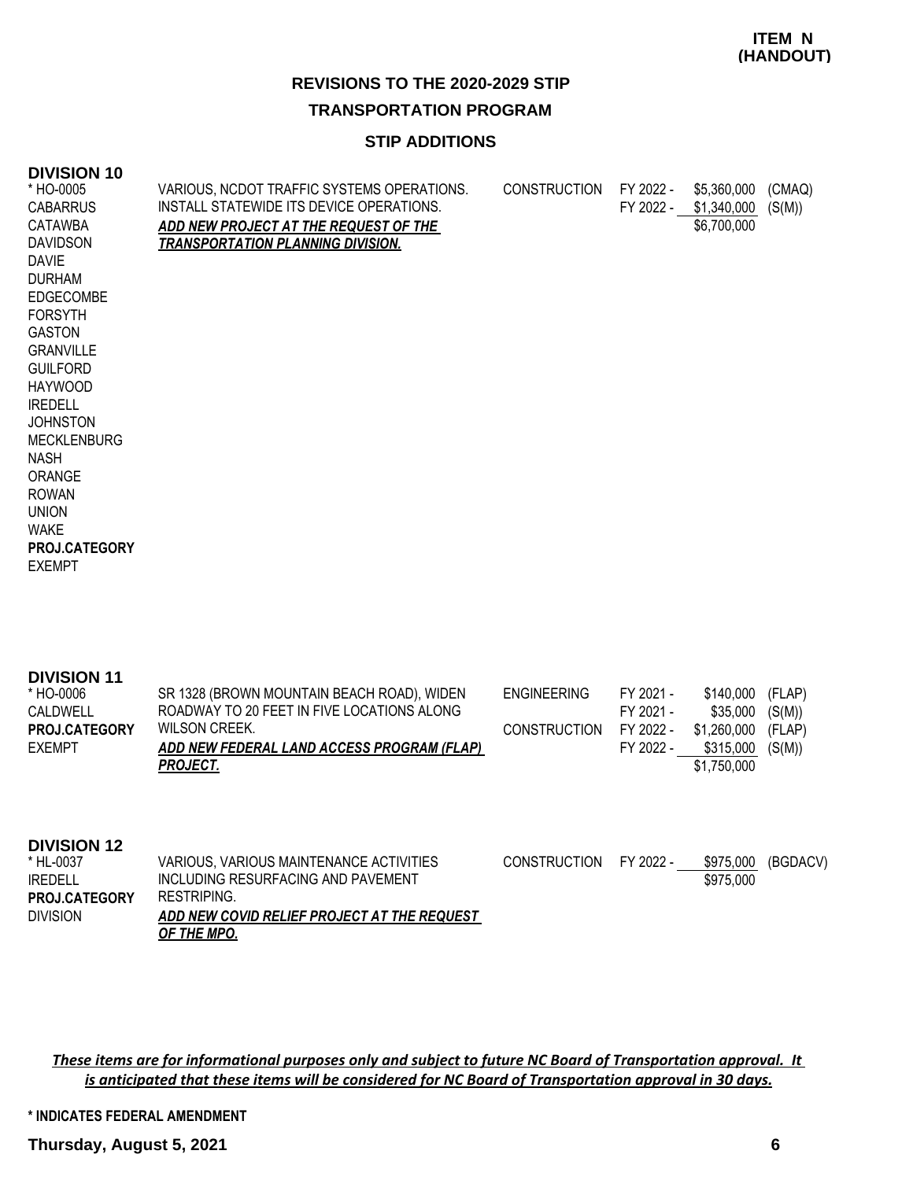**ITEM N (HANDOUT)**

# REVISIONS TO THE 2020-2029 STIP

## TRANSPORTATION PROGRAM

### STIP ADDITIONS

**DIVISION 10**

| Project / Counties | Description | Phase | Year | Amount | Fund |
|---|---|---|---|---|---|
| * HO-0005<br>CABARRUS<br>CATAWBA<br>DAVIDSON<br>DAVIE<br>DURHAM<br>EDGECOMBE<br>FORSYTH<br>GASTON<br>GRANVILLE<br>GUILFORD<br>HAYWOOD<br>IREDELL<br>JOHNSTON<br>MECKLENBURG<br>NASH<br>ORANGE<br>ROWAN<br>UNION<br>WAKE<br>**PROJ.CATEGORY**<br>EXEMPT | VARIOUS, NCDOT TRAFFIC SYSTEMS OPERATIONS. INSTALL STATEWIDE ITS DEVICE OPERATIONS.<br>***ADD NEW PROJECT AT THE REQUEST OF THE TRANSPORTATION PLANNING DIVISION.*** | CONSTRUCTION | FY 2022 -<br>FY 2022 - | \$5,360,000<br>\$1,340,000<br>\$6,700,000 | (CMAQ)<br>(S(M)) |

**DIVISION 11**

| Project / Counties | Description | Phase | Year | Amount | Fund |
|---|---|---|---|---|---|
| * HO-0006<br>CALDWELL<br>**PROJ.CATEGORY**<br>EXEMPT | SR 1328 (BROWN MOUNTAIN BEACH ROAD), WIDEN ROADWAY TO 20 FEET IN FIVE LOCATIONS ALONG WILSON CREEK.<br>***ADD NEW FEDERAL LAND ACCESS PROGRAM (FLAP) PROJECT.*** | ENGINEERING<br><br>CONSTRUCTION | FY 2021 -<br>FY 2021 -<br>FY 2022 -<br>FY 2022 - | \$140,000<br>\$35,000<br>\$1,260,000<br>\$315,000<br>\$1,750,000 | (FLAP)<br>(S(M))<br>(FLAP)<br>(S(M)) |

**DIVISION 12**

| Project / Counties | Description | Phase | Year | Amount | Fund |
|---|---|---|---|---|---|
| * HL-0037<br>IREDELL<br>**PROJ.CATEGORY**<br>DIVISION | VARIOUS, VARIOUS MAINTENANCE ACTIVITIES INCLUDING RESURFACING AND PAVEMENT RESTRIPING.<br>***ADD NEW COVID RELIEF PROJECT AT THE REQUEST OF THE MPO.*** | CONSTRUCTION | FY 2022 - | \$975,000<br>\$975,000 | (BGDACV) |

***These items are for informational purposes only and subject to future NC Board of Transportation approval. It is anticipated that these items will be considered for NC Board of Transportation approval in 30 days.***

**\* INDICATES FEDERAL AMENDMENT**

**Thursday, August 5, 2021**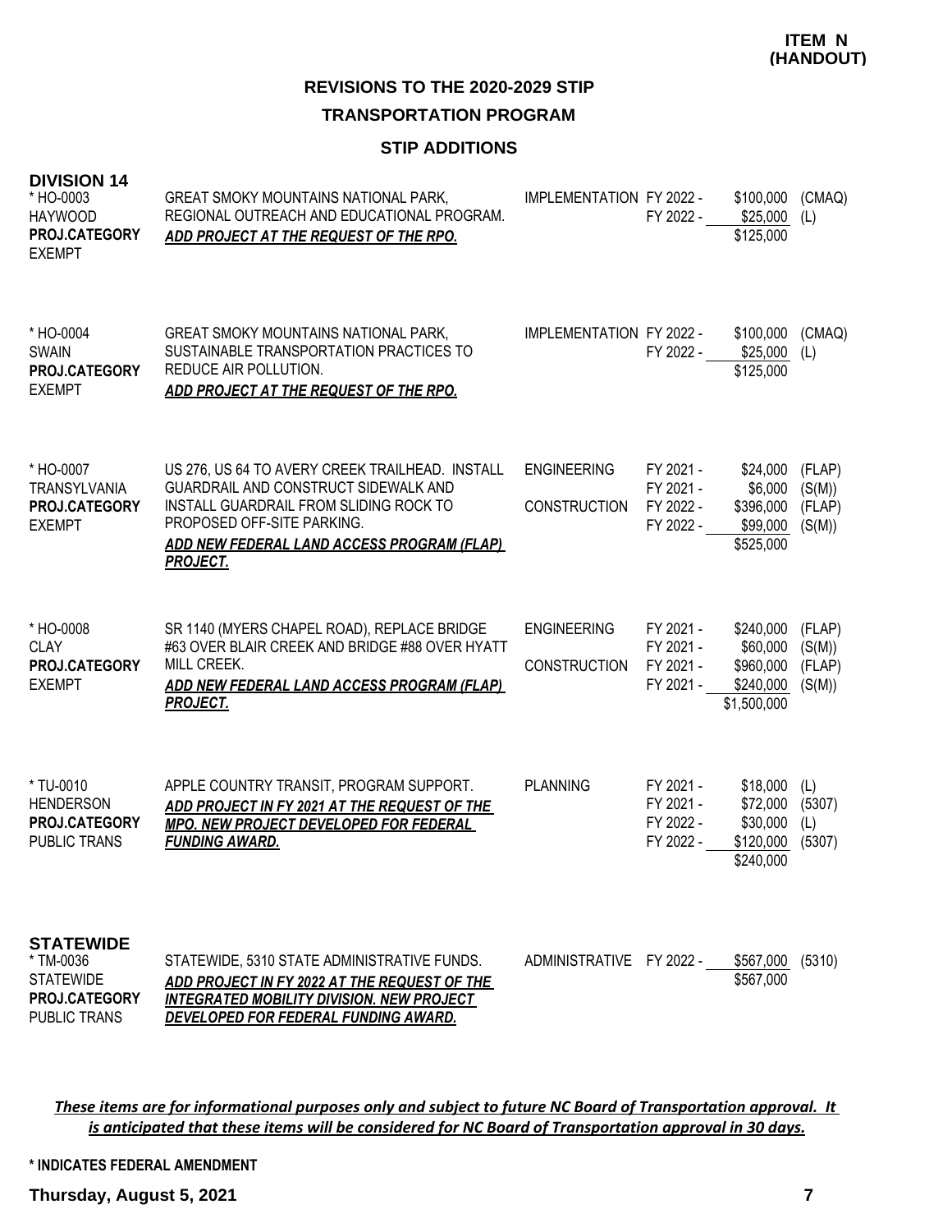**ITEM N (HANDOUT)**

## REVISIONS TO THE 2020-2029 STIP

## TRANSPORTATION PROGRAM

### STIP ADDITIONS

### DIVISION 14

| Project | Description | Work Type | Fiscal Year | Amount | Funding |
|---|---|---|---|---|---|
| * HO-0003<br>HAYWOOD<br>**PROJ.CATEGORY**<br>EXEMPT | GREAT SMOKY MOUNTAINS NATIONAL PARK, REGIONAL OUTREACH AND EDUCATIONAL PROGRAM.<br>***ADD PROJECT AT THE REQUEST OF THE RPO.*** | IMPLEMENTATION | FY 2022 -<br>FY 2022 - | \$100,000<br>\$25,000<br>\$125,000 | (CMAQ)<br>(L) |
| * HO-0004<br>SWAIN<br>**PROJ.CATEGORY**<br>EXEMPT | GREAT SMOKY MOUNTAINS NATIONAL PARK, SUSTAINABLE TRANSPORTATION PRACTICES TO REDUCE AIR POLLUTION.<br>***ADD PROJECT AT THE REQUEST OF THE RPO.*** | IMPLEMENTATION | FY 2022 -<br>FY 2022 - | \$100,000<br>\$25,000<br>\$125,000 | (CMAQ)<br>(L) |
| * HO-0007<br>TRANSYLVANIA<br>**PROJ.CATEGORY**<br>EXEMPT | US 276, US 64 TO AVERY CREEK TRAILHEAD. INSTALL GUARDRAIL AND CONSTRUCT SIDEWALK AND INSTALL GUARDRAIL FROM SLIDING ROCK TO PROPOSED OFF-SITE PARKING.<br>***ADD NEW FEDERAL LAND ACCESS PROGRAM (FLAP) PROJECT.*** | ENGINEERING<br><br>CONSTRUCTION | FY 2021 -<br>FY 2021 -<br>FY 2022 -<br>FY 2022 - | \$24,000<br>\$6,000<br>\$396,000<br>\$99,000<br>\$525,000 | (FLAP)<br>(S(M))<br>(FLAP)<br>(S(M)) |
| * HO-0008<br>CLAY<br>**PROJ.CATEGORY**<br>EXEMPT | SR 1140 (MYERS CHAPEL ROAD), REPLACE BRIDGE #63 OVER BLAIR CREEK AND BRIDGE #88 OVER HYATT MILL CREEK.<br>***ADD NEW FEDERAL LAND ACCESS PROGRAM (FLAP) PROJECT.*** | ENGINEERING<br><br>CONSTRUCTION | FY 2021 -<br>FY 2021 -<br>FY 2021 -<br>FY 2021 - | \$240,000<br>\$60,000<br>\$960,000<br>\$240,000<br>\$1,500,000 | (FLAP)<br>(S(M))<br>(FLAP)<br>(S(M)) |
| * TU-0010<br>HENDERSON<br>**PROJ.CATEGORY**<br>PUBLIC TRANS | APPLE COUNTRY TRANSIT, PROGRAM SUPPORT.<br>***ADD PROJECT IN FY 2021 AT THE REQUEST OF THE MPO. NEW PROJECT DEVELOPED FOR FEDERAL FUNDING AWARD.*** | PLANNING | FY 2021 -<br>FY 2021 -<br>FY 2022 -<br>FY 2022 - | \$18,000<br>\$72,000<br>\$30,000<br>\$120,000<br>\$240,000 | (L)<br>(5307)<br>(L)<br>(5307) |

### STATEWIDE

| Project | Description | Work Type | Fiscal Year | Amount | Funding |
|---|---|---|---|---|---|
| * TM-0036<br>STATEWIDE<br>**PROJ.CATEGORY**<br>PUBLIC TRANS | STATEWIDE, 5310 STATE ADMINISTRATIVE FUNDS.<br>***ADD PROJECT IN FY 2022 AT THE REQUEST OF THE INTEGRATED MOBILITY DIVISION. NEW PROJECT DEVELOPED FOR FEDERAL FUNDING AWARD.*** | ADMINISTRATIVE | FY 2022 - | \$567,000<br>\$567,000 | (5310) |

***These items are for informational purposes only and subject to future NC Board of Transportation approval. It is anticipated that these items will be considered for NC Board of Transportation approval in 30 days.***

**\* INDICATES FEDERAL AMENDMENT**

**Thursday, August 5, 2021**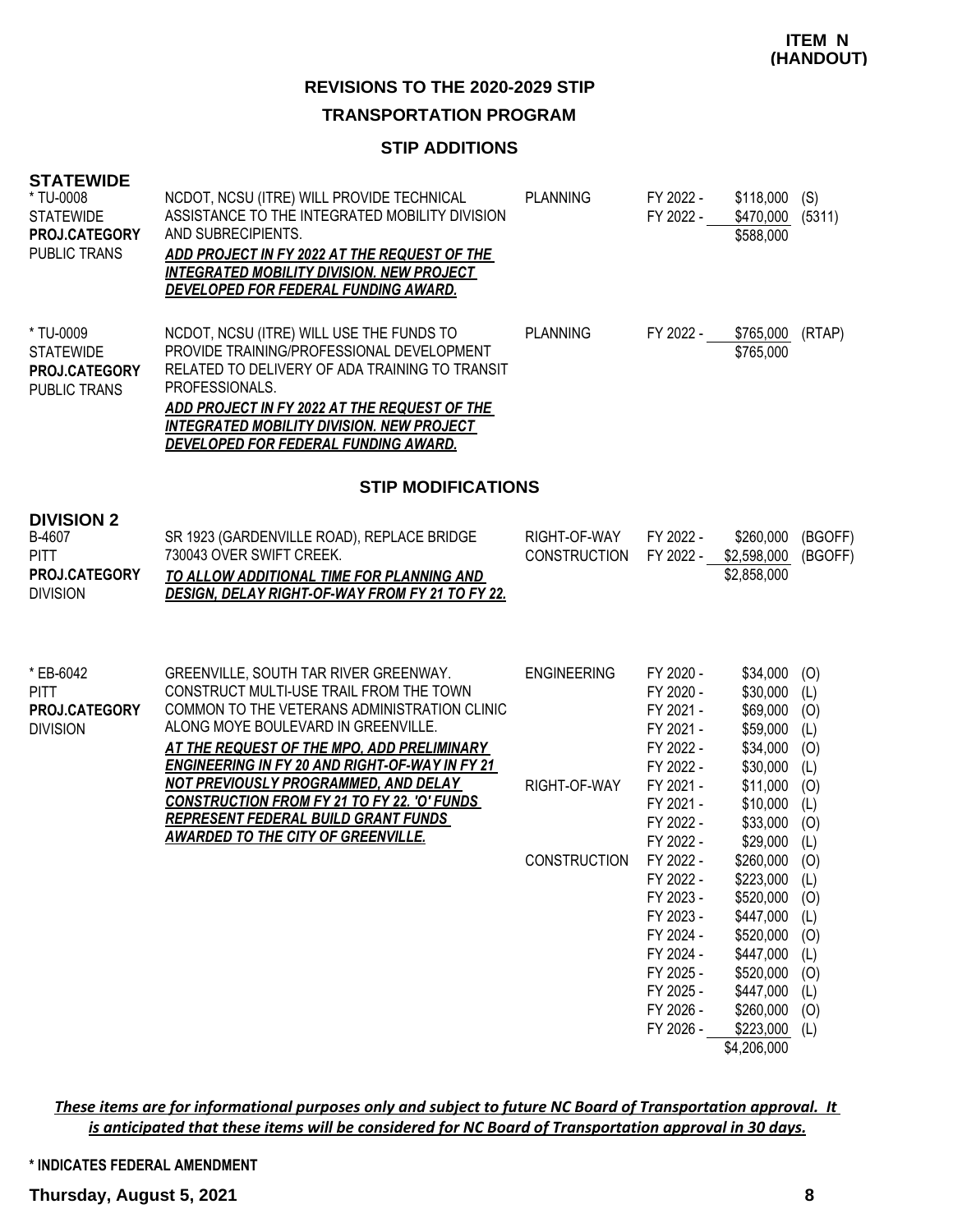**ITEM N (HANDOUT)**

## REVISIONS TO THE 2020-2029 STIP

## TRANSPORTATION PROGRAM

### STIP ADDITIONS

**STATEWIDE**

| Project | Description | Work Type | Fiscal Year | Amount | Fund |
|---|---|---|---|---|---|
| * TU-0008<br>STATEWIDE<br>**PROJ.CATEGORY**<br>PUBLIC TRANS | NCDOT, NCSU (ITRE) WILL PROVIDE TECHNICAL ASSISTANCE TO THE INTEGRATED MOBILITY DIVISION AND SUBRECIPIENTS.<br>***ADD PROJECT IN FY 2022 AT THE REQUEST OF THE INTEGRATED MOBILITY DIVISION. NEW PROJECT DEVELOPED FOR FEDERAL FUNDING AWARD.*** | PLANNING | FY 2022 - | $118,000 | (S) |
| | | | FY 2022 - | $470,000 | (5311) |
| | | | | $588,000 | |
| * TU-0009<br>STATEWIDE<br>**PROJ.CATEGORY**<br>PUBLIC TRANS | NCDOT, NCSU (ITRE) WILL USE THE FUNDS TO PROVIDE TRAINING/PROFESSIONAL DEVELOPMENT RELATED TO DELIVERY OF ADA TRAINING TO TRANSIT PROFESSIONALS.<br>***ADD PROJECT IN FY 2022 AT THE REQUEST OF THE INTEGRATED MOBILITY DIVISION. NEW PROJECT DEVELOPED FOR FEDERAL FUNDING AWARD.*** | PLANNING | FY 2022 - | $765,000 | (RTAP) |
| | | | | $765,000 | |

### STIP MODIFICATIONS

**DIVISION 2**

| Project | Description | Work Type | Fiscal Year | Amount | Fund |
|---|---|---|---|---|---|
| B-4607<br>PITT<br>**PROJ.CATEGORY**<br>DIVISION | SR 1923 (GARDENVILLE ROAD), REPLACE BRIDGE 730043 OVER SWIFT CREEK.<br>***TO ALLOW ADDITIONAL TIME FOR PLANNING AND DESIGN, DELAY RIGHT-OF-WAY FROM FY 21 TO FY 22.*** | RIGHT-OF-WAY | FY 2022 - | $260,000 | (BGOFF) |
| | | CONSTRUCTION | FY 2022 - | $2,598,000 | (BGOFF) |
| | | | | $2,858,000 | |
| * EB-6042<br>PITT<br>**PROJ.CATEGORY**<br>DIVISION | GREENVILLE, SOUTH TAR RIVER GREENWAY. CONSTRUCT MULTI-USE TRAIL FROM THE TOWN COMMON TO THE VETERANS ADMINISTRATION CLINIC ALONG MOYE BOULEVARD IN GREENVILLE.<br>***AT THE REQUEST OF THE MPO, ADD PRELIMINARY ENGINEERING IN FY 20 AND RIGHT-OF-WAY IN FY 21 NOT PREVIOUSLY PROGRAMMED, AND DELAY CONSTRUCTION FROM FY 21 TO FY 22. 'O' FUNDS REPRESENT FEDERAL BUILD GRANT FUNDS AWARDED TO THE CITY OF GREENVILLE.*** | ENGINEERING | FY 2020 - | $34,000 | (O) |
| | | | FY 2020 - | $30,000 | (L) |
| | | | FY 2021 - | $69,000 | (O) |
| | | | FY 2021 - | $59,000 | (L) |
| | | | FY 2022 - | $34,000 | (O) |
| | | | FY 2022 - | $30,000 | (L) |
| | | RIGHT-OF-WAY | FY 2021 - | $11,000 | (O) |
| | | | FY 2021 - | $10,000 | (L) |
| | | | FY 2022 - | $33,000 | (O) |
| | | | FY 2022 - | $29,000 | (L) |
| | | CONSTRUCTION | FY 2022 - | $260,000 | (O) |
| | | | FY 2022 - | $223,000 | (L) |
| | | | FY 2023 - | $520,000 | (O) |
| | | | FY 2023 - | $447,000 | (L) |
| | | | FY 2024 - | $520,000 | (O) |
| | | | FY 2024 - | $447,000 | (L) |
| | | | FY 2025 - | $520,000 | (O) |
| | | | FY 2025 - | $447,000 | (L) |
| | | | FY 2026 - | $260,000 | (O) |
| | | | FY 2026 - | $223,000 | (L) |
| | | | | $4,206,000 | |

***These items are for informational purposes only and subject to future NC Board of Transportation approval. It is anticipated that these items will be considered for NC Board of Transportation approval in 30 days.***

**\* INDICATES FEDERAL AMENDMENT**

**Thursday, August 5, 2021**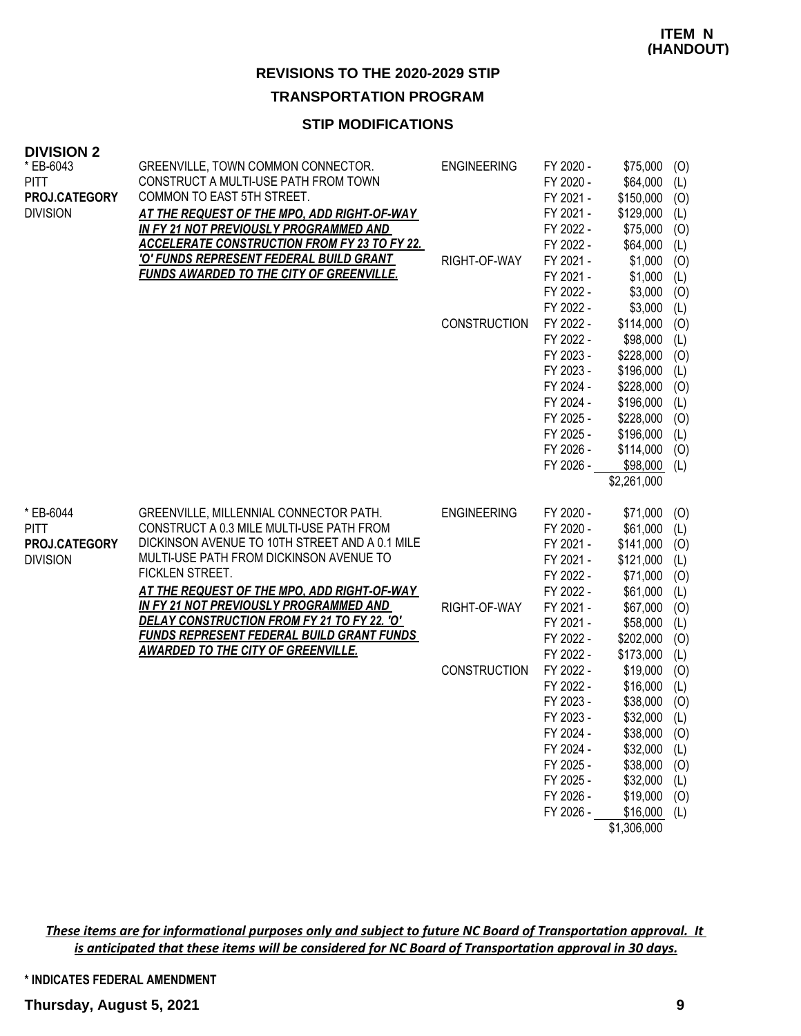**ITEM N (HANDOUT)**

# REVISIONS TO THE 2020-2029 STIP

## TRANSPORTATION PROGRAM

### STIP MODIFICATIONS

**DIVISION 2**

| Project | Description | Phase | Fiscal Year | Amount | Source |
|---|---|---|---|---|---|
| * EB-6043<br>PITT<br>**PROJ.CATEGORY**<br>DIVISION | GREENVILLE, TOWN COMMON CONNECTOR. CONSTRUCT A MULTI-USE PATH FROM TOWN COMMON TO EAST 5TH STREET.<br>***AT THE REQUEST OF THE MPO, ADD RIGHT-OF-WAY IN FY 21 NOT PREVIOUSLY PROGRAMMED AND ACCELERATE CONSTRUCTION FROM FY 23 TO FY 22. 'O' FUNDS REPRESENT FEDERAL BUILD GRANT FUNDS AWARDED TO THE CITY OF GREENVILLE.*** | ENGINEERING | FY 2020 - | $75,000 | (O) |
| | | | FY 2020 - | $64,000 | (L) |
| | | | FY 2021 - | $150,000 | (O) |
| | | | FY 2021 - | $129,000 | (L) |
| | | | FY 2022 - | $75,000 | (O) |
| | | | FY 2022 - | $64,000 | (L) |
| | | RIGHT-OF-WAY | FY 2021 - | $1,000 | (O) |
| | | | FY 2021 - | $1,000 | (L) |
| | | | FY 2022 - | $3,000 | (O) |
| | | | FY 2022 - | $3,000 | (L) |
| | | CONSTRUCTION | FY 2022 - | $114,000 | (O) |
| | | | FY 2022 - | $98,000 | (L) |
| | | | FY 2023 - | $228,000 | (O) |
| | | | FY 2023 - | $196,000 | (L) |
| | | | FY 2024 - | $228,000 | (O) |
| | | | FY 2024 - | $196,000 | (L) |
| | | | FY 2025 - | $228,000 | (O) |
| | | | FY 2025 - | $196,000 | (L) |
| | | | FY 2026 - | $114,000 | (O) |
| | | | FY 2026 - | $98,000 | (L) |
| | | | | $2,261,000 | |
| * EB-6044<br>PITT<br>**PROJ.CATEGORY**<br>DIVISION | GREENVILLE, MILLENNIAL CONNECTOR PATH. CONSTRUCT A 0.3 MILE MULTI-USE PATH FROM DICKINSON AVENUE TO 10TH STREET AND A 0.1 MILE MULTI-USE PATH FROM DICKINSON AVENUE TO FICKLEN STREET.<br>***AT THE REQUEST OF THE MPO, ADD RIGHT-OF-WAY IN FY 21 NOT PREVIOUSLY PROGRAMMED AND DELAY CONSTRUCTION FROM FY 21 TO FY 22. 'O' FUNDS REPRESENT FEDERAL BUILD GRANT FUNDS AWARDED TO THE CITY OF GREENVILLE.*** | ENGINEERING | FY 2020 - | $71,000 | (O) |
| | | | FY 2020 - | $61,000 | (L) |
| | | | FY 2021 - | $141,000 | (O) |
| | | | FY 2021 - | $121,000 | (L) |
| | | | FY 2022 - | $71,000 | (O) |
| | | | FY 2022 - | $61,000 | (L) |
| | | RIGHT-OF-WAY | FY 2021 - | $67,000 | (O) |
| | | | FY 2021 - | $58,000 | (L) |
| | | | FY 2022 - | $202,000 | (O) |
| | | | FY 2022 - | $173,000 | (L) |
| | | CONSTRUCTION | FY 2022 - | $19,000 | (O) |
| | | | FY 2022 - | $16,000 | (L) |
| | | | FY 2023 - | $38,000 | (O) |
| | | | FY 2023 - | $32,000 | (L) |
| | | | FY 2024 - | $38,000 | (O) |
| | | | FY 2024 - | $32,000 | (L) |
| | | | FY 2025 - | $38,000 | (O) |
| | | | FY 2025 - | $32,000 | (L) |
| | | | FY 2026 - | $19,000 | (O) |
| | | | FY 2026 - | $16,000 | (L) |
| | | | | $1,306,000 | |

***These items are for informational purposes only and subject to future NC Board of Transportation approval. It is anticipated that these items will be considered for NC Board of Transportation approval in 30 days.***

**\* INDICATES FEDERAL AMENDMENT**

**Thursday, August 5, 2021**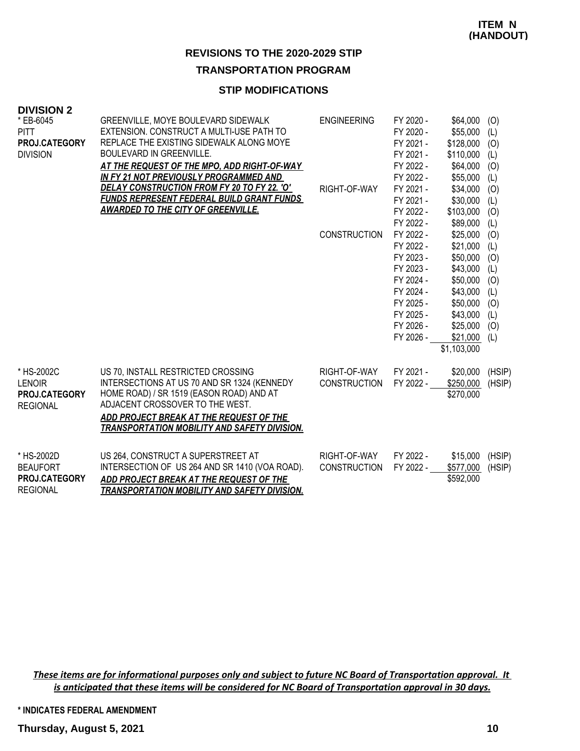**ITEM N (HANDOUT)**

## REVISIONS TO THE 2020-2029 STIP

## TRANSPORTATION PROGRAM

### STIP MODIFICATIONS

**DIVISION 2**

| Project | Description | Phase | Year | Amount | Source |
|---|---|---|---|---|---|
| * EB-6045<br>PITT<br>**PROJ.CATEGORY**<br>DIVISION | GREENVILLE, MOYE BOULEVARD SIDEWALK EXTENSION. CONSTRUCT A MULTI-USE PATH TO REPLACE THE EXISTING SIDEWALK ALONG MOYE BOULEVARD IN GREENVILLE.<br>***AT THE REQUEST OF THE MPO, ADD RIGHT-OF-WAY IN FY 21 NOT PREVIOUSLY PROGRAMMED AND DELAY CONSTRUCTION FROM FY 20 TO FY 22. 'O' FUNDS REPRESENT FEDERAL BUILD GRANT FUNDS AWARDED TO THE CITY OF GREENVILLE.*** | ENGINEERING | FY 2020 - | $64,000 | (O) |
| | | | FY 2020 - | $55,000 | (L) |
| | | | FY 2021 - | $128,000 | (O) |
| | | | FY 2021 - | $110,000 | (L) |
| | | | FY 2022 - | $64,000 | (O) |
| | | | FY 2022 - | $55,000 | (L) |
| | | RIGHT-OF-WAY | FY 2021 - | $34,000 | (O) |
| | | | FY 2021 - | $30,000 | (L) |
| | | | FY 2022 - | $103,000 | (O) |
| | | | FY 2022 - | $89,000 | (L) |
| | | CONSTRUCTION | FY 2022 - | $25,000 | (O) |
| | | | FY 2022 - | $21,000 | (L) |
| | | | FY 2023 - | $50,000 | (O) |
| | | | FY 2023 - | $43,000 | (L) |
| | | | FY 2024 - | $50,000 | (O) |
| | | | FY 2024 - | $43,000 | (L) |
| | | | FY 2025 - | $50,000 | (O) |
| | | | FY 2025 - | $43,000 | (L) |
| | | | FY 2026 - | $25,000 | (O) |
| | | | FY 2026 - | $21,000 | (L) |
| | | | | $1,103,000 | |
| * HS-2002C<br>LENOIR<br>**PROJ.CATEGORY**<br>REGIONAL | US 70, INSTALL RESTRICTED CROSSING INTERSECTIONS AT US 70 AND SR 1324 (KENNEDY HOME ROAD) / SR 1519 (EASON ROAD) AND AT ADJACENT CROSSOVER TO THE WEST.<br>***ADD PROJECT BREAK AT THE REQUEST OF THE TRANSPORTATION MOBILITY AND SAFETY DIVISION.*** | RIGHT-OF-WAY | FY 2021 - | $20,000 | (HSIP) |
| | | CONSTRUCTION | FY 2022 - | $250,000 | (HSIP) |
| | | | | $270,000 | |
| * HS-2002D<br>BEAUFORT<br>**PROJ.CATEGORY**<br>REGIONAL | US 264, CONSTRUCT A SUPERSTREET AT INTERSECTION OF US 264 AND SR 1410 (VOA ROAD).<br>***ADD PROJECT BREAK AT THE REQUEST OF THE TRANSPORTATION MOBILITY AND SAFETY DIVISION.*** | RIGHT-OF-WAY | FY 2022 - | $15,000 | (HSIP) |
| | | CONSTRUCTION | FY 2022 - | $577,000 | (HSIP) |
| | | | | $592,000 | |

***These items are for informational purposes only and subject to future NC Board of Transportation approval. It is anticipated that these items will be considered for NC Board of Transportation approval in 30 days.***

**\* INDICATES FEDERAL AMENDMENT**

**Thursday, August 5, 2021**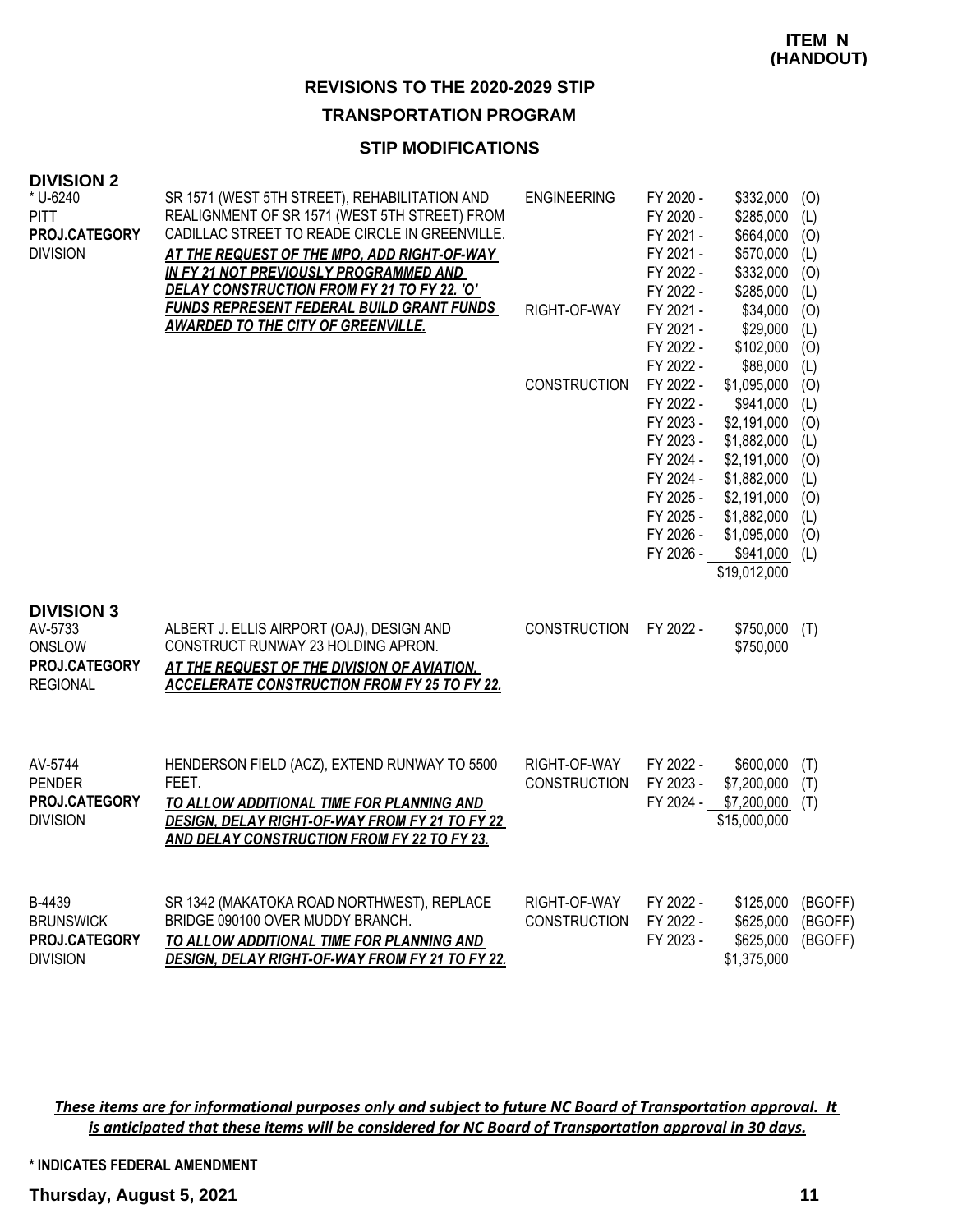**ITEM N (HANDOUT)**

## REVISIONS TO THE 2020-2029 STIP

### TRANSPORTATION PROGRAM

### STIP MODIFICATIONS

**DIVISION 2**

| Project | Description | Phase | Fiscal Year | Amount | Source |
|---|---|---|---|---|---|
| * U-6240<br>PITT<br>**PROJ.CATEGORY**<br>DIVISION | SR 1571 (WEST 5TH STREET), REHABILITATION AND REALIGNMENT OF SR 1571 (WEST 5TH STREET) FROM CADILLAC STREET TO READE CIRCLE IN GREENVILLE.<br>***AT THE REQUEST OF THE MPO, ADD RIGHT-OF-WAY IN FY 21 NOT PREVIOUSLY PROGRAMMED AND DELAY CONSTRUCTION FROM FY 21 TO FY 22. 'O' FUNDS REPRESENT FEDERAL BUILD GRANT FUNDS AWARDED TO THE CITY OF GREENVILLE.*** | ENGINEERING | FY 2020 - | $332,000 | (O) |
| | | | FY 2020 - | $285,000 | (L) |
| | | | FY 2021 - | $664,000 | (O) |
| | | | FY 2021 - | $570,000 | (L) |
| | | | FY 2022 - | $332,000 | (O) |
| | | | FY 2022 - | $285,000 | (L) |
| | | RIGHT-OF-WAY | FY 2021 - | $34,000 | (O) |
| | | | FY 2021 - | $29,000 | (L) |
| | | | FY 2022 - | $102,000 | (O) |
| | | | FY 2022 - | $88,000 | (L) |
| | | CONSTRUCTION | FY 2022 - | $1,095,000 | (O) |
| | | | FY 2022 - | $941,000 | (L) |
| | | | FY 2023 - | $2,191,000 | (O) |
| | | | FY 2023 - | $1,882,000 | (L) |
| | | | FY 2024 - | $2,191,000 | (O) |
| | | | FY 2024 - | $1,882,000 | (L) |
| | | | FY 2025 - | $2,191,000 | (O) |
| | | | FY 2025 - | $1,882,000 | (L) |
| | | | FY 2026 - | $1,095,000 | (O) |
| | | | FY 2026 - | $941,000 | (L) |
| | | | | $19,012,000 | |

**DIVISION 3**

| Project | Description | Phase | Fiscal Year | Amount | Source |
|---|---|---|---|---|---|
| AV-5733<br>ONSLOW<br>**PROJ.CATEGORY**<br>REGIONAL | ALBERT J. ELLIS AIRPORT (OAJ), DESIGN AND CONSTRUCT RUNWAY 23 HOLDING APRON.<br>***AT THE REQUEST OF THE DIVISION OF AVIATION, ACCELERATE CONSTRUCTION FROM FY 25 TO FY 22.*** | CONSTRUCTION | FY 2022 - | $750,000 | (T) |
| | | | | $750,000 | |
| AV-5744<br>PENDER<br>**PROJ.CATEGORY**<br>DIVISION | HENDERSON FIELD (ACZ), EXTEND RUNWAY TO 5500 FEET.<br>***TO ALLOW ADDITIONAL TIME FOR PLANNING AND DESIGN, DELAY RIGHT-OF-WAY FROM FY 21 TO FY 22 AND DELAY CONSTRUCTION FROM FY 22 TO FY 23.*** | RIGHT-OF-WAY | FY 2022 - | $600,000 | (T) |
| | | CONSTRUCTION | FY 2023 - | $7,200,000 | (T) |
| | | | FY 2024 - | $7,200,000 | (T) |
| | | | | $15,000,000 | |
| B-4439<br>BRUNSWICK<br>**PROJ.CATEGORY**<br>DIVISION | SR 1342 (MAKATOKA ROAD NORTHWEST), REPLACE BRIDGE 090100 OVER MUDDY BRANCH.<br>***TO ALLOW ADDITIONAL TIME FOR PLANNING AND DESIGN, DELAY RIGHT-OF-WAY FROM FY 21 TO FY 22.*** | RIGHT-OF-WAY | FY 2022 - | $125,000 | (BGOFF) |
| | | CONSTRUCTION | FY 2022 - | $625,000 | (BGOFF) |
| | | | FY 2023 - | $625,000 | (BGOFF) |
| | | | | $1,375,000 | |

***These items are for informational purposes only and subject to future NC Board of Transportation approval. It is anticipated that these items will be considered for NC Board of Transportation approval in 30 days.***

**\* INDICATES FEDERAL AMENDMENT**

**Thursday, August 5, 2021**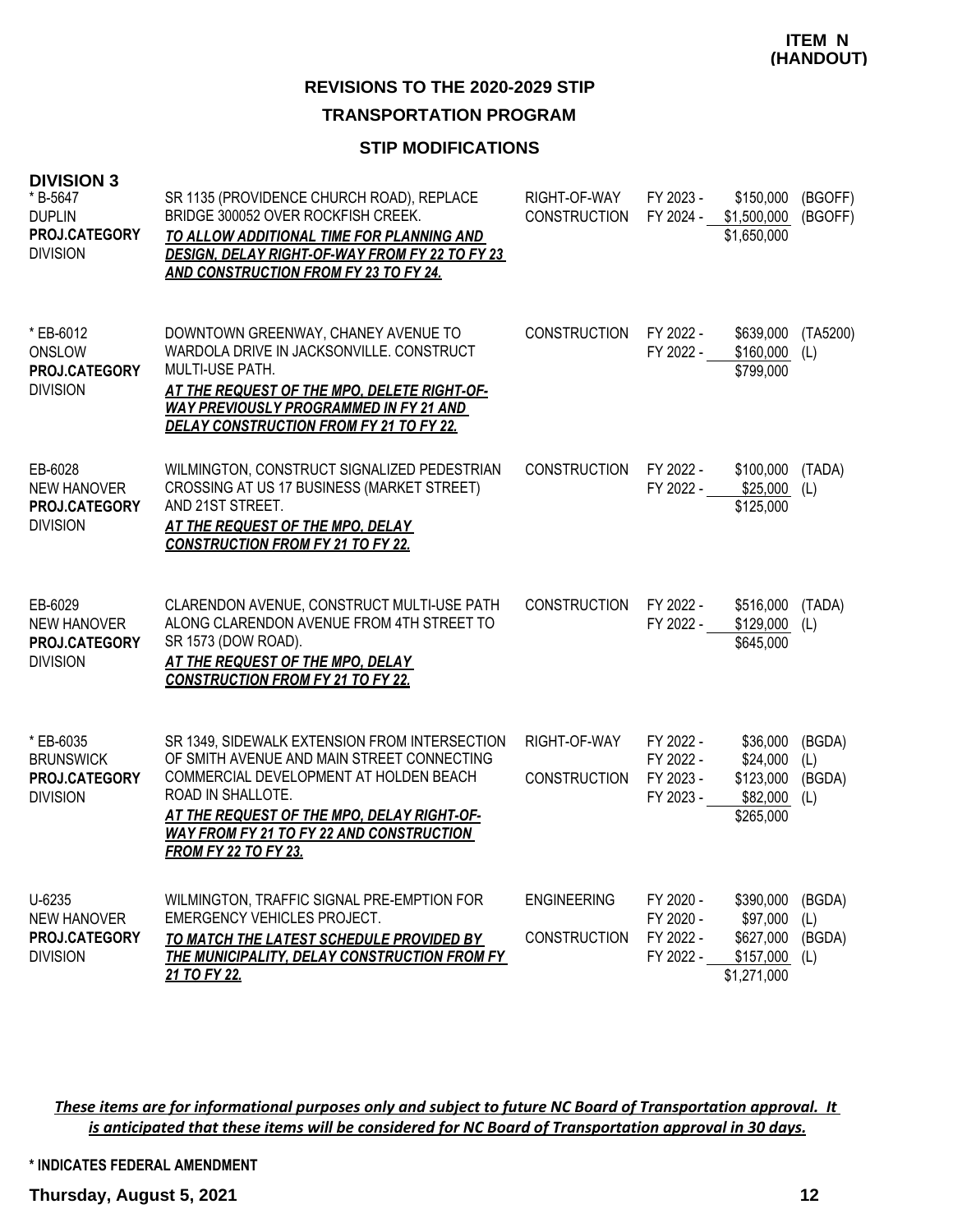**ITEM N (HANDOUT)**

## REVISIONS TO THE 2020-2029 STIP

## TRANSPORTATION PROGRAM

### STIP MODIFICATIONS

**DIVISION 3**

| Project | Description | Phase | Year | Amount | Source |
|---|---|---|---|---|---|
| * B-5647<br>DUPLIN<br>**PROJ.CATEGORY**<br>DIVISION | SR 1135 (PROVIDENCE CHURCH ROAD), REPLACE BRIDGE 300052 OVER ROCKFISH CREEK.<br>***TO ALLOW ADDITIONAL TIME FOR PLANNING AND DESIGN, DELAY RIGHT-OF-WAY FROM FY 22 TO FY 23 AND CONSTRUCTION FROM FY 23 TO FY 24.*** | RIGHT-OF-WAY<br>CONSTRUCTION | FY 2023 -<br>FY 2024 - | \$150,000<br>\$1,500,000<br>\$1,650,000 | (BGOFF)<br>(BGOFF) |
| * EB-6012<br>ONSLOW<br>**PROJ.CATEGORY**<br>DIVISION | DOWNTOWN GREENWAY, CHANEY AVENUE TO WARDOLA DRIVE IN JACKSONVILLE. CONSTRUCT MULTI-USE PATH.<br>***AT THE REQUEST OF THE MPO, DELETE RIGHT-OF-WAY PREVIOUSLY PROGRAMMED IN FY 21 AND DELAY CONSTRUCTION FROM FY 21 TO FY 22.*** | CONSTRUCTION | FY 2022 -<br>FY 2022 - | \$639,000<br>\$160,000<br>\$799,000 | (TA5200)<br>(L) |
| EB-6028<br>NEW HANOVER<br>**PROJ.CATEGORY**<br>DIVISION | WILMINGTON, CONSTRUCT SIGNALIZED PEDESTRIAN CROSSING AT US 17 BUSINESS (MARKET STREET) AND 21ST STREET.<br>***AT THE REQUEST OF THE MPO, DELAY CONSTRUCTION FROM FY 21 TO FY 22.*** | CONSTRUCTION | FY 2022 -<br>FY 2022 - | \$100,000<br>\$25,000<br>\$125,000 | (TADA)<br>(L) |
| EB-6029<br>NEW HANOVER<br>**PROJ.CATEGORY**<br>DIVISION | CLARENDON AVENUE, CONSTRUCT MULTI-USE PATH ALONG CLARENDON AVENUE FROM 4TH STREET TO SR 1573 (DOW ROAD).<br>***AT THE REQUEST OF THE MPO, DELAY CONSTRUCTION FROM FY 21 TO FY 22.*** | CONSTRUCTION | FY 2022 -<br>FY 2022 - | \$516,000<br>\$129,000<br>\$645,000 | (TADA)<br>(L) |
| * EB-6035<br>BRUNSWICK<br>**PROJ.CATEGORY**<br>DIVISION | SR 1349, SIDEWALK EXTENSION FROM INTERSECTION OF SMITH AVENUE AND MAIN STREET CONNECTING COMMERCIAL DEVELOPMENT AT HOLDEN BEACH ROAD IN SHALLOTE.<br>***AT THE REQUEST OF THE MPO, DELAY RIGHT-OF-WAY FROM FY 21 TO FY 22 AND CONSTRUCTION FROM FY 22 TO FY 23.*** | RIGHT-OF-WAY<br><br>CONSTRUCTION | FY 2022 -<br>FY 2022 -<br>FY 2023 -<br>FY 2023 - | \$36,000<br>\$24,000<br>\$123,000<br>\$82,000<br>\$265,000 | (BGDA)<br>(L)<br>(BGDA)<br>(L) |
| U-6235<br>NEW HANOVER<br>**PROJ.CATEGORY**<br>DIVISION | WILMINGTON, TRAFFIC SIGNAL PRE-EMPTION FOR EMERGENCY VEHICLES PROJECT.<br>***TO MATCH THE LATEST SCHEDULE PROVIDED BY THE MUNICIPALITY, DELAY CONSTRUCTION FROM FY 21 TO FY 22.*** | ENGINEERING<br><br>CONSTRUCTION | FY 2020 -<br>FY 2020 -<br>FY 2022 -<br>FY 2022 - | \$390,000<br>\$97,000<br>\$627,000<br>\$157,000<br>\$1,271,000 | (BGDA)<br>(L)<br>(BGDA)<br>(L) |

***These items are for informational purposes only and subject to future NC Board of Transportation approval. It is anticipated that these items will be considered for NC Board of Transportation approval in 30 days.***

**\* INDICATES FEDERAL AMENDMENT**

**Thursday, August 5, 2021**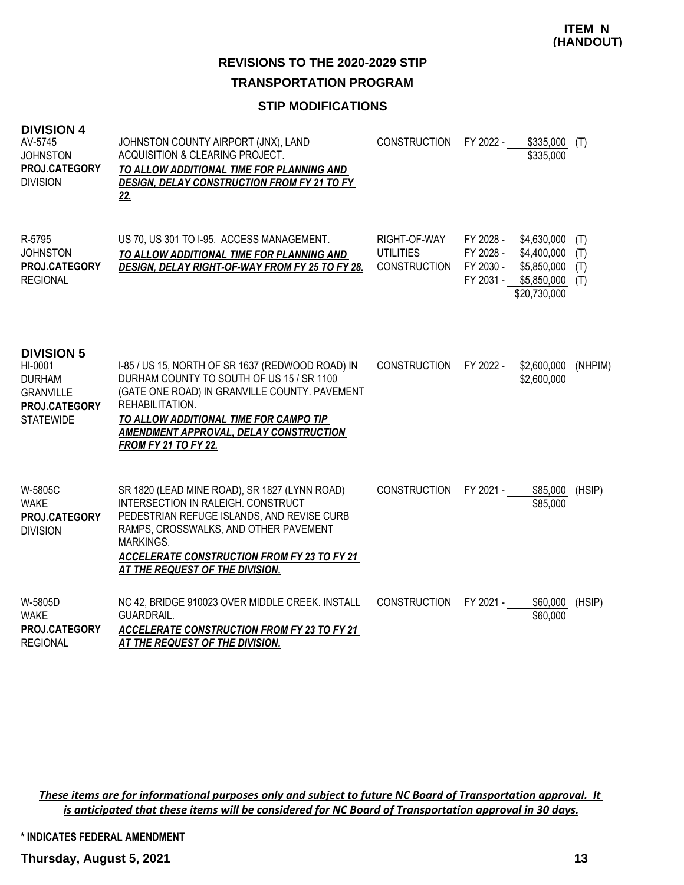**ITEM N (HANDOUT)**

## REVISIONS TO THE 2020-2029 STIP

### TRANSPORTATION PROGRAM

### STIP MODIFICATIONS

### DIVISION 4

| Project | Description | Work Type | Fiscal Year | Amount | Fund |
|---|---|---|---|---|---|
| AV-5745<br>JOHNSTON<br>**PROJ.CATEGORY**<br>DIVISION | JOHNSTON COUNTY AIRPORT (JNX), LAND ACQUISITION & CLEARING PROJECT.<br>***TO ALLOW ADDITIONAL TIME FOR PLANNING AND DESIGN, DELAY CONSTRUCTION FROM FY 21 TO FY 22.*** | CONSTRUCTION | FY 2022 - | $335,000 | (T) |
| | | | | $335,000 | |
| R-5795<br>JOHNSTON<br>**PROJ.CATEGORY**<br>REGIONAL | US 70, US 301 TO I-95. ACCESS MANAGEMENT.<br>***TO ALLOW ADDITIONAL TIME FOR PLANNING AND DESIGN, DELAY RIGHT-OF-WAY FROM FY 25 TO FY 28.*** | RIGHT-OF-WAY | FY 2028 - | $4,630,000 | (T) |
| | | UTILITIES | FY 2028 - | $4,400,000 | (T) |
| | | CONSTRUCTION | FY 2030 - | $5,850,000 | (T) |
| | | | FY 2031 - | $5,850,000 | (T) |
| | | | | $20,730,000 | |

### DIVISION 5

| Project | Description | Work Type | Fiscal Year | Amount | Fund |
|---|---|---|---|---|---|
| HI-0001<br>DURHAM<br>GRANVILLE<br>**PROJ.CATEGORY**<br>STATEWIDE | I-85 / US 15, NORTH OF SR 1637 (REDWOOD ROAD) IN DURHAM COUNTY TO SOUTH OF US 15 / SR 1100 (GATE ONE ROAD) IN GRANVILLE COUNTY. PAVEMENT REHABILITATION.<br>***TO ALLOW ADDITIONAL TIME FOR CAMPO TIP AMENDMENT APPROVAL, DELAY CONSTRUCTION FROM FY 21 TO FY 22.*** | CONSTRUCTION | FY 2022 - | $2,600,000 | (NHPIM) |
| | | | | $2,600,000 | |
| W-5805C<br>WAKE<br>**PROJ.CATEGORY**<br>DIVISION | SR 1820 (LEAD MINE ROAD), SR 1827 (LYNN ROAD) INTERSECTION IN RALEIGH. CONSTRUCT PEDESTRIAN REFUGE ISLANDS, AND REVISE CURB RAMPS, CROSSWALKS, AND OTHER PAVEMENT MARKINGS.<br>***ACCELERATE CONSTRUCTION FROM FY 23 TO FY 21 AT THE REQUEST OF THE DIVISION.*** | CONSTRUCTION | FY 2021 - | $85,000 | (HSIP) |
| | | | | $85,000 | |
| W-5805D<br>WAKE<br>**PROJ.CATEGORY**<br>REGIONAL | NC 42, BRIDGE 910023 OVER MIDDLE CREEK. INSTALL GUARDRAIL.<br>***ACCELERATE CONSTRUCTION FROM FY 23 TO FY 21 AT THE REQUEST OF THE DIVISION.*** | CONSTRUCTION | FY 2021 - | $60,000 | (HSIP) |
| | | | | $60,000 | |

***These items are for informational purposes only and subject to future NC Board of Transportation approval. It is anticipated that these items will be considered for NC Board of Transportation approval in 30 days.***

**\* INDICATES FEDERAL AMENDMENT**

**Thursday, August 5, 2021**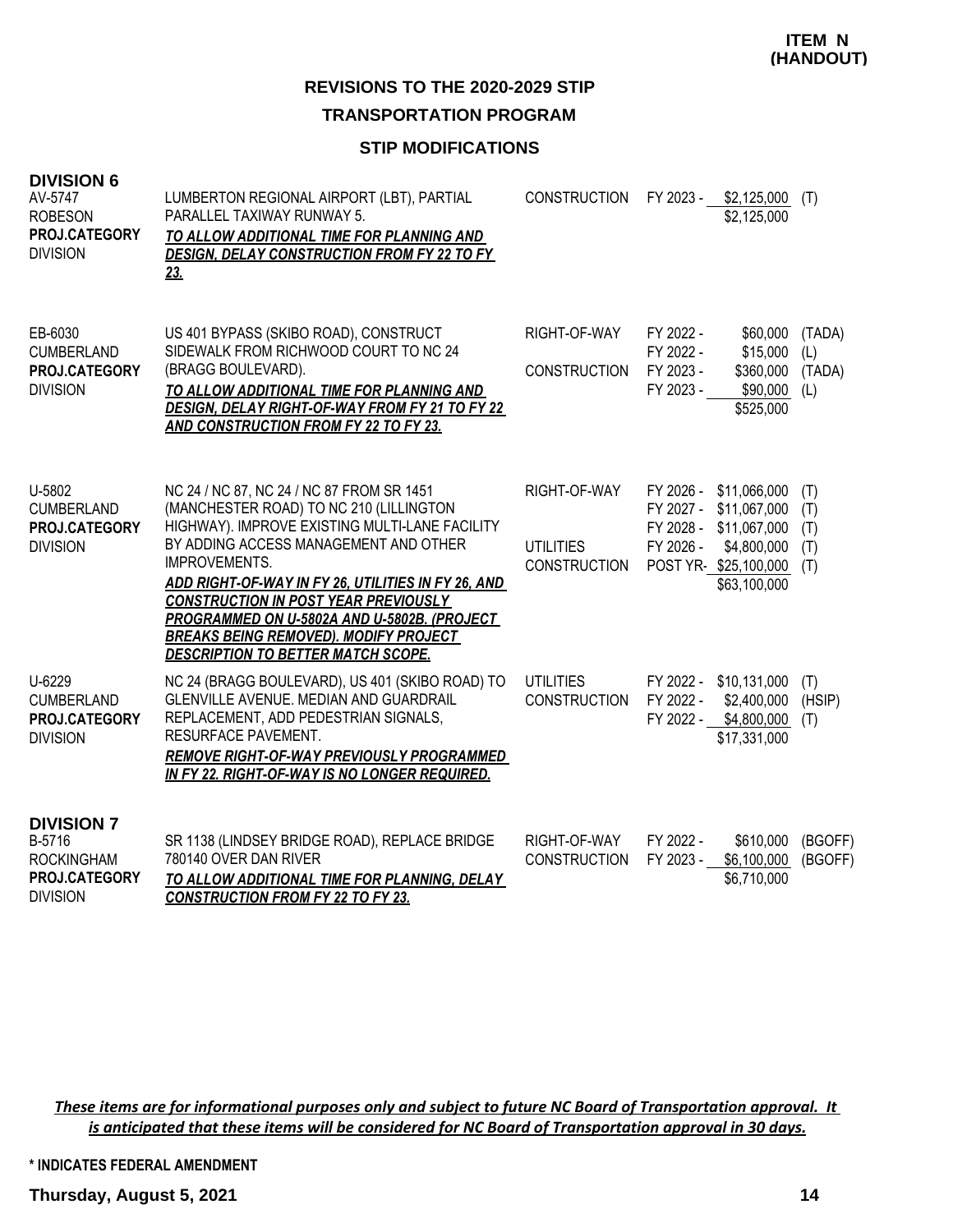**ITEM N (HANDOUT)**

## REVISIONS TO THE 2020-2029 STIP

### TRANSPORTATION PROGRAM

### STIP MODIFICATIONS

**DIVISION 6**

| Project | Description | Phase | Fiscal Year | Amount | Fund |
|---|---|---|---|---|---|
| AV-5747<br>ROBESON<br>**PROJ.CATEGORY**<br>DIVISION | LUMBERTON REGIONAL AIRPORT (LBT), PARTIAL PARALLEL TAXIWAY RUNWAY 5.<br>***TO ALLOW ADDITIONAL TIME FOR PLANNING AND DESIGN, DELAY CONSTRUCTION FROM FY 22 TO FY 23.*** | CONSTRUCTION | FY 2023 - | $2,125,000 | (T) |
| | | | | $2,125,000 | |
| EB-6030<br>CUMBERLAND<br>**PROJ.CATEGORY**<br>DIVISION | US 401 BYPASS (SKIBO ROAD), CONSTRUCT SIDEWALK FROM RICHWOOD COURT TO NC 24 (BRAGG BOULEVARD).<br>***TO ALLOW ADDITIONAL TIME FOR PLANNING AND DESIGN, DELAY RIGHT-OF-WAY FROM FY 21 TO FY 22 AND CONSTRUCTION FROM FY 22 TO FY 23.*** | RIGHT-OF-WAY | FY 2022 - | $60,000 | (TADA) |
| | | | FY 2022 - | $15,000 | (L) |
| | | CONSTRUCTION | FY 2023 - | $360,000 | (TADA) |
| | | | FY 2023 - | $90,000 | (L) |
| | | | | $525,000 | |
| U-5802<br>CUMBERLAND<br>**PROJ.CATEGORY**<br>DIVISION | NC 24 / NC 87, NC 24 / NC 87 FROM SR 1451 (MANCHESTER ROAD) TO NC 210 (LILLINGTON HIGHWAY). IMPROVE EXISTING MULTI-LANE FACILITY BY ADDING ACCESS MANAGEMENT AND OTHER IMPROVEMENTS.<br>***ADD RIGHT-OF-WAY IN FY 26, UTILITIES IN FY 26, AND CONSTRUCTION IN POST YEAR PREVIOUSLY PROGRAMMED ON U-5802A AND U-5802B. (PROJECT BREAKS BEING REMOVED). MODIFY PROJECT DESCRIPTION TO BETTER MATCH SCOPE.*** | RIGHT-OF-WAY | FY 2026 - | $11,066,000 | (T) |
| | | | FY 2027 - | $11,067,000 | (T) |
| | | | FY 2028 - | $11,067,000 | (T) |
| | | UTILITIES | FY 2026 - | $4,800,000 | (T) |
| | | CONSTRUCTION | POST YR- | $25,100,000 | (T) |
| | | | | $63,100,000 | |
| U-6229<br>CUMBERLAND<br>**PROJ.CATEGORY**<br>DIVISION | NC 24 (BRAGG BOULEVARD), US 401 (SKIBO ROAD) TO GLENVILLE AVENUE. MEDIAN AND GUARDRAIL REPLACEMENT, ADD PEDESTRIAN SIGNALS, RESURFACE PAVEMENT.<br>***REMOVE RIGHT-OF-WAY PREVIOUSLY PROGRAMMED IN FY 22. RIGHT-OF-WAY IS NO LONGER REQUIRED.*** | UTILITIES | FY 2022 - | $10,131,000 | (T) |
| | | CONSTRUCTION | FY 2022 - | $2,400,000 | (HSIP) |
| | | | FY 2022 - | $4,800,000 | (T) |
| | | | | $17,331,000 | |

**DIVISION 7**

| Project | Description | Phase | Fiscal Year | Amount | Fund |
|---|---|---|---|---|---|
| B-5716<br>ROCKINGHAM<br>**PROJ.CATEGORY**<br>DIVISION | SR 1138 (LINDSEY BRIDGE ROAD), REPLACE BRIDGE 780140 OVER DAN RIVER<br>***TO ALLOW ADDITIONAL TIME FOR PLANNING, DELAY CONSTRUCTION FROM FY 22 TO FY 23.*** | RIGHT-OF-WAY | FY 2022 - | $610,000 | (BGOFF) |
| | | CONSTRUCTION | FY 2023 - | $6,100,000 | (BGOFF) |
| | | | | $6,710,000 | |

***These items are for informational purposes only and subject to future NC Board of Transportation approval. It is anticipated that these items will be considered for NC Board of Transportation approval in 30 days.***

**\* INDICATES FEDERAL AMENDMENT**

**Thursday, August 5, 2021**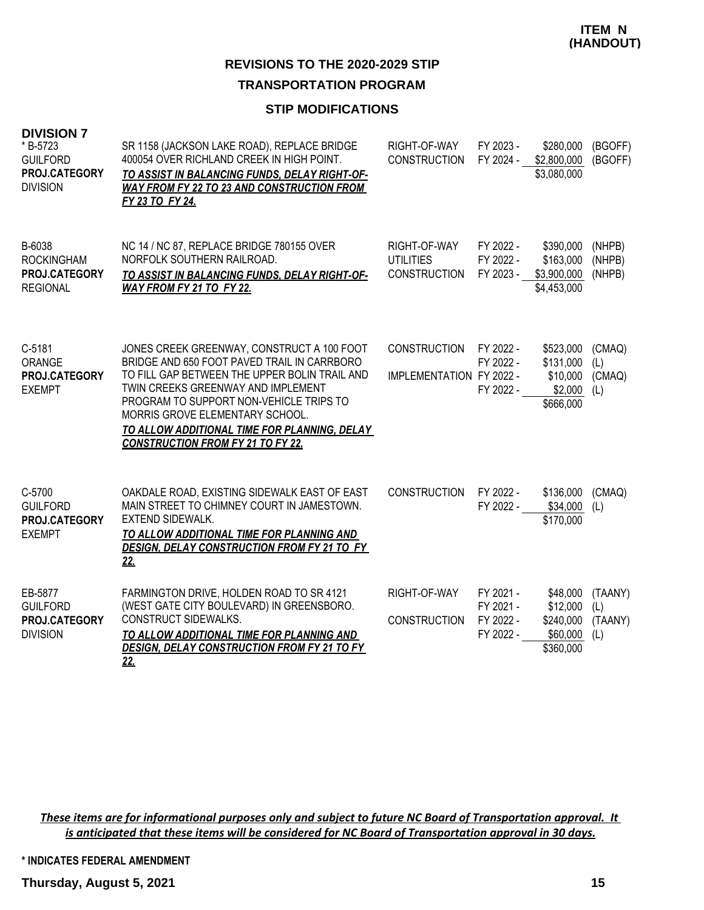**ITEM N (HANDOUT)**

## REVISIONS TO THE 2020-2029 STIP

## TRANSPORTATION PROGRAM

### STIP MODIFICATIONS

**DIVISION 7**

| Project | Description | Work Type | Fiscal Year | Amount | Fund |
|---|---|---|---|---|---|
| * B-5723<br>GUILFORD<br>**PROJ.CATEGORY**<br>DIVISION | SR 1158 (JACKSON LAKE ROAD), REPLACE BRIDGE 400054 OVER RICHLAND CREEK IN HIGH POINT.<br>***TO ASSIST IN BALANCING FUNDS, DELAY RIGHT-OF-WAY FROM FY 22 TO 23 AND CONSTRUCTION FROM FY 23 TO FY 24.*** | RIGHT-OF-WAY<br>CONSTRUCTION | FY 2023 -<br>FY 2024 - | \$280,000<br>\$2,800,000<br>\$3,080,000 | (BGOFF)<br>(BGOFF) |
| B-6038<br>ROCKINGHAM<br>**PROJ.CATEGORY**<br>REGIONAL | NC 14 / NC 87, REPLACE BRIDGE 780155 OVER NORFOLK SOUTHERN RAILROAD.<br>***TO ASSIST IN BALANCING FUNDS, DELAY RIGHT-OF-WAY FROM FY 21 TO FY 22.*** | RIGHT-OF-WAY<br>UTILITIES<br>CONSTRUCTION | FY 2022 -<br>FY 2022 -<br>FY 2023 - | \$390,000<br>\$163,000<br>\$3,900,000<br>\$4,453,000 | (NHPB)<br>(NHPB)<br>(NHPB) |
| C-5181<br>ORANGE<br>**PROJ.CATEGORY**<br>EXEMPT | JONES CREEK GREENWAY, CONSTRUCT A 100 FOOT BRIDGE AND 650 FOOT PAVED TRAIL IN CARRBORO TO FILL GAP BETWEEN THE UPPER BOLIN TRAIL AND TWIN CREEKS GREENWAY AND IMPLEMENT PROGRAM TO SUPPORT NON-VEHICLE TRIPS TO MORRIS GROVE ELEMENTARY SCHOOL.<br>***TO ALLOW ADDITIONAL TIME FOR PLANNING, DELAY CONSTRUCTION FROM FY 21 TO FY 22.*** | CONSTRUCTION<br><br>IMPLEMENTATION | FY 2022 -<br>FY 2022 -<br>FY 2022 -<br>FY 2022 - | \$523,000<br>\$131,000<br>\$10,000<br>\$2,000<br>\$666,000 | (CMAQ)<br>(L)<br>(CMAQ)<br>(L) |
| C-5700<br>GUILFORD<br>**PROJ.CATEGORY**<br>EXEMPT | OAKDALE ROAD, EXISTING SIDEWALK EAST OF EAST MAIN STREET TO CHIMNEY COURT IN JAMESTOWN. EXTEND SIDEWALK.<br>***TO ALLOW ADDITIONAL TIME FOR PLANNING AND DESIGN, DELAY CONSTRUCTION FROM FY 21 TO FY 22.*** | CONSTRUCTION | FY 2022 -<br>FY 2022 - | \$136,000<br>\$34,000<br>\$170,000 | (CMAQ)<br>(L) |
| EB-5877<br>GUILFORD<br>**PROJ.CATEGORY**<br>DIVISION | FARMINGTON DRIVE, HOLDEN ROAD TO SR 4121 (WEST GATE CITY BOULEVARD) IN GREENSBORO. CONSTRUCT SIDEWALKS.<br>***TO ALLOW ADDITIONAL TIME FOR PLANNING AND DESIGN, DELAY CONSTRUCTION FROM FY 21 TO FY 22.*** | RIGHT-OF-WAY<br><br>CONSTRUCTION | FY 2021 -<br>FY 2021 -<br>FY 2022 -<br>FY 2022 - | \$48,000<br>\$12,000<br>\$240,000<br>\$60,000<br>\$360,000 | (TAANY)<br>(L)<br>(TAANY)<br>(L) |

***These items are for informational purposes only and subject to future NC Board of Transportation approval. It is anticipated that these items will be considered for NC Board of Transportation approval in 30 days.***

**\* INDICATES FEDERAL AMENDMENT**

**Thursday, August 5, 2021**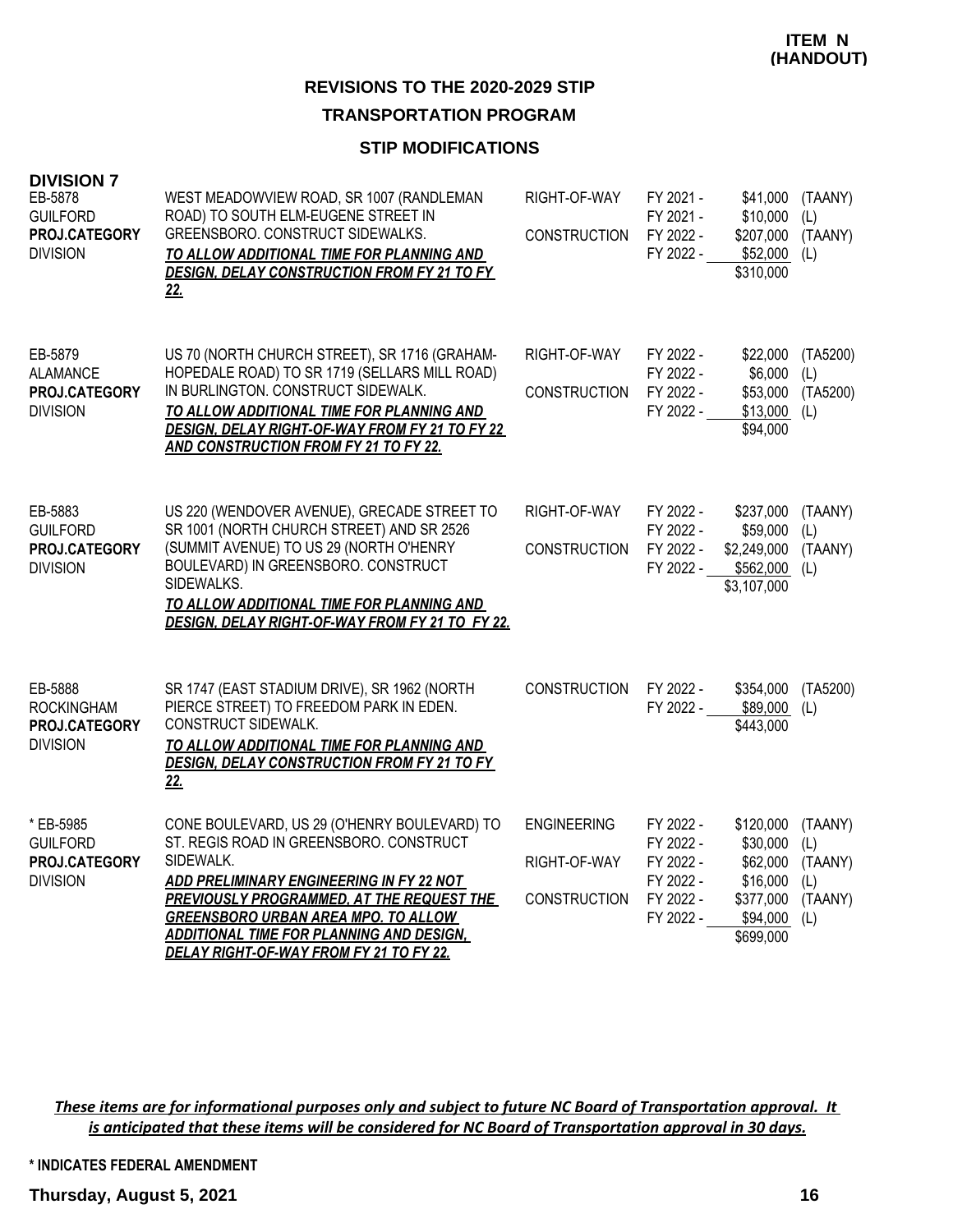**ITEM N (HANDOUT)**

## REVISIONS TO THE 2020-2029 STIP

## TRANSPORTATION PROGRAM

### STIP MODIFICATIONS

### DIVISION 7

| Project | Description | Phase | Year | Amount | Source |
|---|---|---|---|---|---|
| EB-5878<br>GUILFORD<br>**PROJ.CATEGORY**<br>DIVISION | WEST MEADOWVIEW ROAD, SR 1007 (RANDLEMAN ROAD) TO SOUTH ELM-EUGENE STREET IN GREENSBORO. CONSTRUCT SIDEWALKS.<br>***TO ALLOW ADDITIONAL TIME FOR PLANNING AND DESIGN, DELAY CONSTRUCTION FROM FY 21 TO FY 22.*** | RIGHT-OF-WAY | FY 2021 - | $41,000 | (TAANY) |
| | | | FY 2021 - | $10,000 | (L) |
| | | CONSTRUCTION | FY 2022 - | $207,000 | (TAANY) |
| | | | FY 2022 - | $52,000 | (L) |
| | | | | $310,000 | |
| EB-5879<br>ALAMANCE<br>**PROJ.CATEGORY**<br>DIVISION | US 70 (NORTH CHURCH STREET), SR 1716 (GRAHAM-HOPEDALE ROAD) TO SR 1719 (SELLARS MILL ROAD) IN BURLINGTON. CONSTRUCT SIDEWALK.<br>***TO ALLOW ADDITIONAL TIME FOR PLANNING AND DESIGN, DELAY RIGHT-OF-WAY FROM FY 21 TO FY 22 AND CONSTRUCTION FROM FY 21 TO FY 22.*** | RIGHT-OF-WAY | FY 2022 - | $22,000 | (TA5200) |
| | | | FY 2022 - | $6,000 | (L) |
| | | CONSTRUCTION | FY 2022 - | $53,000 | (TA5200) |
| | | | FY 2022 - | $13,000 | (L) |
| | | | | $94,000 | |
| EB-5883<br>GUILFORD<br>**PROJ.CATEGORY**<br>DIVISION | US 220 (WENDOVER AVENUE), GRECADE STREET TO SR 1001 (NORTH CHURCH STREET) AND SR 2526 (SUMMIT AVENUE) TO US 29 (NORTH O'HENRY BOULEVARD) IN GREENSBORO. CONSTRUCT SIDEWALKS.<br>***TO ALLOW ADDITIONAL TIME FOR PLANNING AND DESIGN, DELAY RIGHT-OF-WAY FROM FY 21 TO FY 22.*** | RIGHT-OF-WAY | FY 2022 - | $237,000 | (TAANY) |
| | | | FY 2022 - | $59,000 | (L) |
| | | CONSTRUCTION | FY 2022 - | $2,249,000 | (TAANY) |
| | | | FY 2022 - | $562,000 | (L) |
| | | | | $3,107,000 | |
| EB-5888<br>ROCKINGHAM<br>**PROJ.CATEGORY**<br>DIVISION | SR 1747 (EAST STADIUM DRIVE), SR 1962 (NORTH PIERCE STREET) TO FREEDOM PARK IN EDEN. CONSTRUCT SIDEWALK.<br>***TO ALLOW ADDITIONAL TIME FOR PLANNING AND DESIGN, DELAY CONSTRUCTION FROM FY 21 TO FY 22.*** | CONSTRUCTION | FY 2022 - | $354,000 | (TA5200) |
| | | | FY 2022 - | $89,000 | (L) |
| | | | | $443,000 | |
| * EB-5985<br>GUILFORD<br>**PROJ.CATEGORY**<br>DIVISION | CONE BOULEVARD, US 29 (O'HENRY BOULEVARD) TO ST. REGIS ROAD IN GREENSBORO. CONSTRUCT SIDEWALK.<br>***ADD PRELIMINARY ENGINEERING IN FY 22 NOT PREVIOUSLY PROGRAMMED, AT THE REQUEST THE GREENSBORO URBAN AREA MPO. TO ALLOW ADDITIONAL TIME FOR PLANNING AND DESIGN, DELAY RIGHT-OF-WAY FROM FY 21 TO FY 22.*** | ENGINEERING | FY 2022 - | $120,000 | (TAANY) |
| | | | FY 2022 - | $30,000 | (L) |
| | | RIGHT-OF-WAY | FY 2022 - | $62,000 | (TAANY) |
| | | | FY 2022 - | $16,000 | (L) |
| | | CONSTRUCTION | FY 2022 - | $377,000 | (TAANY) |
| | | | FY 2022 - | $94,000 | (L) |
| | | | | $699,000 | |

***These items are for informational purposes only and subject to future NC Board of Transportation approval. It is anticipated that these items will be considered for NC Board of Transportation approval in 30 days.***

\* INDICATES FEDERAL AMENDMENT

**Thursday, August 5, 2021**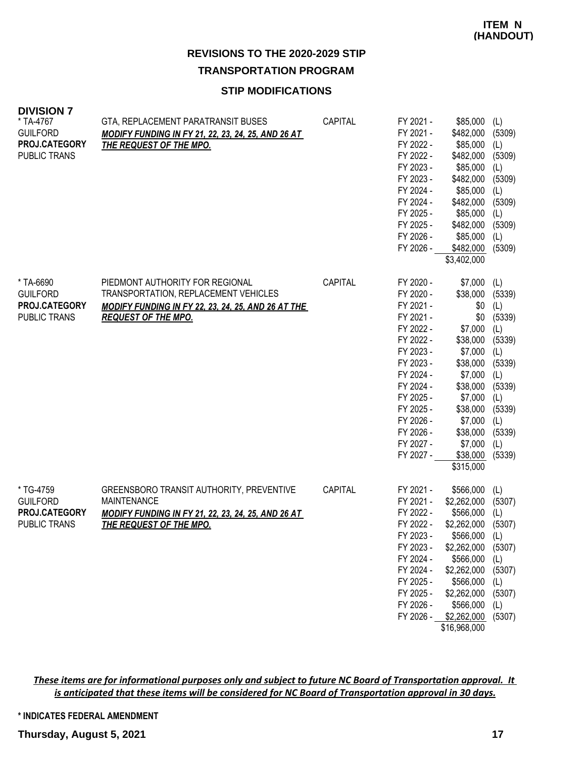**ITEM N (HANDOUT)**

## REVISIONS TO THE 2020-2029 STIP

### TRANSPORTATION PROGRAM

### STIP MODIFICATIONS

**DIVISION 7**

| Project | Description | Type | Year | Amount | Source |
|---|---|---|---|---|---|
| * TA-4767<br>GUILFORD<br>**PROJ.CATEGORY**<br>PUBLIC TRANS | GTA, REPLACEMENT PARATRANSIT BUSES<br>***MODIFY FUNDING IN FY 21, 22, 23, 24, 25, AND 26 AT THE REQUEST OF THE MPO.*** | CAPITAL | FY 2021 - | $85,000 | (L) |
| | | | FY 2021 - | $482,000 | (5309) |
| | | | FY 2022 - | $85,000 | (L) |
| | | | FY 2022 - | $482,000 | (5309) |
| | | | FY 2023 - | $85,000 | (L) |
| | | | FY 2023 - | $482,000 | (5309) |
| | | | FY 2024 - | $85,000 | (L) |
| | | | FY 2024 - | $482,000 | (5309) |
| | | | FY 2025 - | $85,000 | (L) |
| | | | FY 2025 - | $482,000 | (5309) |
| | | | FY 2026 - | $85,000 | (L) |
| | | | FY 2026 - | $482,000 | (5309) |
| | | | | $3,402,000 | |
| * TA-6690<br>GUILFORD<br>**PROJ.CATEGORY**<br>PUBLIC TRANS | PIEDMONT AUTHORITY FOR REGIONAL TRANSPORTATION, REPLACEMENT VEHICLES<br>***MODIFY FUNDING IN FY 22, 23, 24, 25, AND 26 AT THE REQUEST OF THE MPO.*** | CAPITAL | FY 2020 - | $7,000 | (L) |
| | | | FY 2020 - | $38,000 | (5339) |
| | | | FY 2021 - | $0 | (L) |
| | | | FY 2021 - | $0 | (5339) |
| | | | FY 2022 - | $7,000 | (L) |
| | | | FY 2022 - | $38,000 | (5339) |
| | | | FY 2023 - | $7,000 | (L) |
| | | | FY 2023 - | $38,000 | (5339) |
| | | | FY 2024 - | $7,000 | (L) |
| | | | FY 2024 - | $38,000 | (5339) |
| | | | FY 2025 - | $7,000 | (L) |
| | | | FY 2025 - | $38,000 | (5339) |
| | | | FY 2026 - | $7,000 | (L) |
| | | | FY 2026 - | $38,000 | (5339) |
| | | | FY 2027 - | $7,000 | (L) |
| | | | FY 2027 - | $38,000 | (5339) |
| | | | | $315,000 | |
| * TG-4759<br>GUILFORD<br>**PROJ.CATEGORY**<br>PUBLIC TRANS | GREENSBORO TRANSIT AUTHORITY, PREVENTIVE MAINTENANCE<br>***MODIFY FUNDING IN FY 21, 22, 23, 24, 25, AND 26 AT THE REQUEST OF THE MPO.*** | CAPITAL | FY 2021 - | $566,000 | (L) |
| | | | FY 2021 - | $2,262,000 | (5307) |
| | | | FY 2022 - | $566,000 | (L) |
| | | | FY 2022 - | $2,262,000 | (5307) |
| | | | FY 2023 - | $566,000 | (L) |
| | | | FY 2023 - | $2,262,000 | (5307) |
| | | | FY 2024 - | $566,000 | (L) |
| | | | FY 2024 - | $2,262,000 | (5307) |
| | | | FY 2025 - | $566,000 | (L) |
| | | | FY 2025 - | $2,262,000 | (5307) |
| | | | FY 2026 - | $566,000 | (L) |
| | | | FY 2026 - | $2,262,000 | (5307) |
| | | | | $16,968,000 | |

***These items are for informational purposes only and subject to future NC Board of Transportation approval. It is anticipated that these items will be considered for NC Board of Transportation approval in 30 days.***

**\* INDICATES FEDERAL AMENDMENT**

**Thursday, August 5, 2021**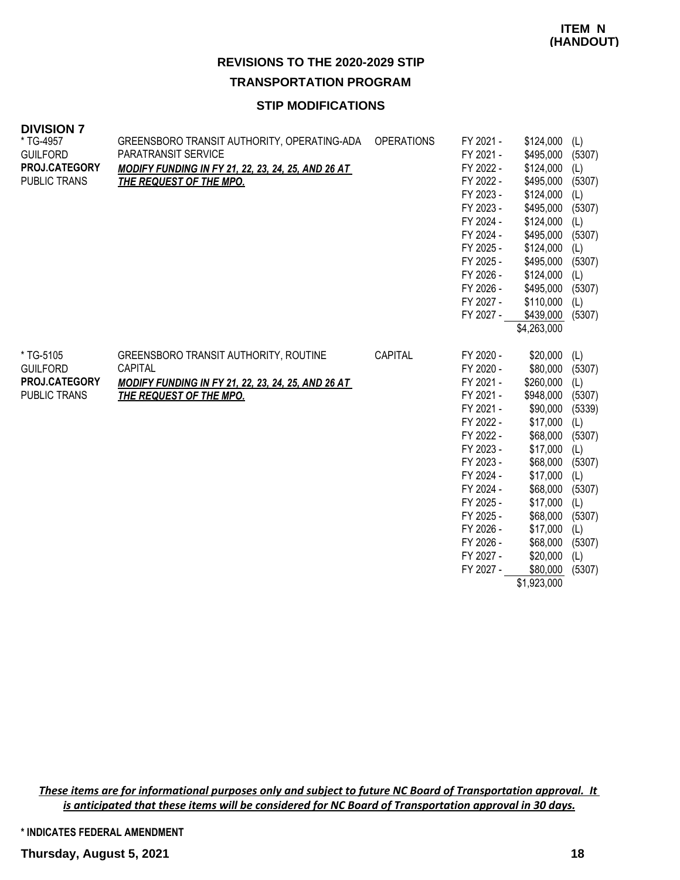**ITEM N (HANDOUT)**

## REVISIONS TO THE 2020-2029 STIP

### TRANSPORTATION PROGRAM

### STIP MODIFICATIONS

**DIVISION 7**

| Project | Description | Category | Fiscal Year | Amount | Source |
|---|---|---|---|---|---|
| * TG-4957<br>GUILFORD<br>**PROJ.CATEGORY**<br>PUBLIC TRANS | GREENSBORO TRANSIT AUTHORITY, OPERATING-ADA PARATRANSIT SERVICE<br>***MODIFY FUNDING IN FY 21, 22, 23, 24, 25, AND 26 AT THE REQUEST OF THE MPO.*** | OPERATIONS | FY 2021 - | $124,000 | (L) |
| | | | FY 2021 - | $495,000 | (5307) |
| | | | FY 2022 - | $124,000 | (L) |
| | | | FY 2022 - | $495,000 | (5307) |
| | | | FY 2023 - | $124,000 | (L) |
| | | | FY 2023 - | $495,000 | (5307) |
| | | | FY 2024 - | $124,000 | (L) |
| | | | FY 2024 - | $495,000 | (5307) |
| | | | FY 2025 - | $124,000 | (L) |
| | | | FY 2025 - | $495,000 | (5307) |
| | | | FY 2026 - | $124,000 | (L) |
| | | | FY 2026 - | $495,000 | (5307) |
| | | | FY 2027 - | $110,000 | (L) |
| | | | FY 2027 - | $439,000 | (5307) |
| | | | | $4,263,000 | |
| * TG-5105<br>GUILFORD<br>**PROJ.CATEGORY**<br>PUBLIC TRANS | GREENSBORO TRANSIT AUTHORITY, ROUTINE CAPITAL<br>***MODIFY FUNDING IN FY 21, 22, 23, 24, 25, AND 26 AT THE REQUEST OF THE MPO.*** | CAPITAL | FY 2020 - | $20,000 | (L) |
| | | | FY 2020 - | $80,000 | (5307) |
| | | | FY 2021 - | $260,000 | (L) |
| | | | FY 2021 - | $948,000 | (5307) |
| | | | FY 2021 - | $90,000 | (5339) |
| | | | FY 2022 - | $17,000 | (L) |
| | | | FY 2022 - | $68,000 | (5307) |
| | | | FY 2023 - | $17,000 | (L) |
| | | | FY 2023 - | $68,000 | (5307) |
| | | | FY 2024 - | $17,000 | (L) |
| | | | FY 2024 - | $68,000 | (5307) |
| | | | FY 2025 - | $17,000 | (L) |
| | | | FY 2025 - | $68,000 | (5307) |
| | | | FY 2026 - | $17,000 | (L) |
| | | | FY 2026 - | $68,000 | (5307) |
| | | | FY 2027 - | $20,000 | (L) |
| | | | FY 2027 - | $80,000 | (5307) |
| | | | | $1,923,000 | |

***These items are for informational purposes only and subject to future NC Board of Transportation approval. It is anticipated that these items will be considered for NC Board of Transportation approval in 30 days.***

**\* INDICATES FEDERAL AMENDMENT**

**Thursday, August 5, 2021**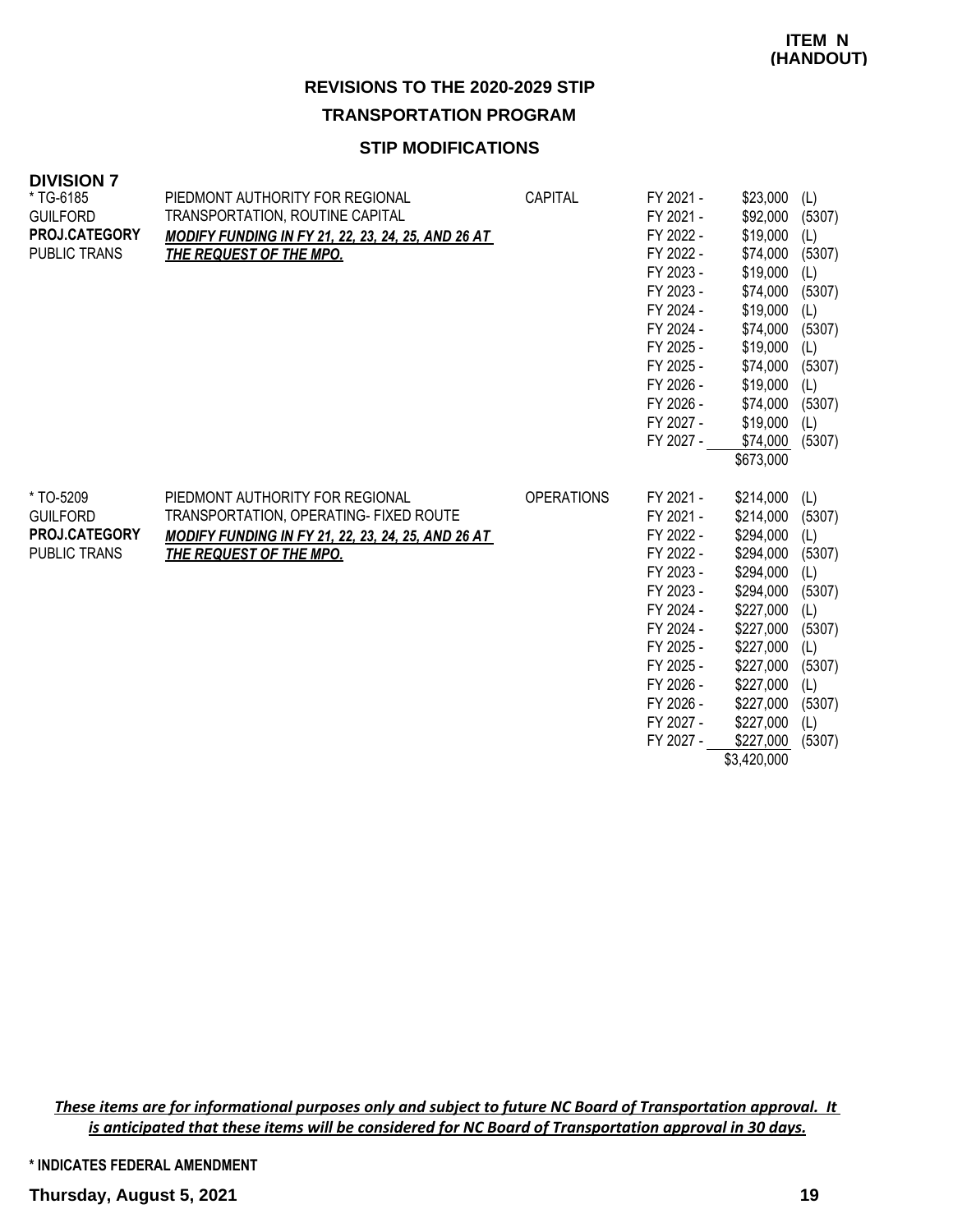**ITEM N (HANDOUT)**

# REVISIONS TO THE 2020-2029 STIP

## TRANSPORTATION PROGRAM

### STIP MODIFICATIONS

**DIVISION 7**

| Project | Description | Category | Fiscal Year | Amount | Source |
|---|---|---|---|---|---|
| * TG-6185<br>GUILFORD<br>**PROJ.CATEGORY**<br>PUBLIC TRANS | PIEDMONT AUTHORITY FOR REGIONAL TRANSPORTATION, ROUTINE CAPITAL<br>***MODIFY FUNDING IN FY 21, 22, 23, 24, 25, AND 26 AT THE REQUEST OF THE MPO.*** | CAPITAL | FY 2021 - | $23,000 | (L) |
| | | | FY 2021 - | $92,000 | (5307) |
| | | | FY 2022 - | $19,000 | (L) |
| | | | FY 2022 - | $74,000 | (5307) |
| | | | FY 2023 - | $19,000 | (L) |
| | | | FY 2023 - | $74,000 | (5307) |
| | | | FY 2024 - | $19,000 | (L) |
| | | | FY 2024 - | $74,000 | (5307) |
| | | | FY 2025 - | $19,000 | (L) |
| | | | FY 2025 - | $74,000 | (5307) |
| | | | FY 2026 - | $19,000 | (L) |
| | | | FY 2026 - | $74,000 | (5307) |
| | | | FY 2027 - | $19,000 | (L) |
| | | | FY 2027 - | $74,000 | (5307) |
| | | | | $673,000 | |
| * TO-5209<br>GUILFORD<br>**PROJ.CATEGORY**<br>PUBLIC TRANS | PIEDMONT AUTHORITY FOR REGIONAL TRANSPORTATION, OPERATING- FIXED ROUTE<br>***MODIFY FUNDING IN FY 21, 22, 23, 24, 25, AND 26 AT THE REQUEST OF THE MPO.*** | OPERATIONS | FY 2021 - | $214,000 | (L) |
| | | | FY 2021 - | $214,000 | (5307) |
| | | | FY 2022 - | $294,000 | (L) |
| | | | FY 2022 - | $294,000 | (5307) |
| | | | FY 2023 - | $294,000 | (L) |
| | | | FY 2023 - | $294,000 | (5307) |
| | | | FY 2024 - | $227,000 | (L) |
| | | | FY 2024 - | $227,000 | (5307) |
| | | | FY 2025 - | $227,000 | (L) |
| | | | FY 2025 - | $227,000 | (5307) |
| | | | FY 2026 - | $227,000 | (L) |
| | | | FY 2026 - | $227,000 | (5307) |
| | | | FY 2027 - | $227,000 | (L) |
| | | | FY 2027 - | $227,000 | (5307) |
| | | | | $3,420,000 | |

***These items are for informational purposes only and subject to future NC Board of Transportation approval. It is anticipated that these items will be considered for NC Board of Transportation approval in 30 days.***

**\* INDICATES FEDERAL AMENDMENT**

**Thursday, August 5, 2021**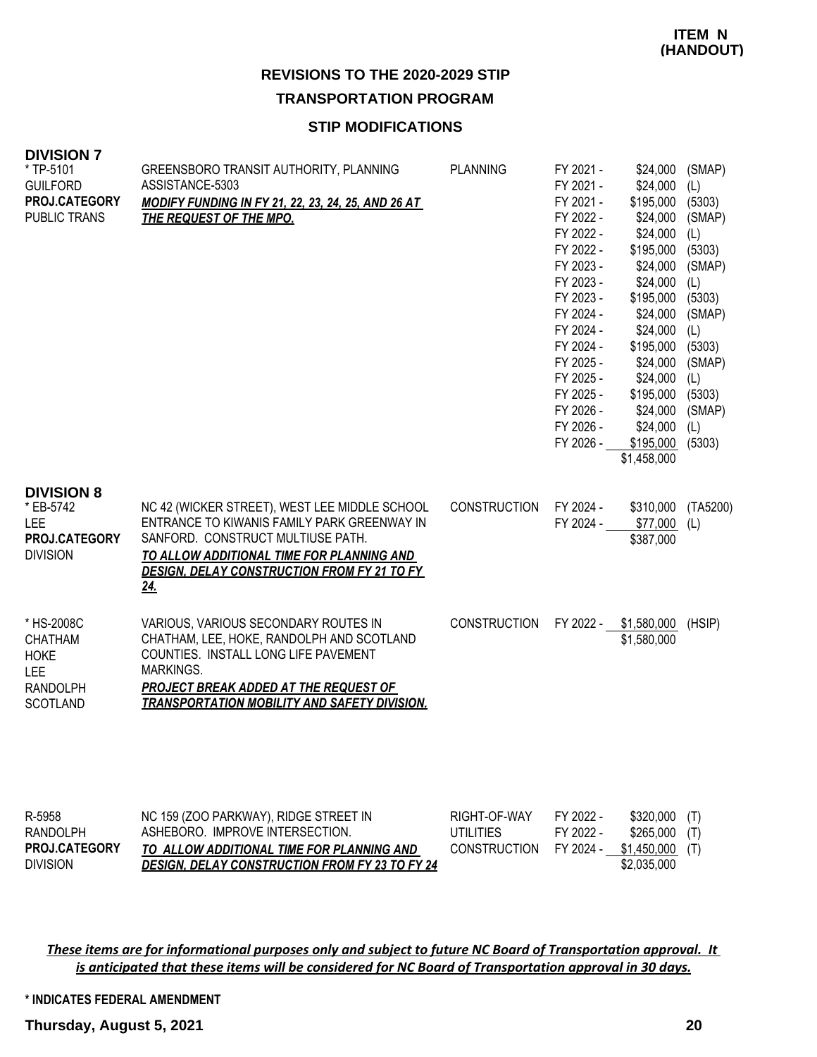**ITEM N (HANDOUT)**

## REVISIONS TO THE 2020-2029 STIP

### TRANSPORTATION PROGRAM

### STIP MODIFICATIONS

**DIVISION 7**

| Project | Description | Work Type | Year | Amount | Fund |
|---|---|---|---|---|---|
| * TP-5101<br>GUILFORD<br>**PROJ.CATEGORY**<br>PUBLIC TRANS | GREENSBORO TRANSIT AUTHORITY, PLANNING ASSISTANCE-5303<br>***MODIFY FUNDING IN FY 21, 22, 23, 24, 25, AND 26 AT THE REQUEST OF THE MPO.*** | PLANNING | FY 2021 - | $24,000 | (SMAP) |
| | | | FY 2021 - | $24,000 | (L) |
| | | | FY 2021 - | $195,000 | (5303) |
| | | | FY 2022 - | $24,000 | (SMAP) |
| | | | FY 2022 - | $24,000 | (L) |
| | | | FY 2022 - | $195,000 | (5303) |
| | | | FY 2023 - | $24,000 | (SMAP) |
| | | | FY 2023 - | $24,000 | (L) |
| | | | FY 2023 - | $195,000 | (5303) |
| | | | FY 2024 - | $24,000 | (SMAP) |
| | | | FY 2024 - | $24,000 | (L) |
| | | | FY 2024 - | $195,000 | (5303) |
| | | | FY 2025 - | $24,000 | (SMAP) |
| | | | FY 2025 - | $24,000 | (L) |
| | | | FY 2025 - | $195,000 | (5303) |
| | | | FY 2026 - | $24,000 | (SMAP) |
| | | | FY 2026 - | $24,000 | (L) |
| | | | FY 2026 - | $195,000 | (5303) |
| | | | | $1,458,000 | |

**DIVISION 8**

| Project | Description | Work Type | Year | Amount | Fund |
|---|---|---|---|---|---|
| * EB-5742<br>LEE<br>**PROJ.CATEGORY**<br>DIVISION | NC 42 (WICKER STREET), WEST LEE MIDDLE SCHOOL ENTRANCE TO KIWANIS FAMILY PARK GREENWAY IN SANFORD. CONSTRUCT MULTIUSE PATH.<br>***TO ALLOW ADDITIONAL TIME FOR PLANNING AND DESIGN, DELAY CONSTRUCTION FROM FY 21 TO FY 24.*** | CONSTRUCTION | FY 2024 - | $310,000 | (TA5200) |
| | | | FY 2024 - | $77,000 | (L) |
| | | | | $387,000 | |
| * HS-2008C<br>CHATHAM<br>HOKE<br>LEE<br>RANDOLPH<br>SCOTLAND | VARIOUS, VARIOUS SECONDARY ROUTES IN CHATHAM, LEE, HOKE, RANDOLPH AND SCOTLAND COUNTIES. INSTALL LONG LIFE PAVEMENT MARKINGS.<br>***PROJECT BREAK ADDED AT THE REQUEST OF TRANSPORTATION MOBILITY AND SAFETY DIVISION.*** | CONSTRUCTION | FY 2022 - | $1,580,000 | (HSIP) |
| | | | | $1,580,000 | |
| R-5958<br>RANDOLPH<br>**PROJ.CATEGORY**<br>DIVISION | NC 159 (ZOO PARKWAY), RIDGE STREET IN ASHEBORO. IMPROVE INTERSECTION.<br>***TO ALLOW ADDITIONAL TIME FOR PLANNING AND DESIGN, DELAY CONSTRUCTION FROM FY 23 TO FY 24*** | RIGHT-OF-WAY | FY 2022 - | $320,000 | (T) |
| | | UTILITIES | FY 2022 - | $265,000 | (T) |
| | | CONSTRUCTION | FY 2024 - | $1,450,000 | (T) |
| | | | | $2,035,000 | |

***These items are for informational purposes only and subject to future NC Board of Transportation approval. It is anticipated that these items will be considered for NC Board of Transportation approval in 30 days.***

**\* INDICATES FEDERAL AMENDMENT**

**Thursday, August 5, 2021**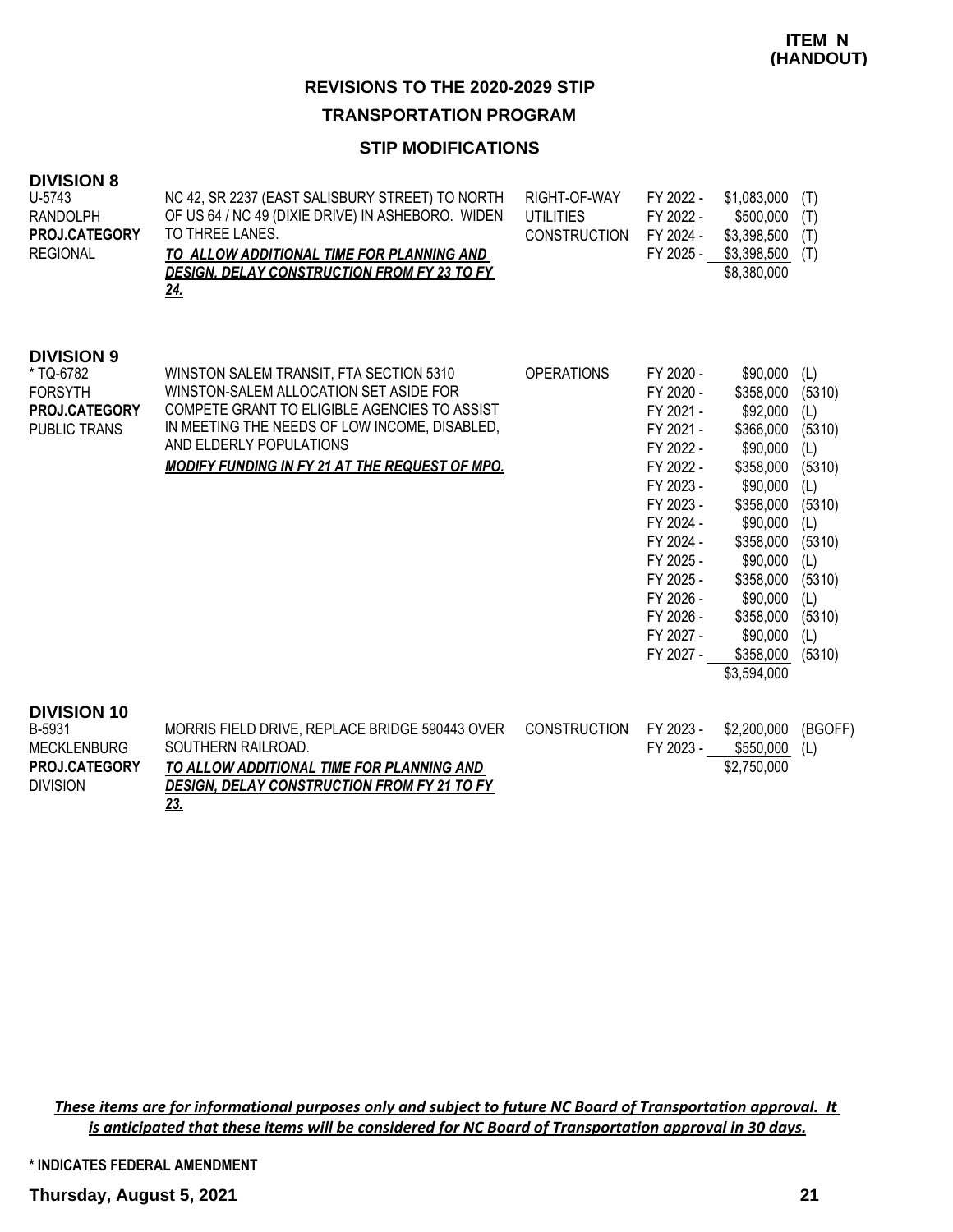**ITEM N (HANDOUT)**

## REVISIONS TO THE 2020-2029 STIP

### TRANSPORTATION PROGRAM

### STIP MODIFICATIONS

**DIVISION 8**

| | | | | | |
|---|---|---|---|---|---|
| U-5743<br>RANDOLPH<br>**PROJ.CATEGORY**<br>REGIONAL | NC 42, SR 2237 (EAST SALISBURY STREET) TO NORTH OF US 64 / NC 49 (DIXIE DRIVE) IN ASHEBORO. WIDEN TO THREE LANES.<br>***TO ALLOW ADDITIONAL TIME FOR PLANNING AND DESIGN, DELAY CONSTRUCTION FROM FY 23 TO FY 24.*** | RIGHT-OF-WAY | FY 2022 - | $1,083,000 | (T) |
| | | UTILITIES | FY 2022 - | $500,000 | (T) |
| | | CONSTRUCTION | FY 2024 - | $3,398,500 | (T) |
| | | | FY 2025 - | $3,398,500 | (T) |
| | | | | $8,380,000 | |

**DIVISION 9**

| | | | | | |
|---|---|---|---|---|---|
| * TQ-6782<br>FORSYTH<br>**PROJ.CATEGORY**<br>PUBLIC TRANS | WINSTON SALEM TRANSIT, FTA SECTION 5310 WINSTON-SALEM ALLOCATION SET ASIDE FOR COMPETE GRANT TO ELIGIBLE AGENCIES TO ASSIST IN MEETING THE NEEDS OF LOW INCOME, DISABLED, AND ELDERLY POPULATIONS<br>***MODIFY FUNDING IN FY 21 AT THE REQUEST OF MPO.*** | OPERATIONS | FY 2020 - | $90,000 | (L) |
| | | | FY 2020 - | $358,000 | (5310) |
| | | | FY 2021 - | $92,000 | (L) |
| | | | FY 2021 - | $366,000 | (5310) |
| | | | FY 2022 - | $90,000 | (L) |
| | | | FY 2022 - | $358,000 | (5310) |
| | | | FY 2023 - | $90,000 | (L) |
| | | | FY 2023 - | $358,000 | (5310) |
| | | | FY 2024 - | $90,000 | (L) |
| | | | FY 2024 - | $358,000 | (5310) |
| | | | FY 2025 - | $90,000 | (L) |
| | | | FY 2025 - | $358,000 | (5310) |
| | | | FY 2026 - | $90,000 | (L) |
| | | | FY 2026 - | $358,000 | (5310) |
| | | | FY 2027 - | $90,000 | (L) |
| | | | FY 2027 - | $358,000 | (5310) |
| | | | | $3,594,000 | |

**DIVISION 10**

| | | | | | |
|---|---|---|---|---|---|
| B-5931<br>MECKLENBURG<br>**PROJ.CATEGORY**<br>DIVISION | MORRIS FIELD DRIVE, REPLACE BRIDGE 590443 OVER SOUTHERN RAILROAD.<br>***TO ALLOW ADDITIONAL TIME FOR PLANNING AND DESIGN, DELAY CONSTRUCTION FROM FY 21 TO FY 23.*** | CONSTRUCTION | FY 2023 - | $2,200,000 | (BGOFF) |
| | | | FY 2023 - | $550,000 | (L) |
| | | | | $2,750,000 | |

***These items are for informational purposes only and subject to future NC Board of Transportation approval. It is anticipated that these items will be considered for NC Board of Transportation approval in 30 days.***

**\* INDICATES FEDERAL AMENDMENT**

**Thursday, August 5, 2021**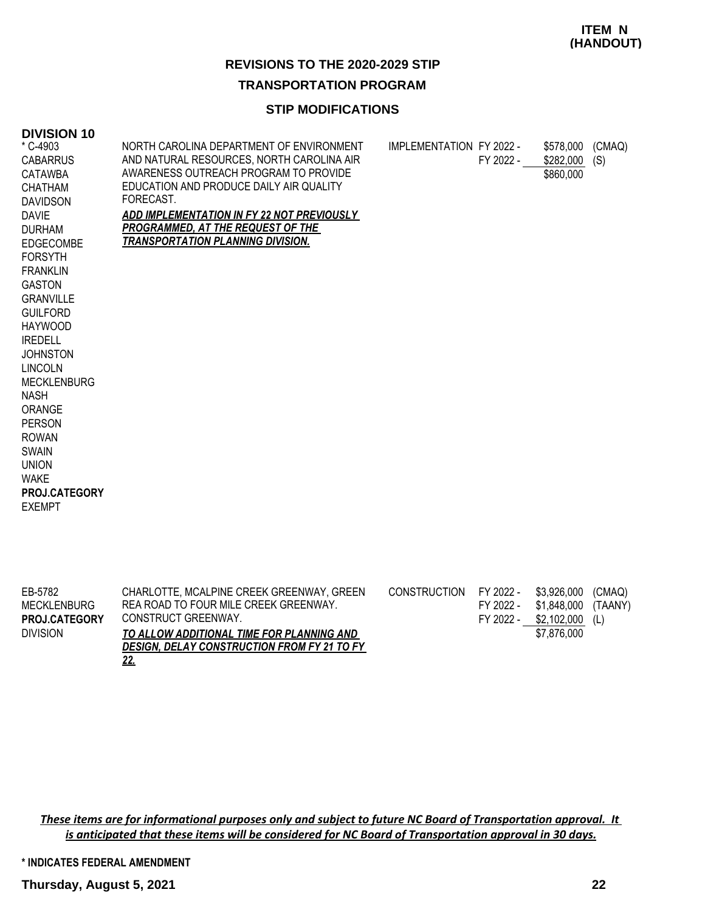**ITEM N (HANDOUT)**

## REVISIONS TO THE 2020-2029 STIP

### TRANSPORTATION PROGRAM

### STIP MODIFICATIONS

**DIVISION 10**

| Project / Counties | Description | Work Type | Fiscal Year | Amount | Source |
|---|---|---|---|---|---|
| * C-4903<br>CABARRUS<br>CATAWBA<br>CHATHAM<br>DAVIDSON<br>DAVIE<br>DURHAM<br>EDGECOMBE<br>FORSYTH<br>FRANKLIN<br>GASTON<br>GRANVILLE<br>GUILFORD<br>HAYWOOD<br>IREDELL<br>JOHNSTON<br>LINCOLN<br>MECKLENBURG<br>NASH<br>ORANGE<br>PERSON<br>ROWAN<br>SWAIN<br>UNION<br>WAKE<br>**PROJ.CATEGORY**<br>EXEMPT | NORTH CAROLINA DEPARTMENT OF ENVIRONMENT AND NATURAL RESOURCES, NORTH CAROLINA AIR AWARENESS OUTREACH PROGRAM TO PROVIDE EDUCATION AND PRODUCE DAILY AIR QUALITY FORECAST.<br>***ADD IMPLEMENTATION IN FY 22 NOT PREVIOUSLY PROGRAMMED, AT THE REQUEST OF THE TRANSPORTATION PLANNING DIVISION.*** | IMPLEMENTATION | FY 2022 -<br>FY 2022 - | $578,000<br>$282,000<br>$860,000 | (CMAQ)<br>(S) |
| EB-5782<br>MECKLENBURG<br>**PROJ.CATEGORY**<br>DIVISION | CHARLOTTE, MCALPINE CREEK GREENWAY, GREEN REA ROAD TO FOUR MILE CREEK GREENWAY. CONSTRUCT GREENWAY.<br>***TO ALLOW ADDITIONAL TIME FOR PLANNING AND DESIGN, DELAY CONSTRUCTION FROM FY 21 TO FY 22.*** | CONSTRUCTION | FY 2022 -<br>FY 2022 -<br>FY 2022 - | $3,926,000<br>$1,848,000<br>$2,102,000<br>$7,876,000 | (CMAQ)<br>(TAANY)<br>(L) |

*These items are for informational purposes only and subject to future NC Board of Transportation approval. It is anticipated that these items will be considered for NC Board of Transportation approval in 30 days.*

**\* INDICATES FEDERAL AMENDMENT**

**Thursday, August 5, 2021**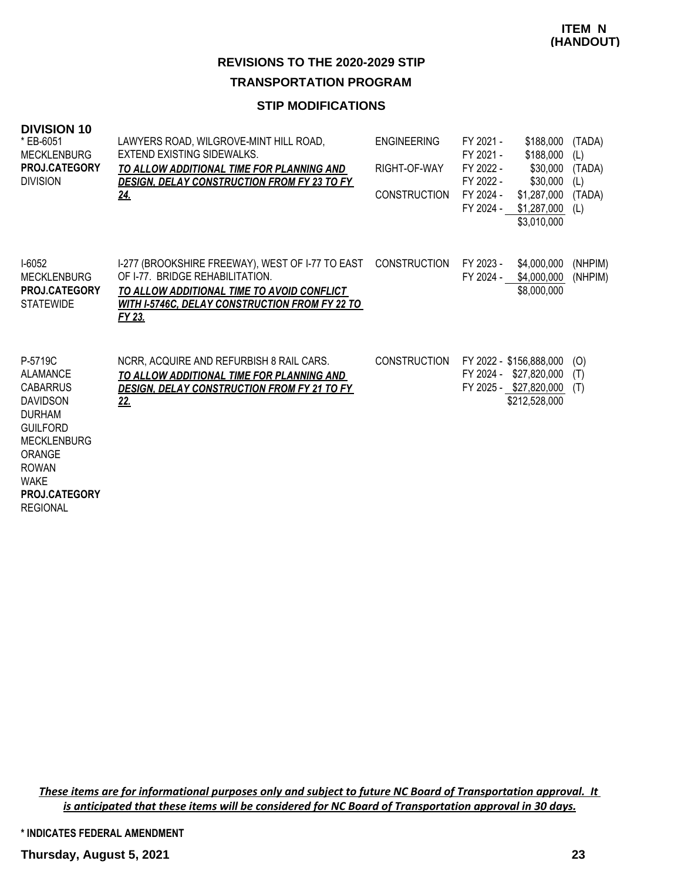**ITEM N (HANDOUT)**

## REVISIONS TO THE 2020-2029 STIP

### TRANSPORTATION PROGRAM

### STIP MODIFICATIONS

**DIVISION 10**

| Project | Description | Work Type | Fiscal Year | Amount | Funding |
|---|---|---|---|---|---|
| * EB-6051<br>MECKLENBURG<br>**PROJ.CATEGORY**<br>DIVISION | LAWYERS ROAD, WILGROVE-MINT HILL ROAD, EXTEND EXISTING SIDEWALKS.<br>***TO ALLOW ADDITIONAL TIME FOR PLANNING AND DESIGN, DELAY CONSTRUCTION FROM FY 23 TO FY 24.*** | ENGINEERING | FY 2021 - | $188,000 | (TADA) |
| | | | FY 2021 - | $188,000 | (L) |
| | | RIGHT-OF-WAY | FY 2022 - | $30,000 | (TADA) |
| | | | FY 2022 - | $30,000 | (L) |
| | | CONSTRUCTION | FY 2024 - | $1,287,000 | (TADA) |
| | | | FY 2024 - | $1,287,000 | (L) |
| | | | | $3,010,000 | |
| I-6052<br>MECKLENBURG<br>**PROJ.CATEGORY**<br>STATEWIDE | I-277 (BROOKSHIRE FREEWAY), WEST OF I-77 TO EAST OF I-77. BRIDGE REHABILITATION.<br>***TO ALLOW ADDITIONAL TIME TO AVOID CONFLICT WITH I-5746C, DELAY CONSTRUCTION FROM FY 22 TO FY 23.*** | CONSTRUCTION | FY 2023 - | $4,000,000 | (NHPIM) |
| | | | FY 2024 - | $4,000,000 | (NHPIM) |
| | | | | $8,000,000 | |
| P-5719C<br>ALAMANCE<br>CABARRUS<br>DAVIDSON<br>DURHAM<br>GUILFORD<br>MECKLENBURG<br>ORANGE<br>ROWAN<br>WAKE<br>**PROJ.CATEGORY**<br>REGIONAL | NCRR, ACQUIRE AND REFURBISH 8 RAIL CARS.<br>***TO ALLOW ADDITIONAL TIME FOR PLANNING AND DESIGN, DELAY CONSTRUCTION FROM FY 21 TO FY 22.*** | CONSTRUCTION | FY 2022 - | $156,888,000 | (O) |
| | | | FY 2024 - | $27,820,000 | (T) |
| | | | FY 2025 - | $27,820,000 | (T) |
| | | | | $212,528,000 | |

***These items are for informational purposes only and subject to future NC Board of Transportation approval. It is anticipated that these items will be considered for NC Board of Transportation approval in 30 days.***

**\* INDICATES FEDERAL AMENDMENT**

**Thursday, August 5, 2021**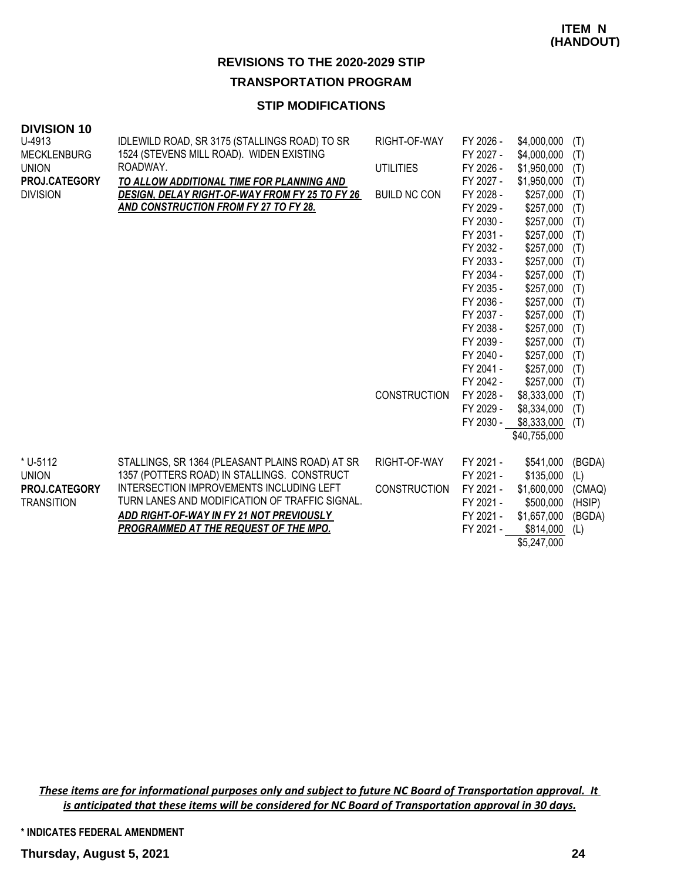**ITEM N (HANDOUT)**

## REVISIONS TO THE 2020-2029 STIP

### TRANSPORTATION PROGRAM

### STIP MODIFICATIONS

**DIVISION 10**

| Project | Description | Work Type | Fiscal Year | Amount | Fund |
|---|---|---|---|---|---|
| U-4913<br>MECKLENBURG<br>UNION<br>**PROJ.CATEGORY**<br>DIVISION | IDLEWILD ROAD, SR 3175 (STALLINGS ROAD) TO SR 1524 (STEVENS MILL ROAD). WIDEN EXISTING ROADWAY.<br>***TO ALLOW ADDITIONAL TIME FOR PLANNING AND DESIGN, DELAY RIGHT-OF-WAY FROM FY 25 TO FY 26 AND CONSTRUCTION FROM FY 27 TO FY 28.*** | RIGHT-OF-WAY | FY 2026 - | $4,000,000 | (T) |
| | | | FY 2027 - | $4,000,000 | (T) |
| | | UTILITIES | FY 2026 - | $1,950,000 | (T) |
| | | | FY 2027 - | $1,950,000 | (T) |
| | | BUILD NC CON | FY 2028 - | $257,000 | (T) |
| | | | FY 2029 - | $257,000 | (T) |
| | | | FY 2030 - | $257,000 | (T) |
| | | | FY 2031 - | $257,000 | (T) |
| | | | FY 2032 - | $257,000 | (T) |
| | | | FY 2033 - | $257,000 | (T) |
| | | | FY 2034 - | $257,000 | (T) |
| | | | FY 2035 - | $257,000 | (T) |
| | | | FY 2036 - | $257,000 | (T) |
| | | | FY 2037 - | $257,000 | (T) |
| | | | FY 2038 - | $257,000 | (T) |
| | | | FY 2039 - | $257,000 | (T) |
| | | | FY 2040 - | $257,000 | (T) |
| | | | FY 2041 - | $257,000 | (T) |
| | | | FY 2042 - | $257,000 | (T) |
| | | CONSTRUCTION | FY 2028 - | $8,333,000 | (T) |
| | | | FY 2029 - | $8,334,000 | (T) |
| | | | FY 2030 - | $8,333,000 | (T) |
| | | | | $40,755,000 | |
| * U-5112<br>UNION<br>**PROJ.CATEGORY**<br>TRANSITION | STALLINGS, SR 1364 (PLEASANT PLAINS ROAD) AT SR 1357 (POTTERS ROAD) IN STALLINGS. CONSTRUCT INTERSECTION IMPROVEMENTS INCLUDING LEFT TURN LANES AND MODIFICATION OF TRAFFIC SIGNAL.<br>***ADD RIGHT-OF-WAY IN FY 21 NOT PREVIOUSLY PROGRAMMED AT THE REQUEST OF THE MPO.*** | RIGHT-OF-WAY | FY 2021 - | $541,000 | (BGDA) |
| | | | FY 2021 - | $135,000 | (L) |
| | | CONSTRUCTION | FY 2021 - | $1,600,000 | (CMAQ) |
| | | | FY 2021 - | $500,000 | (HSIP) |
| | | | FY 2021 - | $1,657,000 | (BGDA) |
| | | | FY 2021 - | $814,000 | (L) |
| | | | | $5,247,000 | |

***These items are for informational purposes only and subject to future NC Board of Transportation approval. It is anticipated that these items will be considered for NC Board of Transportation approval in 30 days.***

**\* INDICATES FEDERAL AMENDMENT**

**Thursday, August 5, 2021**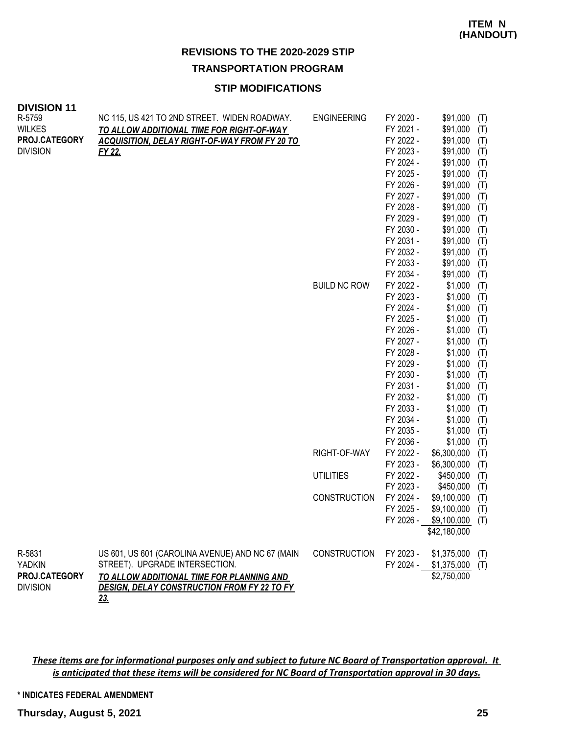**ITEM N (HANDOUT)**

## REVISIONS TO THE 2020-2029 STIP

## TRANSPORTATION PROGRAM

### STIP MODIFICATIONS

### DIVISION 11

| Project | Description | Work Type | Fiscal Year | Amount | Fund |
|---|---|---|---|---|---|
| R-5759<br>WILKES<br>**PROJ.CATEGORY**<br>DIVISION | NC 115, US 421 TO 2ND STREET. WIDEN ROADWAY.<br>***TO ALLOW ADDITIONAL TIME FOR RIGHT-OF-WAY ACQUISITION, DELAY RIGHT-OF-WAY FROM FY 20 TO FY 22.*** | ENGINEERING | FY 2020 - | $91,000 | (T) |
| | | | FY 2021 - | $91,000 | (T) |
| | | | FY 2022 - | $91,000 | (T) |
| | | | FY 2023 - | $91,000 | (T) |
| | | | FY 2024 - | $91,000 | (T) |
| | | | FY 2025 - | $91,000 | (T) |
| | | | FY 2026 - | $91,000 | (T) |
| | | | FY 2027 - | $91,000 | (T) |
| | | | FY 2028 - | $91,000 | (T) |
| | | | FY 2029 - | $91,000 | (T) |
| | | | FY 2030 - | $91,000 | (T) |
| | | | FY 2031 - | $91,000 | (T) |
| | | | FY 2032 - | $91,000 | (T) |
| | | | FY 2033 - | $91,000 | (T) |
| | | | FY 2034 - | $91,000 | (T) |
| | | BUILD NC ROW | FY 2022 - | $1,000 | (T) |
| | | | FY 2023 - | $1,000 | (T) |
| | | | FY 2024 - | $1,000 | (T) |
| | | | FY 2025 - | $1,000 | (T) |
| | | | FY 2026 - | $1,000 | (T) |
| | | | FY 2027 - | $1,000 | (T) |
| | | | FY 2028 - | $1,000 | (T) |
| | | | FY 2029 - | $1,000 | (T) |
| | | | FY 2030 - | $1,000 | (T) |
| | | | FY 2031 - | $1,000 | (T) |
| | | | FY 2032 - | $1,000 | (T) |
| | | | FY 2033 - | $1,000 | (T) |
| | | | FY 2034 - | $1,000 | (T) |
| | | | FY 2035 - | $1,000 | (T) |
| | | | FY 2036 - | $1,000 | (T) |
| | | RIGHT-OF-WAY | FY 2022 - | $6,300,000 | (T) |
| | | | FY 2023 - | $6,300,000 | (T) |
| | | UTILITIES | FY 2022 - | $450,000 | (T) |
| | | | FY 2023 - | $450,000 | (T) |
| | | CONSTRUCTION | FY 2024 - | $9,100,000 | (T) |
| | | | FY 2025 - | $9,100,000 | (T) |
| | | | FY 2026 - | $9,100,000 | (T) |
| | | | | $42,180,000 | |
| R-5831<br>YADKIN<br>**PROJ.CATEGORY**<br>DIVISION | US 601, US 601 (CAROLINA AVENUE) AND NC 67 (MAIN STREET). UPGRADE INTERSECTION.<br>***TO ALLOW ADDITIONAL TIME FOR PLANNING AND DESIGN, DELAY CONSTRUCTION FROM FY 22 TO FY 23.*** | CONSTRUCTION | FY 2023 - | $1,375,000 | (T) |
| | | | FY 2024 - | $1,375,000 | (T) |
| | | | | $2,750,000 | |

***These items are for informational purposes only and subject to future NC Board of Transportation approval. It is anticipated that these items will be considered for NC Board of Transportation approval in 30 days.***

**\* INDICATES FEDERAL AMENDMENT**

**Thursday, August 5, 2021**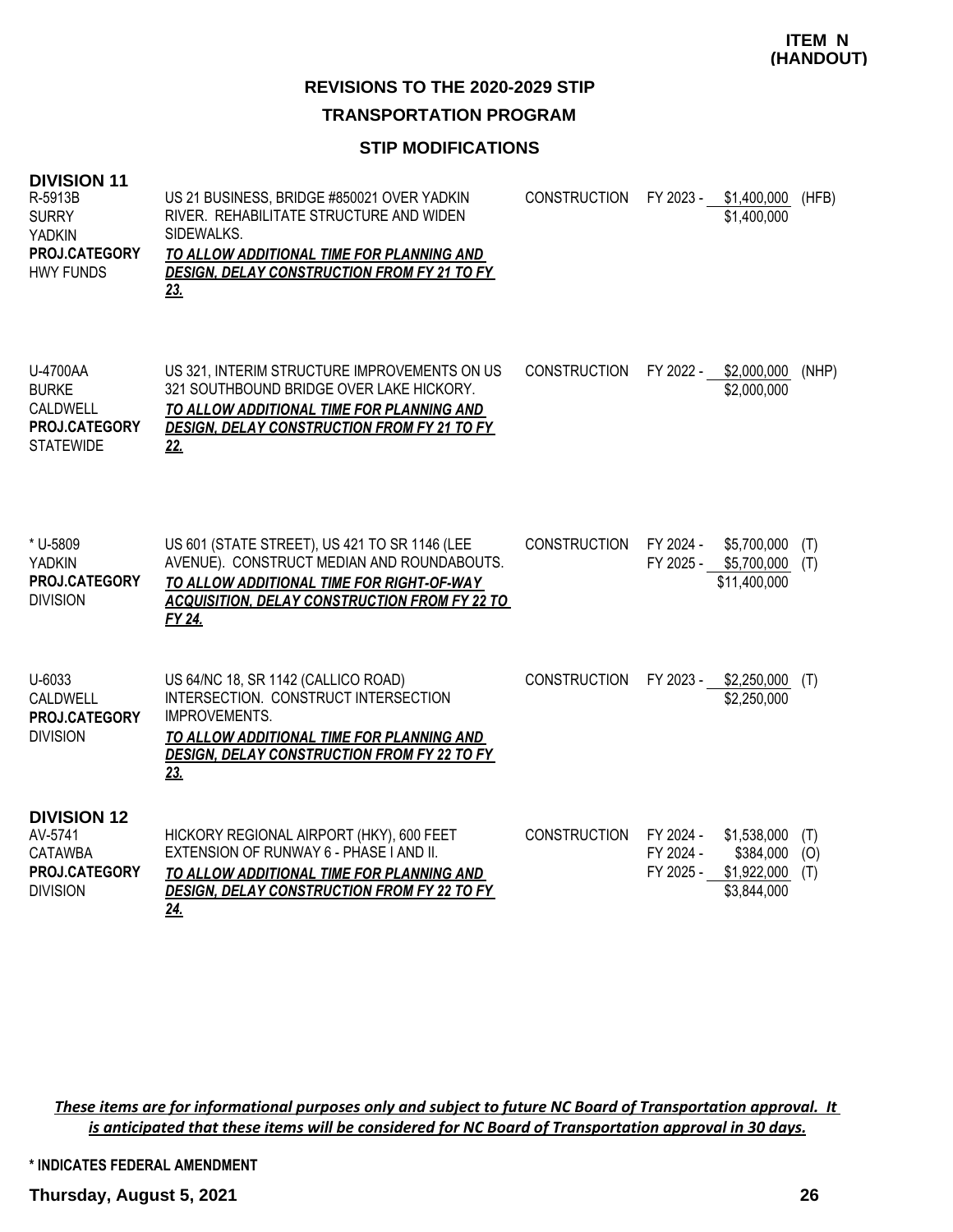**ITEM N (HANDOUT)**

## REVISIONS TO THE 2020-2029 STIP

### TRANSPORTATION PROGRAM

### STIP MODIFICATIONS

**DIVISION 11**

| Project | Description | Work | Fiscal Year / Cost | Funding |
|---|---|---|---|---|
| R-5913B<br>SURRY<br>YADKIN<br>**PROJ.CATEGORY**<br>HWY FUNDS | US 21 BUSINESS, BRIDGE #850021 OVER YADKIN RIVER. REHABILITATE STRUCTURE AND WIDEN SIDEWALKS.<br>***TO ALLOW ADDITIONAL TIME FOR PLANNING AND DESIGN, DELAY CONSTRUCTION FROM FY 21 TO FY 23.*** | CONSTRUCTION | FY 2023 - $1,400,000<br>$1,400,000 | (HFB) |
| U-4700AA<br>BURKE<br>CALDWELL<br>**PROJ.CATEGORY**<br>STATEWIDE | US 321, INTERIM STRUCTURE IMPROVEMENTS ON US 321 SOUTHBOUND BRIDGE OVER LAKE HICKORY.<br>***TO ALLOW ADDITIONAL TIME FOR PLANNING AND DESIGN, DELAY CONSTRUCTION FROM FY 21 TO FY 22.*** | CONSTRUCTION | FY 2022 - $2,000,000<br>$2,000,000 | (NHP) |
| * U-5809<br>YADKIN<br>**PROJ.CATEGORY**<br>DIVISION | US 601 (STATE STREET), US 421 TO SR 1146 (LEE AVENUE). CONSTRUCT MEDIAN AND ROUNDABOUTS.<br>***TO ALLOW ADDITIONAL TIME FOR RIGHT-OF-WAY ACQUISITION, DELAY CONSTRUCTION FROM FY 22 TO FY 24.*** | CONSTRUCTION | FY 2024 - $5,700,000<br>FY 2025 - $5,700,000<br>$11,400,000 | (T)<br>(T) |
| U-6033<br>CALDWELL<br>**PROJ.CATEGORY**<br>DIVISION | US 64/NC 18, SR 1142 (CALLICO ROAD) INTERSECTION. CONSTRUCT INTERSECTION IMPROVEMENTS.<br>***TO ALLOW ADDITIONAL TIME FOR PLANNING AND DESIGN, DELAY CONSTRUCTION FROM FY 22 TO FY 23.*** | CONSTRUCTION | FY 2023 - $2,250,000<br>$2,250,000 | (T) |

**DIVISION 12**

| Project | Description | Work | Fiscal Year / Cost | Funding |
|---|---|---|---|---|
| AV-5741<br>CATAWBA<br>**PROJ.CATEGORY**<br>DIVISION | HICKORY REGIONAL AIRPORT (HKY), 600 FEET EXTENSION OF RUNWAY 6 - PHASE I AND II.<br>***TO ALLOW ADDITIONAL TIME FOR PLANNING AND DESIGN, DELAY CONSTRUCTION FROM FY 22 TO FY 24.*** | CONSTRUCTION | FY 2024 - $1,538,000<br>FY 2024 - $384,000<br>FY 2025 - $1,922,000<br>$3,844,000 | (T)<br>(O)<br>(T) |

***These items are for informational purposes only and subject to future NC Board of Transportation approval. It is anticipated that these items will be considered for NC Board of Transportation approval in 30 days.***

**\* INDICATES FEDERAL AMENDMENT**

**Thursday, August 5, 2021**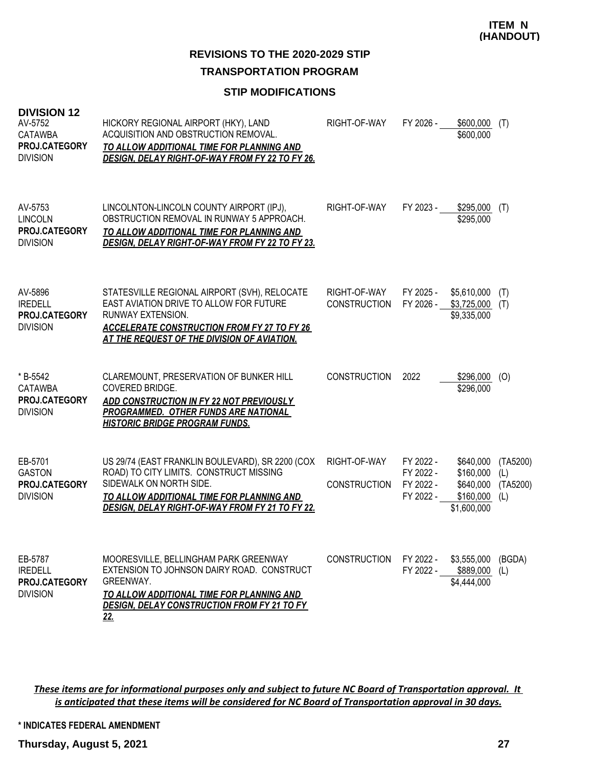**ITEM N (HANDOUT)**

## REVISIONS TO THE 2020-2029 STIP

### TRANSPORTATION PROGRAM

### STIP MODIFICATIONS

**DIVISION 12**

| Project | Description | Work Type | Year | Amount | Fund |
|---|---|---|---|---|---|
| AV-5752<br>CATAWBA<br>**PROJ.CATEGORY**<br>DIVISION | HICKORY REGIONAL AIRPORT (HKY), LAND ACQUISITION AND OBSTRUCTION REMOVAL.<br>***TO ALLOW ADDITIONAL TIME FOR PLANNING AND DESIGN, DELAY RIGHT-OF-WAY FROM FY 22 TO FY 26.*** | RIGHT-OF-WAY | FY 2026 - | $600,000 | (T) |
| | | | | $600,000 | |
| AV-5753<br>LINCOLN<br>**PROJ.CATEGORY**<br>DIVISION | LINCOLNTON-LINCOLN COUNTY AIRPORT (IPJ), OBSTRUCTION REMOVAL IN RUNWAY 5 APPROACH.<br>***TO ALLOW ADDITIONAL TIME FOR PLANNING AND DESIGN, DELAY RIGHT-OF-WAY FROM FY 22 TO FY 23.*** | RIGHT-OF-WAY | FY 2023 - | $295,000 | (T) |
| | | | | $295,000 | |
| AV-5896<br>IREDELL<br>**PROJ.CATEGORY**<br>DIVISION | STATESVILLE REGIONAL AIRPORT (SVH), RELOCATE EAST AVIATION DRIVE TO ALLOW FOR FUTURE RUNWAY EXTENSION.<br>***ACCELERATE CONSTRUCTION FROM FY 27 TO FY 26 AT THE REQUEST OF THE DIVISION OF AVIATION.*** | RIGHT-OF-WAY | FY 2025 - | $5,610,000 | (T) |
| | | CONSTRUCTION | FY 2026 - | $3,725,000 | (T) |
| | | | | $9,335,000 | |
| * B-5542<br>CATAWBA<br>**PROJ.CATEGORY**<br>DIVISION | CLAREMOUNT, PRESERVATION OF BUNKER HILL COVERED BRIDGE.<br>***ADD CONSTRUCTION IN FY 22 NOT PREVIOUSLY PROGRAMMED. OTHER FUNDS ARE NATIONAL HISTORIC BRIDGE PROGRAM FUNDS.*** | CONSTRUCTION | 2022 | $296,000 | (O) |
| | | | | $296,000 | |
| EB-5701<br>GASTON<br>**PROJ.CATEGORY**<br>DIVISION | US 29/74 (EAST FRANKLIN BOULEVARD), SR 2200 (COX ROAD) TO CITY LIMITS. CONSTRUCT MISSING SIDEWALK ON NORTH SIDE.<br>***TO ALLOW ADDITIONAL TIME FOR PLANNING AND DESIGN, DELAY RIGHT-OF-WAY FROM FY 21 TO FY 22.*** | RIGHT-OF-WAY | FY 2022 - | $640,000 | (TA5200) |
| | | | FY 2022 - | $160,000 | (L) |
| | | CONSTRUCTION | FY 2022 - | $640,000 | (TA5200) |
| | | | FY 2022 - | $160,000 | (L) |
| | | | | $1,600,000 | |
| EB-5787<br>IREDELL<br>**PROJ.CATEGORY**<br>DIVISION | MOORESVILLE, BELLINGHAM PARK GREENWAY EXTENSION TO JOHNSON DAIRY ROAD. CONSTRUCT GREENWAY.<br>***TO ALLOW ADDITIONAL TIME FOR PLANNING AND DESIGN, DELAY CONSTRUCTION FROM FY 21 TO FY 22.*** | CONSTRUCTION | FY 2022 - | $3,555,000 | (BGDA) |
| | | | FY 2022 - | $889,000 | (L) |
| | | | | $4,444,000 | |

***These items are for informational purposes only and subject to future NC Board of Transportation approval. It is anticipated that these items will be considered for NC Board of Transportation approval in 30 days.***

**\* INDICATES FEDERAL AMENDMENT**

**Thursday, August 5, 2021**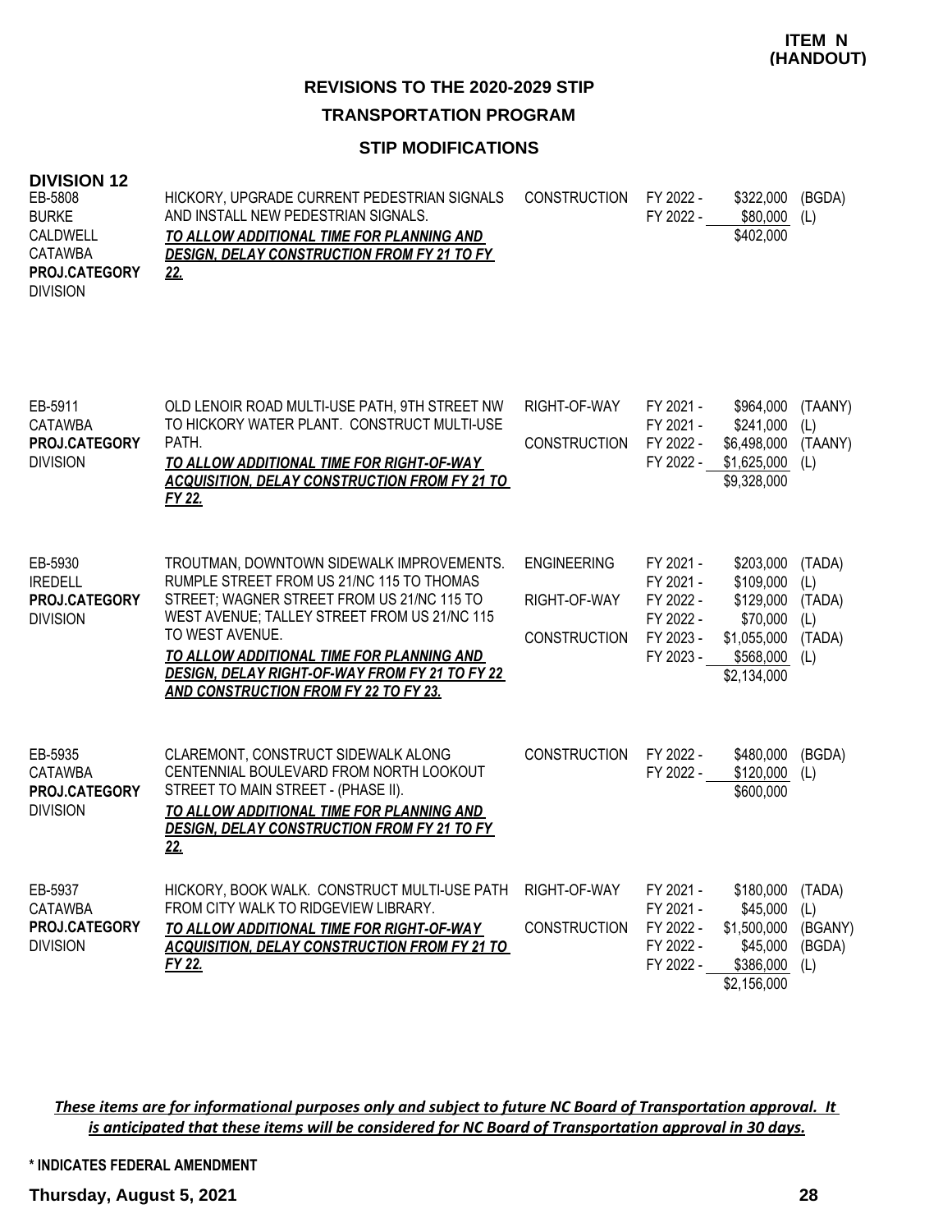**ITEM N (HANDOUT)**

## REVISIONS TO THE 2020-2029 STIP

### TRANSPORTATION PROGRAM

### STIP MODIFICATIONS

**DIVISION 12**

| Project | Description | Phase | Fiscal Year | Amount | Source |
|---|---|---|---|---|---|
| EB-5808<br>BURKE<br>CALDWELL<br>CATAWBA<br>**PROJ.CATEGORY**<br>DIVISION | HICKORY, UPGRADE CURRENT PEDESTRIAN SIGNALS AND INSTALL NEW PEDESTRIAN SIGNALS.<br>***TO ALLOW ADDITIONAL TIME FOR PLANNING AND DESIGN, DELAY CONSTRUCTION FROM FY 21 TO FY 22.*** | CONSTRUCTION | FY 2022 - | $322,000 | (BGDA) |
| | | | FY 2022 - | $80,000 | (L) |
| | | | | $402,000 | |
| EB-5911<br>CATAWBA<br>**PROJ.CATEGORY**<br>DIVISION | OLD LENOIR ROAD MULTI-USE PATH, 9TH STREET NW TO HICKORY WATER PLANT. CONSTRUCT MULTI-USE PATH.<br>***TO ALLOW ADDITIONAL TIME FOR RIGHT-OF-WAY ACQUISITION, DELAY CONSTRUCTION FROM FY 21 TO FY 22.*** | RIGHT-OF-WAY | FY 2021 - | $964,000 | (TAANY) |
| | | | FY 2021 - | $241,000 | (L) |
| | | CONSTRUCTION | FY 2022 - | $6,498,000 | (TAANY) |
| | | | FY 2022 - | $1,625,000 | (L) |
| | | | | $9,328,000 | |
| EB-5930<br>IREDELL<br>**PROJ.CATEGORY**<br>DIVISION | TROUTMAN, DOWNTOWN SIDEWALK IMPROVEMENTS. RUMPLE STREET FROM US 21/NC 115 TO THOMAS STREET; WAGNER STREET FROM US 21/NC 115 TO WEST AVENUE; TALLEY STREET FROM US 21/NC 115 TO WEST AVENUE.<br>***TO ALLOW ADDITIONAL TIME FOR PLANNING AND DESIGN, DELAY RIGHT-OF-WAY FROM FY 21 TO FY 22 AND CONSTRUCTION FROM FY 22 TO FY 23.*** | ENGINEERING | FY 2021 - | $203,000 | (TADA) |
| | | | FY 2021 - | $109,000 | (L) |
| | | RIGHT-OF-WAY | FY 2022 - | $129,000 | (TADA) |
| | | | FY 2022 - | $70,000 | (L) |
| | | CONSTRUCTION | FY 2023 - | $1,055,000 | (TADA) |
| | | | FY 2023 - | $568,000 | (L) |
| | | | | $2,134,000 | |
| EB-5935<br>CATAWBA<br>**PROJ.CATEGORY**<br>DIVISION | CLAREMONT, CONSTRUCT SIDEWALK ALONG CENTENNIAL BOULEVARD FROM NORTH LOOKOUT STREET TO MAIN STREET - (PHASE II).<br>***TO ALLOW ADDITIONAL TIME FOR PLANNING AND DESIGN, DELAY CONSTRUCTION FROM FY 21 TO FY 22.*** | CONSTRUCTION | FY 2022 - | $480,000 | (BGDA) |
| | | | FY 2022 - | $120,000 | (L) |
| | | | | $600,000 | |
| EB-5937<br>CATAWBA<br>**PROJ.CATEGORY**<br>DIVISION | HICKORY, BOOK WALK. CONSTRUCT MULTI-USE PATH FROM CITY WALK TO RIDGEVIEW LIBRARY.<br>***TO ALLOW ADDITIONAL TIME FOR RIGHT-OF-WAY ACQUISITION, DELAY CONSTRUCTION FROM FY 21 TO FY 22.*** | RIGHT-OF-WAY | FY 2021 - | $180,000 | (TADA) |
| | | | FY 2021 - | $45,000 | (L) |
| | | CONSTRUCTION | FY 2022 - | $1,500,000 | (BGANY) |
| | | | FY 2022 - | $45,000 | (BGDA) |
| | | | FY 2022 - | $386,000 | (L) |
| | | | | $2,156,000 | |

***These items are for informational purposes only and subject to future NC Board of Transportation approval. It is anticipated that these items will be considered for NC Board of Transportation approval in 30 days.***

**\* INDICATES FEDERAL AMENDMENT**

**Thursday, August 5, 2021**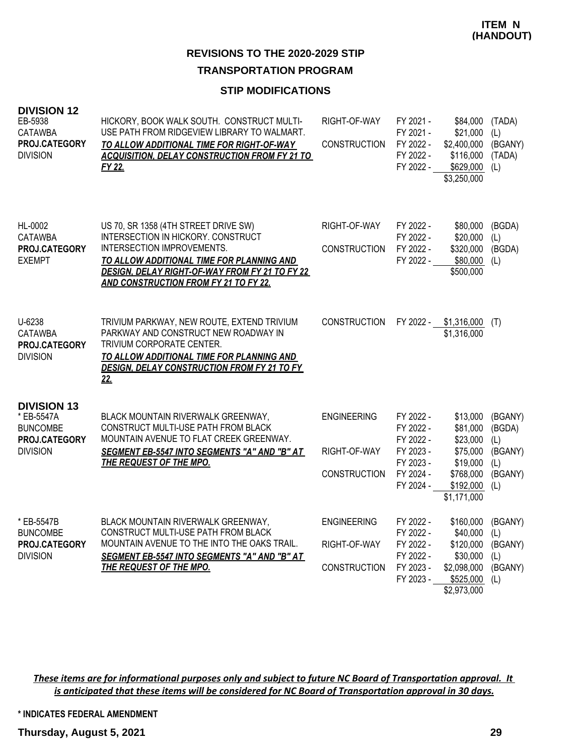**ITEM N (HANDOUT)**

## REVISIONS TO THE 2020-2029 STIP

## TRANSPORTATION PROGRAM

### STIP MODIFICATIONS

### DIVISION 12

| Project | Description | Phase | FY | Amount | Source |
|---|---|---|---|---|---|
| EB-5938<br>CATAWBA<br>**PROJ.CATEGORY**<br>DIVISION | HICKORY, BOOK WALK SOUTH. CONSTRUCT MULTI-USE PATH FROM RIDGEVIEW LIBRARY TO WALMART.<br>***TO ALLOW ADDITIONAL TIME FOR RIGHT-OF-WAY ACQUISITION, DELAY CONSTRUCTION FROM FY 21 TO FY 22.*** | RIGHT-OF-WAY | FY 2021 - | $84,000 | (TADA) |
| | | | FY 2021 - | $21,000 | (L) |
| | | CONSTRUCTION | FY 2022 - | $2,400,000 | (BGANY) |
| | | | FY 2022 - | $116,000 | (TADA) |
| | | | FY 2022 - | $629,000 | (L) |
| | | | | $3,250,000 | |
| HL-0002<br>CATAWBA<br>**PROJ.CATEGORY**<br>EXEMPT | US 70, SR 1358 (4TH STREET DRIVE SW) INTERSECTION IN HICKORY. CONSTRUCT INTERSECTION IMPROVEMENTS.<br>***TO ALLOW ADDITIONAL TIME FOR PLANNING AND DESIGN, DELAY RIGHT-OF-WAY FROM FY 21 TO FY 22 AND CONSTRUCTION FROM FY 21 TO FY 22.*** | RIGHT-OF-WAY | FY 2022 - | $80,000 | (BGDA) |
| | | | FY 2022 - | $20,000 | (L) |
| | | CONSTRUCTION | FY 2022 - | $320,000 | (BGDA) |
| | | | FY 2022 - | $80,000 | (L) |
| | | | | $500,000 | |
| U-6238<br>CATAWBA<br>**PROJ.CATEGORY**<br>DIVISION | TRIVIUM PARKWAY, NEW ROUTE, EXTEND TRIVIUM PARKWAY AND CONSTRUCT NEW ROADWAY IN TRIVIUM CORPORATE CENTER.<br>***TO ALLOW ADDITIONAL TIME FOR PLANNING AND DESIGN, DELAY CONSTRUCTION FROM FY 21 TO FY 22.*** | CONSTRUCTION | FY 2022 - | $1,316,000 | (T) |
| | | | | $1,316,000 | |

### DIVISION 13

| Project | Description | Phase | FY | Amount | Source |
|---|---|---|---|---|---|
| * EB-5547A<br>BUNCOMBE<br>**PROJ.CATEGORY**<br>DIVISION | BLACK MOUNTAIN RIVERWALK GREENWAY, CONSTRUCT MULTI-USE PATH FROM BLACK MOUNTAIN AVENUE TO FLAT CREEK GREENWAY.<br>***SEGMENT EB-5547 INTO SEGMENTS "A" AND "B" AT THE REQUEST OF THE MPO.*** | ENGINEERING | FY 2022 - | $13,000 | (BGANY) |
| | | | FY 2022 - | $81,000 | (BGDA) |
| | | | FY 2022 - | $23,000 | (L) |
| | | RIGHT-OF-WAY | FY 2023 - | $75,000 | (BGANY) |
| | | | FY 2023 - | $19,000 | (L) |
| | | CONSTRUCTION | FY 2024 - | $768,000 | (BGANY) |
| | | | FY 2024 - | $192,000 | (L) |
| | | | | $1,171,000 | |
| * EB-5547B<br>BUNCOMBE<br>**PROJ.CATEGORY**<br>DIVISION | BLACK MOUNTAIN RIVERWALK GREENWAY, CONSTRUCT MULTI-USE PATH FROM BLACK MOUNTAIN AVENUE TO THE INTO THE OAKS TRAIL.<br>***SEGMENT EB-5547 INTO SEGMENTS "A" AND "B" AT THE REQUEST OF THE MPO.*** | ENGINEERING | FY 2022 - | $160,000 | (BGANY) |
| | | | FY 2022 - | $40,000 | (L) |
| | | RIGHT-OF-WAY | FY 2022 - | $120,000 | (BGANY) |
| | | | FY 2022 - | $30,000 | (L) |
| | | CONSTRUCTION | FY 2023 - | $2,098,000 | (BGANY) |
| | | | FY 2023 - | $525,000 | (L) |
| | | | | $2,973,000 | |

***These items are for informational purposes only and subject to future NC Board of Transportation approval. It is anticipated that these items will be considered for NC Board of Transportation approval in 30 days.***

**\* INDICATES FEDERAL AMENDMENT**

**Thursday, August 5, 2021**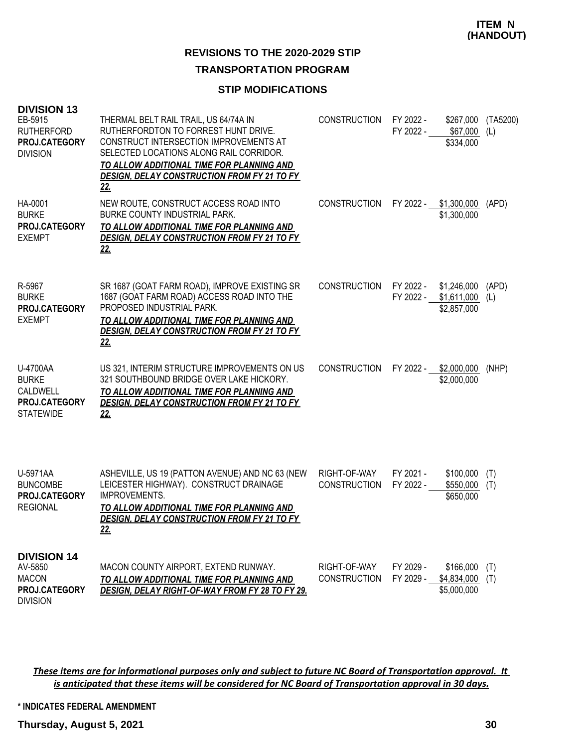**ITEM N (HANDOUT)**

## REVISIONS TO THE 2020-2029 STIP

## TRANSPORTATION PROGRAM

### STIP MODIFICATIONS

### DIVISION 13

| Project | Description | Phase | FY | Amount | Fund |
|---|---|---|---|---|---|
| EB-5915<br>RUTHERFORD<br>**PROJ.CATEGORY**<br>DIVISION | THERMAL BELT RAIL TRAIL, US 64/74A IN RUTHERFORDTON TO FORREST HUNT DRIVE. CONSTRUCT INTERSECTION IMPROVEMENTS AT SELECTED LOCATIONS ALONG RAIL CORRIDOR.<br>***TO ALLOW ADDITIONAL TIME FOR PLANNING AND DESIGN, DELAY CONSTRUCTION FROM FY 21 TO FY 22.*** | CONSTRUCTION<br><br> | FY 2022 -<br>FY 2022 -<br> | \$267,000<br>\$67,000<br>\$334,000 | (TA5200)<br>(L)<br> |
| HA-0001<br>BURKE<br>**PROJ.CATEGORY**<br>EXEMPT | NEW ROUTE, CONSTRUCT ACCESS ROAD INTO BURKE COUNTY INDUSTRIAL PARK.<br>***TO ALLOW ADDITIONAL TIME FOR PLANNING AND DESIGN, DELAY CONSTRUCTION FROM FY 21 TO FY 22.*** | CONSTRUCTION | FY 2022 - | \$1,300,000<br>\$1,300,000 | (APD) |
| R-5967<br>BURKE<br>**PROJ.CATEGORY**<br>EXEMPT | SR 1687 (GOAT FARM ROAD), IMPROVE EXISTING SR 1687 (GOAT FARM ROAD) ACCESS ROAD INTO THE PROPOSED INDUSTRIAL PARK.<br>***TO ALLOW ADDITIONAL TIME FOR PLANNING AND DESIGN, DELAY CONSTRUCTION FROM FY 21 TO FY 22.*** | CONSTRUCTION | FY 2022 -<br>FY 2022 - | \$1,246,000<br>\$1,611,000<br>\$2,857,000 | (APD)<br>(L) |
| U-4700AA<br>BURKE<br>CALDWELL<br>**PROJ.CATEGORY**<br>STATEWIDE | US 321, INTERIM STRUCTURE IMPROVEMENTS ON US 321 SOUTHBOUND BRIDGE OVER LAKE HICKORY.<br>***TO ALLOW ADDITIONAL TIME FOR PLANNING AND DESIGN, DELAY CONSTRUCTION FROM FY 21 TO FY 22.*** | CONSTRUCTION | FY 2022 - | \$2,000,000<br>\$2,000,000 | (NHP) |
| U-5971AA<br>BUNCOMBE<br>**PROJ.CATEGORY**<br>REGIONAL | ASHEVILLE, US 19 (PATTON AVENUE) AND NC 63 (NEW LEICESTER HIGHWAY). CONSTRUCT DRAINAGE IMPROVEMENTS.<br>***TO ALLOW ADDITIONAL TIME FOR PLANNING AND DESIGN, DELAY CONSTRUCTION FROM FY 21 TO FY 22.*** | RIGHT-OF-WAY<br>CONSTRUCTION | FY 2021 -<br>FY 2022 - | \$100,000<br>\$550,000<br>\$650,000 | (T)<br>(T) |

### DIVISION 14

| Project | Description | Phase | FY | Amount | Fund |
|---|---|---|---|---|---|
| AV-5850<br>MACON<br>**PROJ.CATEGORY**<br>DIVISION | MACON COUNTY AIRPORT, EXTEND RUNWAY.<br>***TO ALLOW ADDITIONAL TIME FOR PLANNING AND DESIGN, DELAY RIGHT-OF-WAY FROM FY 28 TO FY 29.*** | RIGHT-OF-WAY<br>CONSTRUCTION | FY 2029 -<br>FY 2029 - | \$166,000<br>\$4,834,000<br>\$5,000,000 | (T)<br>(T) |

***These items are for informational purposes only and subject to future NC Board of Transportation approval. It is anticipated that these items will be considered for NC Board of Transportation approval in 30 days.***

**\* INDICATES FEDERAL AMENDMENT**

**Thursday, August 5, 2021**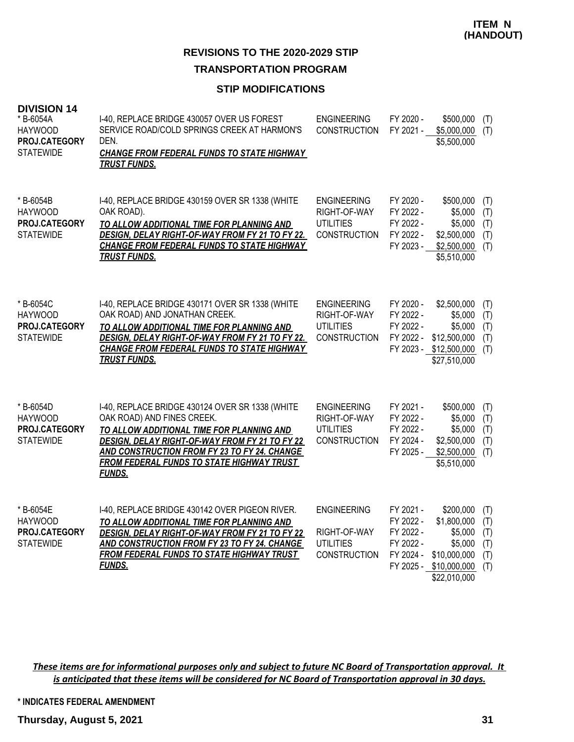**ITEM N (HANDOUT)**

## REVISIONS TO THE 2020-2029 STIP

## TRANSPORTATION PROGRAM

### STIP MODIFICATIONS

**DIVISION 14**

| Project | Description | Phase | Fiscal Year | Amount | Source |
|---|---|---|---|---|---|
| * B-6054A<br>HAYWOOD<br>**PROJ.CATEGORY**<br>STATEWIDE | I-40, REPLACE BRIDGE 430057 OVER US FOREST SERVICE ROAD/COLD SPRINGS CREEK AT HARMON'S DEN.<br>***CHANGE FROM FEDERAL FUNDS TO STATE HIGHWAY TRUST FUNDS.*** | ENGINEERING<br>CONSTRUCTION | FY 2020 -<br>FY 2021 - | \$500,000<br>\$5,000,000<br>\$5,500,000 | (T)<br>(T) |
| * B-6054B<br>HAYWOOD<br>**PROJ.CATEGORY**<br>STATEWIDE | I-40, REPLACE BRIDGE 430159 OVER SR 1338 (WHITE OAK ROAD).<br>***TO ALLOW ADDITIONAL TIME FOR PLANNING AND DESIGN, DELAY RIGHT-OF-WAY FROM FY 21 TO FY 22. CHANGE FROM FEDERAL FUNDS TO STATE HIGHWAY TRUST FUNDS.*** | ENGINEERING<br>RIGHT-OF-WAY<br>UTILITIES<br>CONSTRUCTION | FY 2020 -<br>FY 2022 -<br>FY 2022 -<br>FY 2022 -<br>FY 2023 - | \$500,000<br>\$5,000<br>\$5,000<br>\$2,500,000<br>\$2,500,000<br>\$5,510,000 | (T)<br>(T)<br>(T)<br>(T)<br>(T) |
| * B-6054C<br>HAYWOOD<br>**PROJ.CATEGORY**<br>STATEWIDE | I-40, REPLACE BRIDGE 430171 OVER SR 1338 (WHITE OAK ROAD) AND JONATHAN CREEK.<br>***TO ALLOW ADDITIONAL TIME FOR PLANNING AND DESIGN, DELAY RIGHT-OF-WAY FROM FY 21 TO FY 22. CHANGE FROM FEDERAL FUNDS TO STATE HIGHWAY TRUST FUNDS.*** | ENGINEERING<br>RIGHT-OF-WAY<br>UTILITIES<br>CONSTRUCTION | FY 2020 -<br>FY 2022 -<br>FY 2022 -<br>FY 2022 -<br>FY 2023 - | \$2,500,000<br>\$5,000<br>\$5,000<br>\$12,500,000<br>\$12,500,000<br>\$27,510,000 | (T)<br>(T)<br>(T)<br>(T)<br>(T) |
| * B-6054D<br>HAYWOOD<br>**PROJ.CATEGORY**<br>STATEWIDE | I-40, REPLACE BRIDGE 430124 OVER SR 1338 (WHITE OAK ROAD) AND FINES CREEK.<br>***TO ALLOW ADDITIONAL TIME FOR PLANNING AND DESIGN, DELAY RIGHT-OF-WAY FROM FY 21 TO FY 22 AND CONSTRUCTION FROM FY 23 TO FY 24. CHANGE FROM FEDERAL FUNDS TO STATE HIGHWAY TRUST FUNDS.*** | ENGINEERING<br>RIGHT-OF-WAY<br>UTILITIES<br>CONSTRUCTION | FY 2021 -<br>FY 2022 -<br>FY 2022 -<br>FY 2024 -<br>FY 2025 - | \$500,000<br>\$5,000<br>\$5,000<br>\$2,500,000<br>\$2,500,000<br>\$5,510,000 | (T)<br>(T)<br>(T)<br>(T)<br>(T) |
| * B-6054E<br>HAYWOOD<br>**PROJ.CATEGORY**<br>STATEWIDE | I-40, REPLACE BRIDGE 430142 OVER PIGEON RIVER.<br>***TO ALLOW ADDITIONAL TIME FOR PLANNING AND DESIGN, DELAY RIGHT-OF-WAY FROM FY 21 TO FY 22 AND CONSTRUCTION FROM FY 23 TO FY 24. CHANGE FROM FEDERAL FUNDS TO STATE HIGHWAY TRUST FUNDS.*** | ENGINEERING<br><br>RIGHT-OF-WAY<br>UTILITIES<br>CONSTRUCTION | FY 2021 -<br>FY 2022 -<br>FY 2022 -<br>FY 2022 -<br>FY 2024 -<br>FY 2025 - | \$200,000<br>\$1,800,000<br>\$5,000<br>\$5,000<br>\$10,000,000<br>\$10,000,000<br>\$22,010,000 | (T)<br>(T)<br>(T)<br>(T)<br>(T)<br>(T) |

***These items are for informational purposes only and subject to future NC Board of Transportation approval. It is anticipated that these items will be considered for NC Board of Transportation approval in 30 days.***

**\* INDICATES FEDERAL AMENDMENT**

**Thursday, August 5, 2021**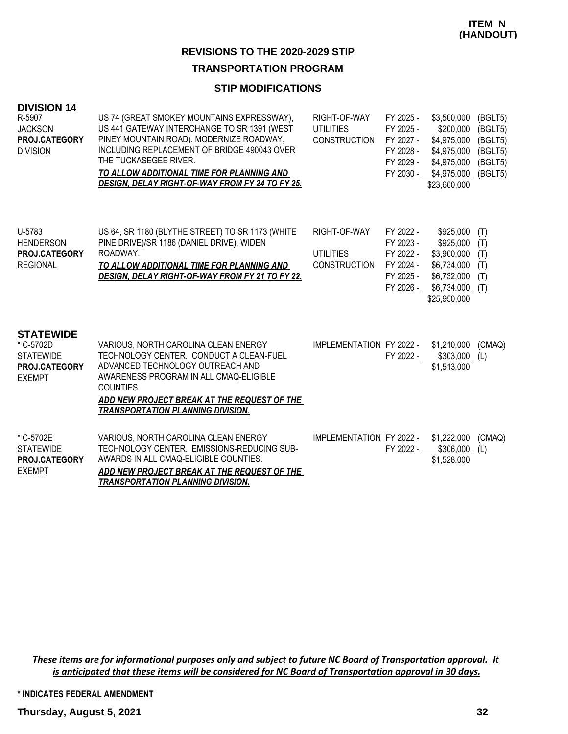**ITEM N (HANDOUT)**

## REVISIONS TO THE 2020-2029 STIP

## TRANSPORTATION PROGRAM

### STIP MODIFICATIONS

### DIVISION 14

| Project | Description | Work Type | Fiscal Year | Amount | Fund |
|---|---|---|---|---|---|
| R-5907<br>JACKSON<br>**PROJ.CATEGORY**<br>DIVISION | US 74 (GREAT SMOKEY MOUNTAINS EXPRESSWAY), US 441 GATEWAY INTERCHANGE TO SR 1391 (WEST PINEY MOUNTAIN ROAD). MODERNIZE ROADWAY, INCLUDING REPLACEMENT OF BRIDGE 490043 OVER THE TUCKASEGEE RIVER.<br>***TO ALLOW ADDITIONAL TIME FOR PLANNING AND DESIGN, DELAY RIGHT-OF-WAY FROM FY 24 TO FY 25.*** | RIGHT-OF-WAY | FY 2025 - | $3,500,000 | (BGLT5) |
| | | UTILITIES | FY 2025 - | $200,000 | (BGLT5) |
| | | CONSTRUCTION | FY 2027 - | $4,975,000 | (BGLT5) |
| | | | FY 2028 - | $4,975,000 | (BGLT5) |
| | | | FY 2029 - | $4,975,000 | (BGLT5) |
| | | | FY 2030 - | $4,975,000 | (BGLT5) |
| | | | | $23,600,000 | |
| U-5783<br>HENDERSON<br>**PROJ.CATEGORY**<br>REGIONAL | US 64, SR 1180 (BLYTHE STREET) TO SR 1173 (WHITE PINE DRIVE)/SR 1186 (DANIEL DRIVE). WIDEN ROADWAY.<br>***TO ALLOW ADDITIONAL TIME FOR PLANNING AND DESIGN, DELAY RIGHT-OF-WAY FROM FY 21 TO FY 22.*** | RIGHT-OF-WAY | FY 2022 - | $925,000 | (T) |
| | | | FY 2023 - | $925,000 | (T) |
| | | UTILITIES | FY 2022 - | $3,900,000 | (T) |
| | | CONSTRUCTION | FY 2024 - | $6,734,000 | (T) |
| | | | FY 2025 - | $6,732,000 | (T) |
| | | | FY 2026 - | $6,734,000 | (T) |
| | | | | $25,950,000 | |

### STATEWIDE

| Project | Description | Work Type | Fiscal Year | Amount | Fund |
|---|---|---|---|---|---|
| * C-5702D<br>STATEWIDE<br>**PROJ.CATEGORY**<br>EXEMPT | VARIOUS, NORTH CAROLINA CLEAN ENERGY TECHNOLOGY CENTER. CONDUCT A CLEAN-FUEL ADVANCED TECHNOLOGY OUTREACH AND AWARENESS PROGRAM IN ALL CMAQ-ELIGIBLE COUNTIES.<br>***ADD NEW PROJECT BREAK AT THE REQUEST OF THE TRANSPORTATION PLANNING DIVISION.*** | IMPLEMENTATION | FY 2022 - | $1,210,000 | (CMAQ) |
| | | | FY 2022 - | $303,000 | (L) |
| | | | | $1,513,000 | |
| * C-5702E<br>STATEWIDE<br>**PROJ.CATEGORY**<br>EXEMPT | VARIOUS, NORTH CAROLINA CLEAN ENERGY TECHNOLOGY CENTER. EMISSIONS-REDUCING SUB-AWARDS IN ALL CMAQ-ELIGIBLE COUNTIES.<br>***ADD NEW PROJECT BREAK AT THE REQUEST OF THE TRANSPORTATION PLANNING DIVISION.*** | IMPLEMENTATION | FY 2022 - | $1,222,000 | (CMAQ) |
| | | | FY 2022 - | $306,000 | (L) |
| | | | | $1,528,000 | |

***These items are for informational purposes only and subject to future NC Board of Transportation approval. It is anticipated that these items will be considered for NC Board of Transportation approval in 30 days.***

**\* INDICATES FEDERAL AMENDMENT**

**Thursday, August 5, 2021**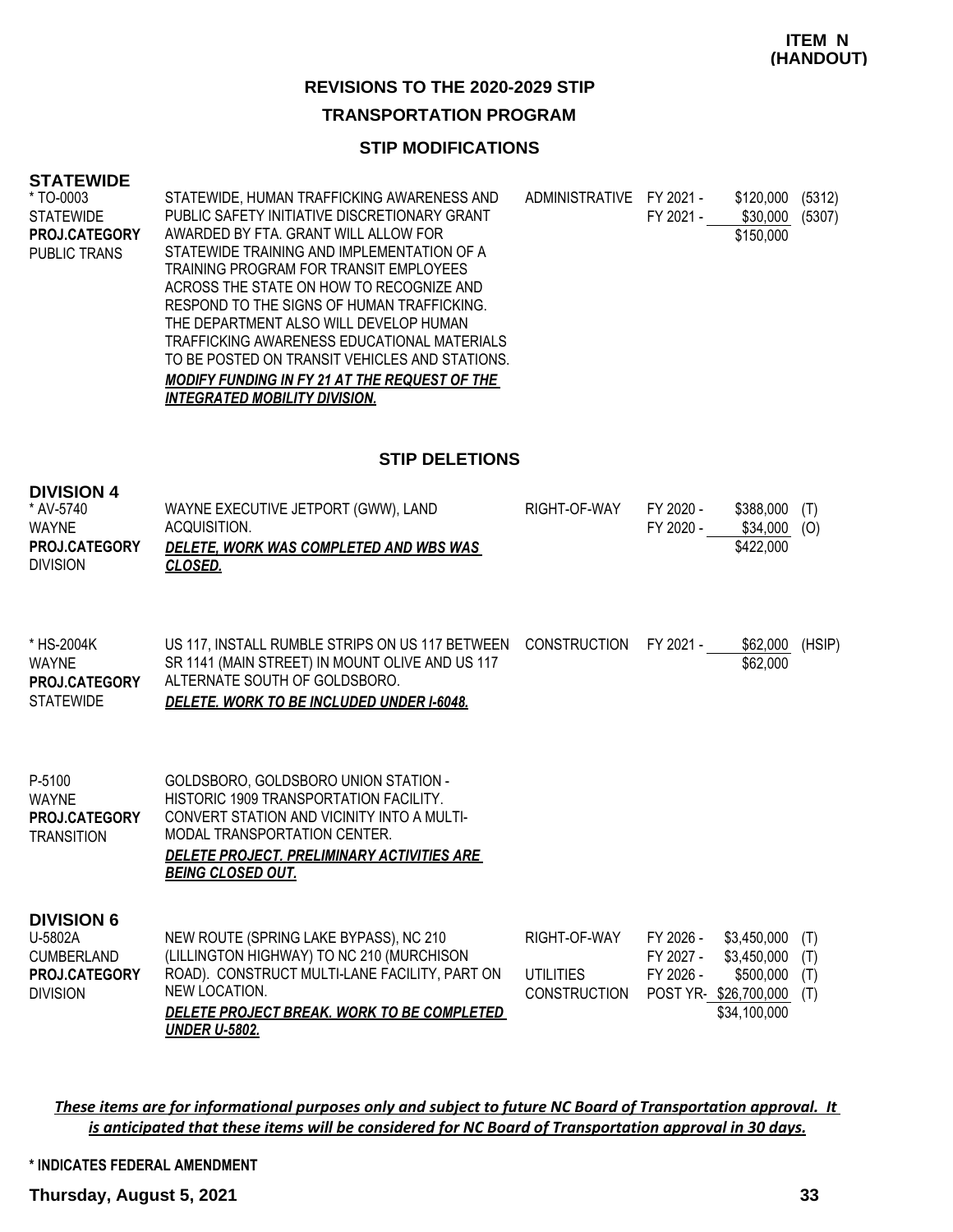**ITEM N (HANDOUT)**

## REVISIONS TO THE 2020-2029 STIP

## TRANSPORTATION PROGRAM

### STIP MODIFICATIONS

**STATEWIDE**

| Project | Description | Work Type | Fiscal Year | Amount | Funding |
|---|---|---|---|---|---|
| * TO-0003<br>STATEWIDE<br>**PROJ.CATEGORY**<br>PUBLIC TRANS | STATEWIDE, HUMAN TRAFFICKING AWARENESS AND PUBLIC SAFETY INITIATIVE DISCRETIONARY GRANT AWARDED BY FTA. GRANT WILL ALLOW FOR STATEWIDE TRAINING AND IMPLEMENTATION OF A TRAINING PROGRAM FOR TRANSIT EMPLOYEES ACROSS THE STATE ON HOW TO RECOGNIZE AND RESPOND TO THE SIGNS OF HUMAN TRAFFICKING. THE DEPARTMENT ALSO WILL DEVELOP HUMAN TRAFFICKING AWARENESS EDUCATIONAL MATERIALS TO BE POSTED ON TRANSIT VEHICLES AND STATIONS.<br>***MODIFY FUNDING IN FY 21 AT THE REQUEST OF THE INTEGRATED MOBILITY DIVISION.*** | ADMINISTRATIVE | FY 2021 -<br>FY 2021 - | $120,000<br>$30,000<br>$150,000 | (5312)<br>(5307) |

### STIP DELETIONS

**DIVISION 4**

| Project | Description | Work Type | Fiscal Year | Amount | Funding |
|---|---|---|---|---|---|
| * AV-5740<br>WAYNE<br>**PROJ.CATEGORY**<br>DIVISION | WAYNE EXECUTIVE JETPORT (GWW), LAND ACQUISITION.<br>***DELETE, WORK WAS COMPLETED AND WBS WAS CLOSED.*** | RIGHT-OF-WAY | FY 2020 -<br>FY 2020 - | $388,000<br>$34,000<br>$422,000 | (T)<br>(O) |
| * HS-2004K<br>WAYNE<br>**PROJ.CATEGORY**<br>STATEWIDE | US 117, INSTALL RUMBLE STRIPS ON US 117 BETWEEN SR 1141 (MAIN STREET) IN MOUNT OLIVE AND US 117 ALTERNATE SOUTH OF GOLDSBORO.<br>***DELETE. WORK TO BE INCLUDED UNDER I-6048.*** | CONSTRUCTION | FY 2021 - | $62,000<br>$62,000 | (HSIP) |
| P-5100<br>WAYNE<br>**PROJ.CATEGORY**<br>TRANSITION | GOLDSBORO, GOLDSBORO UNION STATION - HISTORIC 1909 TRANSPORTATION FACILITY. CONVERT STATION AND VICINITY INTO A MULTI-MODAL TRANSPORTATION CENTER.<br>***DELETE PROJECT. PRELIMINARY ACTIVITIES ARE BEING CLOSED OUT.*** | | | | |

**DIVISION 6**

| Project | Description | Work Type | Fiscal Year | Amount | Funding |
|---|---|---|---|---|---|
| U-5802A<br>CUMBERLAND<br>**PROJ.CATEGORY**<br>DIVISION | NEW ROUTE (SPRING LAKE BYPASS), NC 210 (LILLINGTON HIGHWAY) TO NC 210 (MURCHISON ROAD). CONSTRUCT MULTI-LANE FACILITY, PART ON NEW LOCATION.<br>***DELETE PROJECT BREAK. WORK TO BE COMPLETED UNDER U-5802.*** | RIGHT-OF-WAY<br><br>UTILITIES<br>CONSTRUCTION | FY 2026 -<br>FY 2027 -<br>FY 2026 -<br>POST YR- | $3,450,000<br>$3,450,000<br>$500,000<br>$26,700,000<br>$34,100,000 | (T)<br>(T)<br>(T)<br>(T) |

***These items are for informational purposes only and subject to future NC Board of Transportation approval. It is anticipated that these items will be considered for NC Board of Transportation approval in 30 days.***

**\* INDICATES FEDERAL AMENDMENT**

**Thursday, August 5, 2021**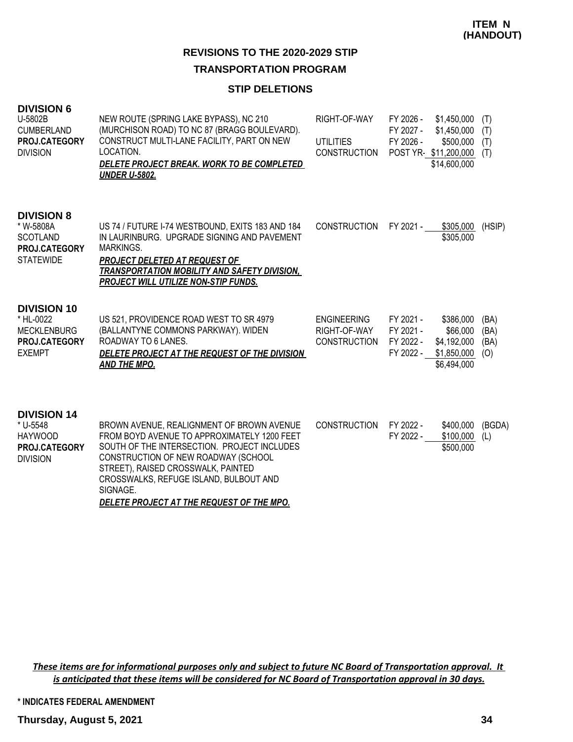**ITEM N (HANDOUT)**

## REVISIONS TO THE 2020-2029 STIP

## TRANSPORTATION PROGRAM

### STIP DELETIONS

### DIVISION 6

| | | | | | |
|---|---|---|---|---|---|
| U-5802B<br>CUMBERLAND<br>**PROJ.CATEGORY**<br>DIVISION | NEW ROUTE (SPRING LAKE BYPASS), NC 210 (MURCHISON ROAD) TO NC 87 (BRAGG BOULEVARD). CONSTRUCT MULTI-LANE FACILITY, PART ON NEW LOCATION.<br>***DELETE PROJECT BREAK. WORK TO BE COMPLETED UNDER U-5802.*** | RIGHT-OF-WAY<br><br>UTILITIES<br>CONSTRUCTION | FY 2026 -<br>FY 2027 -<br>FY 2026 -<br>POST YR- | $1,450,000<br>$1,450,000<br>$500,000<br>$11,200,000<br>$14,600,000 | (T)<br>(T)<br>(T)<br>(T) |

### DIVISION 8

| | | | | | |
|---|---|---|---|---|---|
| * W-5808A<br>SCOTLAND<br>**PROJ.CATEGORY**<br>STATEWIDE | US 74 / FUTURE I-74 WESTBOUND, EXITS 183 AND 184 IN LAURINBURG. UPGRADE SIGNING AND PAVEMENT MARKINGS.<br>***PROJECT DELETED AT REQUEST OF TRANSPORTATION MOBILITY AND SAFETY DIVISION, PROJECT WILL UTILIZE NON-STIP FUNDS.*** | CONSTRUCTION | FY 2021 - | $305,000<br>$305,000 | (HSIP) |

### DIVISION 10

| | | | | | |
|---|---|---|---|---|---|
| * HL-0022<br>MECKLENBURG<br>**PROJ.CATEGORY**<br>EXEMPT | US 521, PROVIDENCE ROAD WEST TO SR 4979 (BALLANTYNE COMMONS PARKWAY). WIDEN ROADWAY TO 6 LANES.<br>***DELETE PROJECT AT THE REQUEST OF THE DIVISION AND THE MPO.*** | ENGINEERING<br>RIGHT-OF-WAY<br>CONSTRUCTION | FY 2021 -<br>FY 2021 -<br>FY 2022 -<br>FY 2022 - | $386,000<br>$66,000<br>$4,192,000<br>$1,850,000<br>$6,494,000 | (BA)<br>(BA)<br>(BA)<br>(O) |

### DIVISION 14

| | | | | | |
|---|---|---|---|---|---|
| * U-5548<br>HAYWOOD<br>**PROJ.CATEGORY**<br>DIVISION | BROWN AVENUE, REALIGNMENT OF BROWN AVENUE FROM BOYD AVENUE TO APPROXIMATELY 1200 FEET SOUTH OF THE INTERSECTION. PROJECT INCLUDES CONSTRUCTION OF NEW ROADWAY (SCHOOL STREET), RAISED CROSSWALK, PAINTED CROSSWALKS, REFUGE ISLAND, BULBOUT AND SIGNAGE.<br>***DELETE PROJECT AT THE REQUEST OF THE MPO.*** | CONSTRUCTION | FY 2022 -<br>FY 2022 - | $400,000<br>$100,000<br>$500,000 | (BGDA)<br>(L) |

***These items are for informational purposes only and subject to future NC Board of Transportation approval. It is anticipated that these items will be considered for NC Board of Transportation approval in 30 days.***

\* INDICATES FEDERAL AMENDMENT

**Thursday, August 5, 2021**